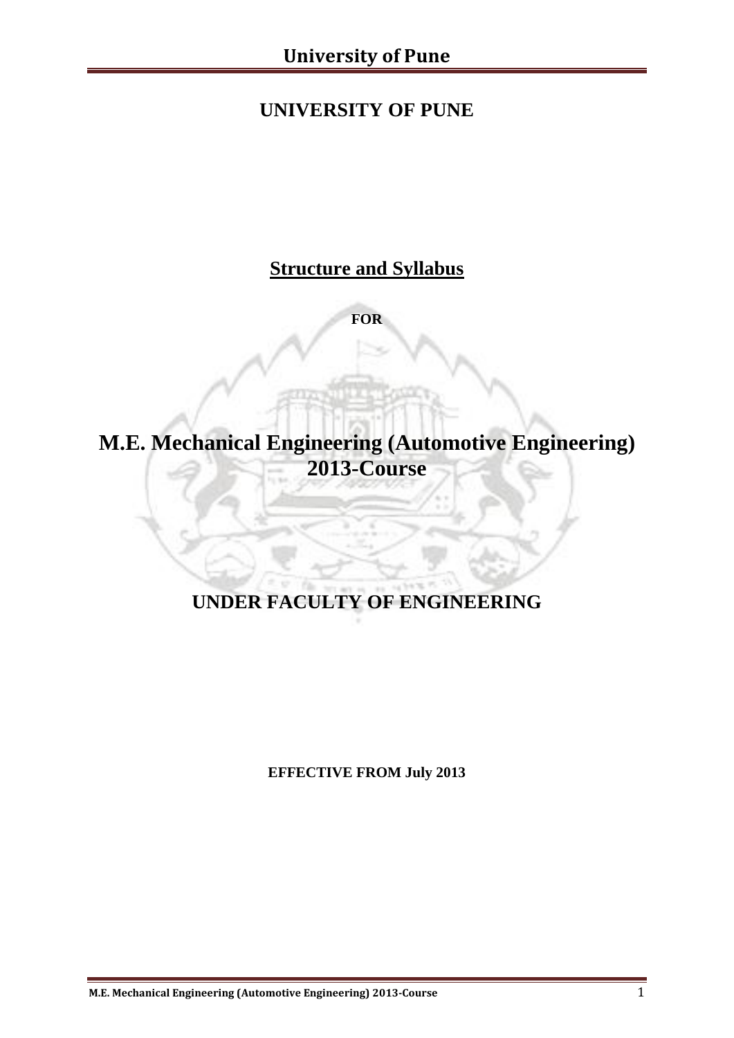# UNIVERSITY OF PUNE

## Structure and Syllabus

**FOR**

# M.E. Mechanical Engineering (Automotive Engineering) 2013-Course

## UNDER FACULTY OF ENGINEERING

**EFFECTIVE FROM July 2013**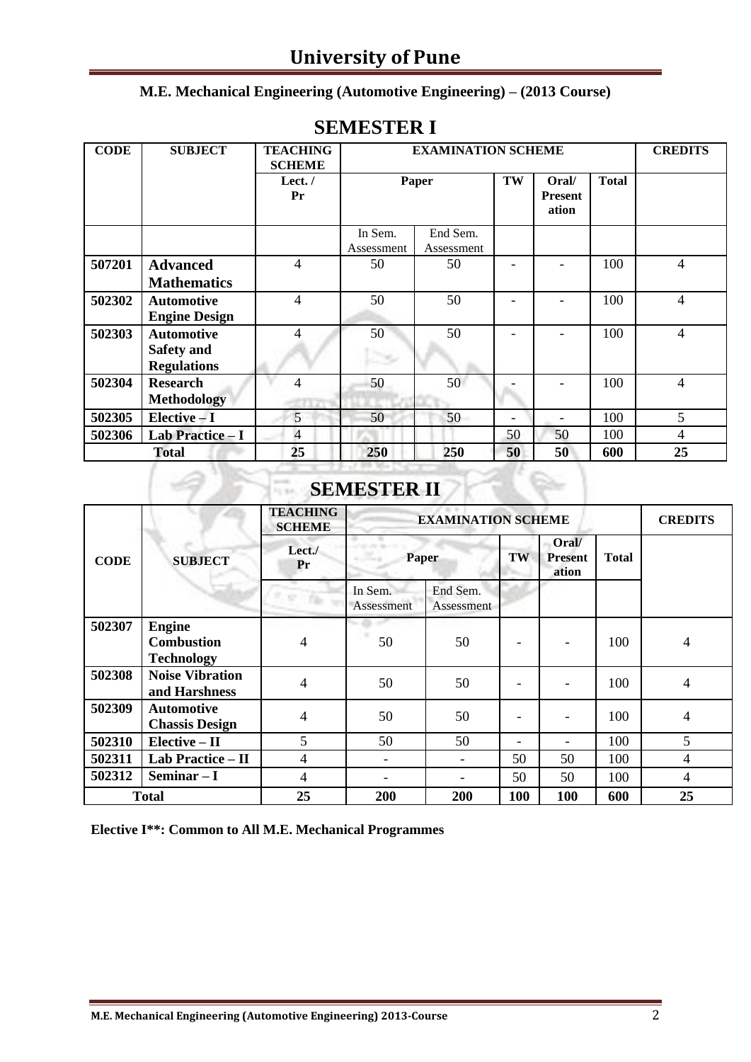# University of Pune

**M.E. Mechanical Engineering (Automotive Engineering) – (2013 Course)**

## SEMESTER I

| CODE | SUBJECT | TEACHING SCHEME | EXAMINATION SCHEME | | | | | CREDITS |
|---|---|---|---|---|---|---|---|---|
| | | Lect. / Pr | Paper | | TW | Oral/ Presentation | Total | |
| | | | In Sem. Assessment | End Sem. Assessment | | | | |
| 507201 | **Advanced Mathematics** | 4 | 50 | 50 | - | - | 100 | 4 |
| 502302 | **Automotive Engine Design** | 4 | 50 | 50 | - | - | 100 | 4 |
| 502303 | **Automotive Safety and Regulations** | 4 | 50 | 50 | - | - | 100 | 4 |
| 502304 | **Research Methodology** | 4 | 50 | 50 | - | - | 100 | 4 |
| 502305 | **Elective – I** | 5 | 50 | 50 | - | - | 100 | 5 |
| 502306 | **Lab Practice – I** | 4 | | | 50 | 50 | 100 | 4 |
| **Total** | | **25** | **250** | **250** | **50** | **50** | **600** | **25** |

## SEMESTER II

| CODE | SUBJECT | TEACHING SCHEME | EXAMINATION SCHEME | | | | | CREDITS |
|---|---|---|---|---|---|---|---|---|
| | | Lect./ Pr | Paper | | TW | Oral/ Presentation | Total | |
| | | | In Sem. Assessment | End Sem. Assessment | | | | |
| 502307 | **Engine Combustion Technology** | 4 | 50 | 50 | - | - | 100 | 4 |
| 502308 | **Noise Vibration and Harshness** | 4 | 50 | 50 | - | - | 100 | 4 |
| 502309 | **Automotive Chassis Design** | 4 | 50 | 50 | - | - | 100 | 4 |
| 502310 | **Elective – II** | 5 | 50 | 50 | - | - | 100 | 5 |
| 502311 | **Lab Practice – II** | 4 | - | - | 50 | 50 | 100 | 4 |
| 502312 | **Seminar – I** | 4 | - | - | 50 | 50 | 100 | 4 |
| **Total** | | **25** | **200** | **200** | **100** | **100** | **600** | **25** |

**Elective I**: Common to All M.E. Mechanical Programmes**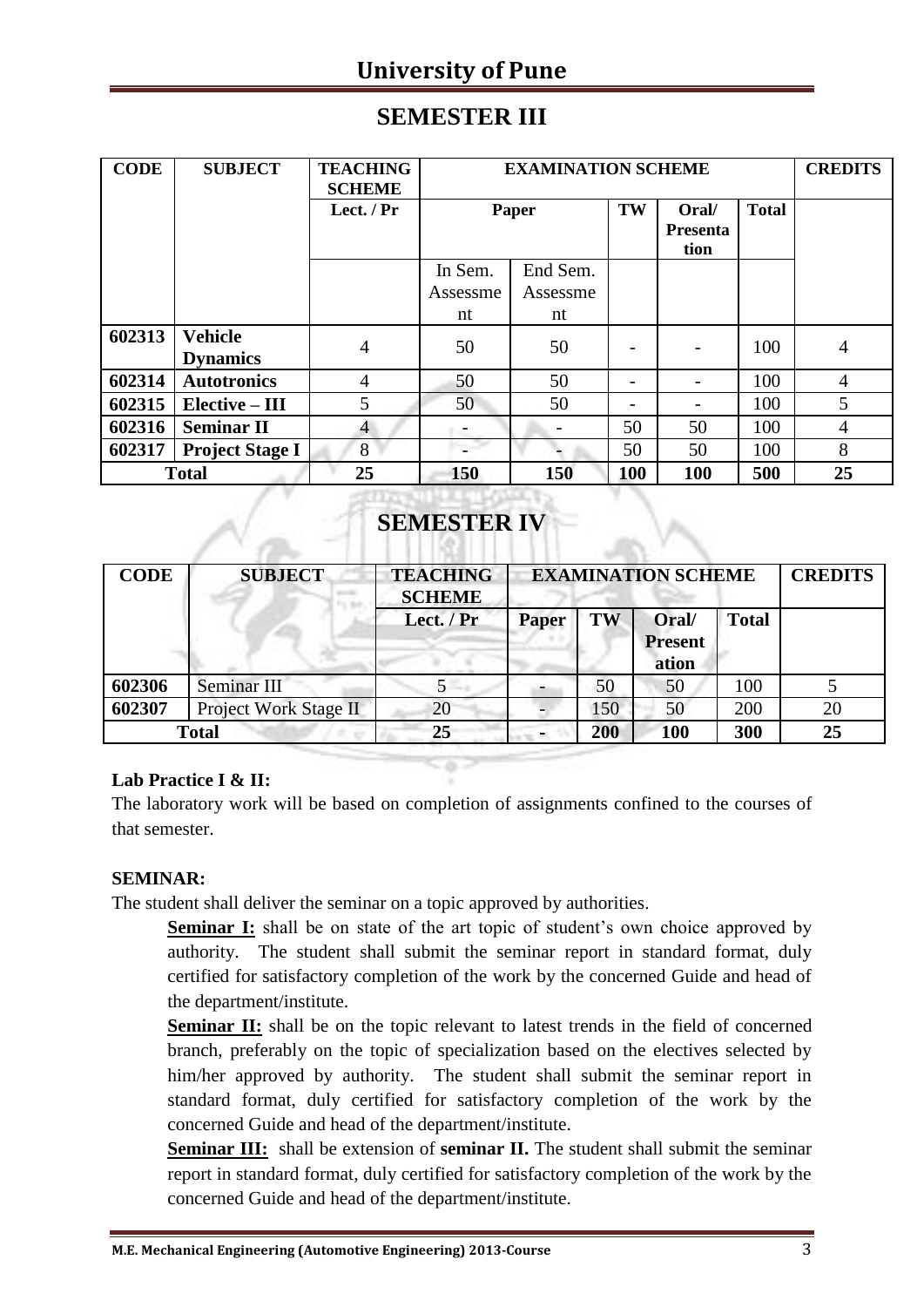## SEMESTER III

| CODE | SUBJECT | TEACHING SCHEME | EXAMINATION SCHEME | | | | | CREDITS |
|---|---|---|---|---|---|---|---|---|
| | | Lect. / Pr | Paper | | TW | Oral/ Presentation | Total | |
| | | | In Sem. Assessment | End Sem. Assessment | | | | |
| 602313 | **Vehicle Dynamics** | 4 | 50 | 50 | - | - | 100 | 4 |
| 602314 | **Autotronics** | 4 | 50 | 50 | - | - | 100 | 4 |
| 602315 | **Elective – III** | 5 | 50 | 50 | - | - | 100 | 5 |
| 602316 | **Seminar II** | 4 | - | - | 50 | 50 | 100 | 4 |
| 602317 | **Project Stage I** | 8 | - | - | 50 | 50 | 100 | 8 |
| **Total** | | **25** | **150** | **150** | **100** | **100** | **500** | **25** |

## SEMESTER IV

| CODE | SUBJECT | TEACHING SCHEME | EXAMINATION SCHEME | | | | CREDITS |
|---|---|---|---|---|---|---|---|
| | | Lect. / Pr | Paper | TW | Oral/ Presentation | Total | |
| 602306 | Seminar III | 5 | - | 50 | 50 | 100 | 5 |
| 602307 | Project Work Stage II | 20 | - | 150 | 50 | 200 | 20 |
| **Total** | | **25** | **-** | **200** | **100** | **300** | **25** |

**Lab Practice I & II:**

The laboratory work will be based on completion of assignments confined to the courses of that semester.

**SEMINAR:**

The student shall deliver the seminar on a topic approved by authorities.

**Seminar I:** shall be on state of the art topic of student's own choice approved by authority. The student shall submit the seminar report in standard format, duly certified for satisfactory completion of the work by the concerned Guide and head of the department/institute.

**Seminar II:** shall be on the topic relevant to latest trends in the field of concerned branch, preferably on the topic of specialization based on the electives selected by him/her approved by authority. The student shall submit the seminar report in standard format, duly certified for satisfactory completion of the work by the concerned Guide and head of the department/institute.

**Seminar III:** shall be extension of **seminar II.** The student shall submit the seminar report in standard format, duly certified for satisfactory completion of the work by the concerned Guide and head of the department/institute.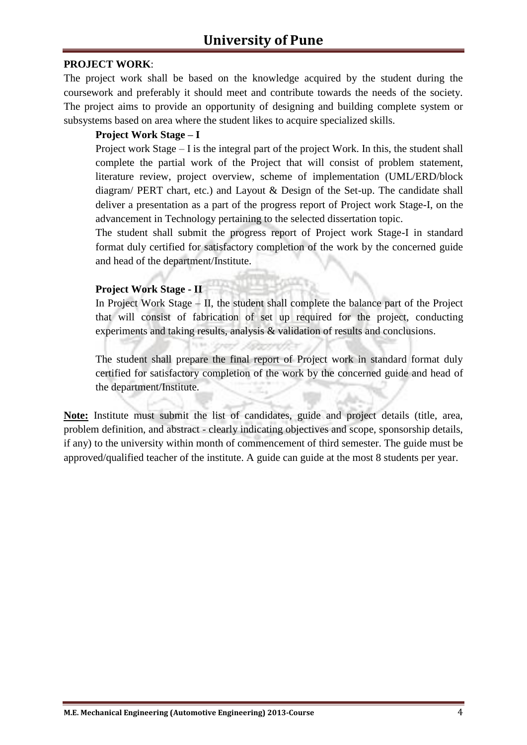**PROJECT WORK**:

The project work shall be based on the knowledge acquired by the student during the coursework and preferably it should meet and contribute towards the needs of the society. The project aims to provide an opportunity of designing and building complete system or subsystems based on area where the student likes to acquire specialized skills.

**Project Work Stage – I**

Project work Stage – I is the integral part of the project Work. In this, the student shall complete the partial work of the Project that will consist of problem statement, literature review, project overview, scheme of implementation (UML/ERD/block diagram/ PERT chart, etc.) and Layout & Design of the Set-up. The candidate shall deliver a presentation as a part of the progress report of Project work Stage-I, on the advancement in Technology pertaining to the selected dissertation topic.

The student shall submit the progress report of Project work Stage-I in standard format duly certified for satisfactory completion of the work by the concerned guide and head of the department/Institute.

**Project Work Stage - II**

In Project Work Stage – II, the student shall complete the balance part of the Project that will consist of fabrication of set up required for the project, conducting experiments and taking results, analysis & validation of results and conclusions.

The student shall prepare the final report of Project work in standard format duly certified for satisfactory completion of the work by the concerned guide and head of the department/Institute.

**Note:** Institute must submit the list of candidates, guide and project details (title, area, problem definition, and abstract - clearly indicating objectives and scope, sponsorship details, if any) to the university within month of commencement of third semester. The guide must be approved/qualified teacher of the institute. A guide can guide at the most 8 students per year.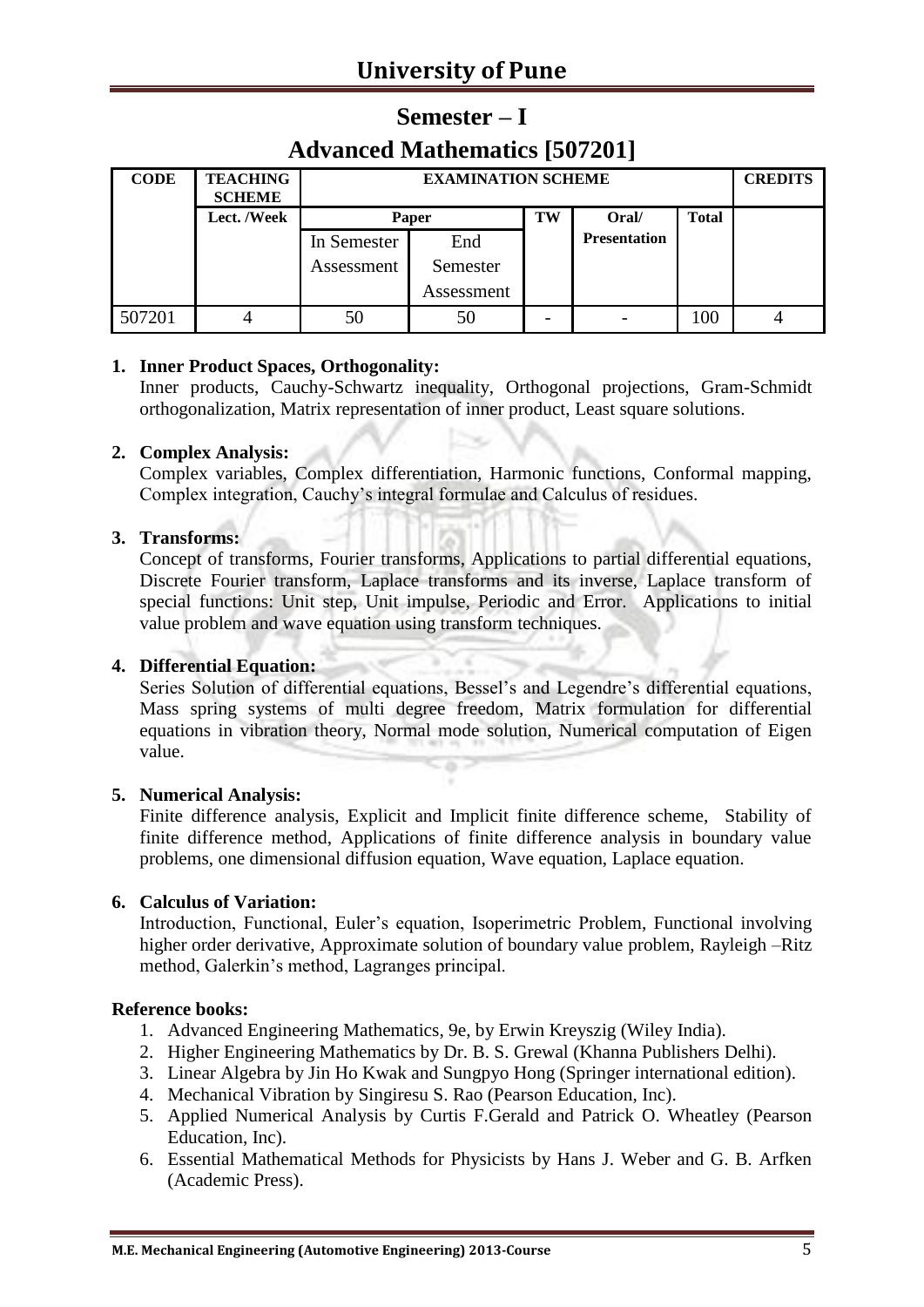# University of Pune

## Semester – I

## Advanced Mathematics [507201]

| CODE | TEACHING SCHEME | EXAMINATION SCHEME | | | | | CREDITS |
|---|---|---|---|---|---|---|---|
| | Lect. /Week | Paper | | TW | Oral/ Presentation | Total | |
| | | In Semester Assessment | End Semester Assessment | | | | |
| 507201 | 4 | 50 | 50 | - | - | 100 | 4 |

1. **Inner Product Spaces, Orthogonality:**
   Inner products, Cauchy-Schwartz inequality, Orthogonal projections, Gram-Schmidt orthogonalization, Matrix representation of inner product, Least square solutions.

2. **Complex Analysis:**
   Complex variables, Complex differentiation, Harmonic functions, Conformal mapping, Complex integration, Cauchy's integral formulae and Calculus of residues.

3. **Transforms:**
   Concept of transforms, Fourier transforms, Applications to partial differential equations, Discrete Fourier transform, Laplace transforms and its inverse, Laplace transform of special functions: Unit step, Unit impulse, Periodic and Error. Applications to initial value problem and wave equation using transform techniques.

4. **Differential Equation:**
   Series Solution of differential equations, Bessel's and Legendre's differential equations, Mass spring systems of multi degree freedom, Matrix formulation for differential equations in vibration theory, Normal mode solution, Numerical computation of Eigen value.

5. **Numerical Analysis:**
   Finite difference analysis, Explicit and Implicit finite difference scheme, Stability of finite difference method, Applications of finite difference analysis in boundary value problems, one dimensional diffusion equation, Wave equation, Laplace equation.

6. **Calculus of Variation:**
   Introduction, Functional, Euler's equation, Isoperimetric Problem, Functional involving higher order derivative, Approximate solution of boundary value problem, Rayleigh –Ritz method, Galerkin's method, Lagranges principal.

**Reference books:**

1. Advanced Engineering Mathematics, 9e, by Erwin Kreyszig (Wiley India).
2. Higher Engineering Mathematics by Dr. B. S. Grewal (Khanna Publishers Delhi).
3. Linear Algebra by Jin Ho Kwak and Sungpyo Hong (Springer international edition).
4. Mechanical Vibration by Singiresu S. Rao (Pearson Education, Inc).
5. Applied Numerical Analysis by Curtis F.Gerald and Patrick O. Wheatley (Pearson Education, Inc).
6. Essential Mathematical Methods for Physicists by Hans J. Weber and G. B. Arfken (Academic Press).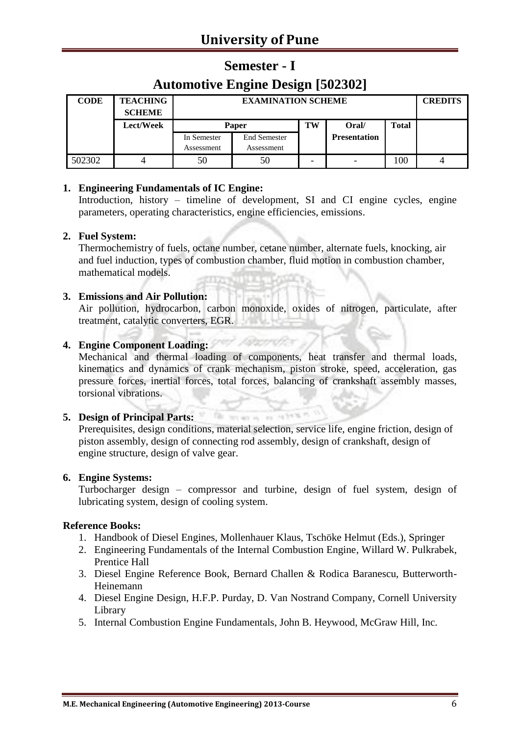## University of Pune

# Semester - I

# Automotive Engine Design [502302]

| CODE | TEACHING SCHEME | EXAMINATION SCHEME | | | | | CREDITS |
|---|---|---|---|---|---|---|---|
| | Lect/Week | Paper | | TW | Oral/ Presentation | Total | |
| | | In Semester Assessment | End Semester Assessment | | | | |
| 502302 | 4 | 50 | 50 | - | - | 100 | 4 |

1. **Engineering Fundamentals of IC Engine:**
   Introduction, history – timeline of development, SI and CI engine cycles, engine parameters, operating characteristics, engine efficiencies, emissions.

2. **Fuel System:**
   Thermochemistry of fuels, octane number, cetane number, alternate fuels, knocking, air and fuel induction, types of combustion chamber, fluid motion in combustion chamber, mathematical models.

3. **Emissions and Air Pollution:**
   Air pollution, hydrocarbon, carbon monoxide, oxides of nitrogen, particulate, after treatment, catalytic converters, EGR.

4. **Engine Component Loading:**
   Mechanical and thermal loading of components, heat transfer and thermal loads, kinematics and dynamics of crank mechanism, piston stroke, speed, acceleration, gas pressure forces, inertial forces, total forces, balancing of crankshaft assembly masses, torsional vibrations.

5. **Design of Principal Parts:**
   Prerequisites, design conditions, material selection, service life, engine friction, design of piston assembly, design of connecting rod assembly, design of crankshaft, design of engine structure, design of valve gear.

6. **Engine Systems:**
   Turbocharger design – compressor and turbine, design of fuel system, design of lubricating system, design of cooling system.

**Reference Books:**

1. Handbook of Diesel Engines, Mollenhauer Klaus, Tschöke Helmut (Eds.), Springer
2. Engineering Fundamentals of the Internal Combustion Engine, Willard W. Pulkrabek, Prentice Hall
3. Diesel Engine Reference Book, Bernard Challen & Rodica Baranescu, Butterworth-Heinemann
4. Diesel Engine Design, H.F.P. Purday, D. Van Nostrand Company, Cornell University Library
5. Internal Combustion Engine Fundamentals, John B. Heywood, McGraw Hill, Inc.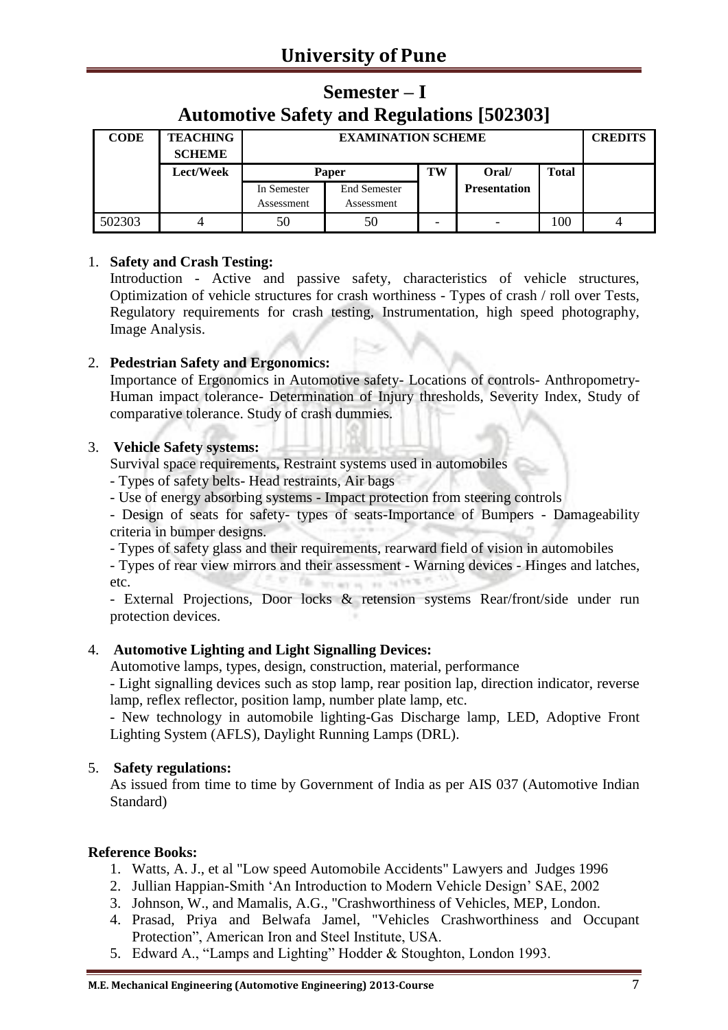# Semester – I

# Automotive Safety and Regulations [502303]

| CODE | TEACHING SCHEME | EXAMINATION SCHEME | | | | | CREDITS |
|---|---|---|---|---|---|---|---|
| | Lect/Week | Paper | | TW | Oral/ Presentation | Total | |
| | | In Semester Assessment | End Semester Assessment | | | | |
| 502303 | 4 | 50 | 50 | - | - | 100 | 4 |

1. **Safety and Crash Testing:**
   Introduction - Active and passive safety, characteristics of vehicle structures, Optimization of vehicle structures for crash worthiness - Types of crash / roll over Tests, Regulatory requirements for crash testing, Instrumentation, high speed photography, Image Analysis.

2. **Pedestrian Safety and Ergonomics:**
   Importance of Ergonomics in Automotive safety- Locations of controls- Anthropometry- Human impact tolerance- Determination of Injury thresholds, Severity Index, Study of comparative tolerance. Study of crash dummies.

3. **Vehicle Safety systems:**
   Survival space requirements, Restraint systems used in automobiles
   - Types of safety belts- Head restraints, Air bags
   - Use of energy absorbing systems - Impact protection from steering controls
   - Design of seats for safety- types of seats-Importance of Bumpers - Damageability criteria in bumper designs.
   - Types of safety glass and their requirements, rearward field of vision in automobiles
   - Types of rear view mirrors and their assessment - Warning devices - Hinges and latches, etc.
   - External Projections, Door locks & retension systems Rear/front/side under run protection devices.

4. **Automotive Lighting and Light Signalling Devices:**
   Automotive lamps, types, design, construction, material, performance
   - Light signalling devices such as stop lamp, rear position lap, direction indicator, reverse lamp, reflex reflector, position lamp, number plate lamp, etc.
   - New technology in automobile lighting-Gas Discharge lamp, LED, Adoptive Front Lighting System (AFLS), Daylight Running Lamps (DRL).

5. **Safety regulations:**
   As issued from time to time by Government of India as per AIS 037 (Automotive Indian Standard)

**Reference Books:**

1. Watts, A. J., et al "Low speed Automobile Accidents" Lawyers and Judges 1996
2. Jullian Happian-Smith 'An Introduction to Modern Vehicle Design' SAE, 2002
3. Johnson, W., and Mamalis, A.G., "Crashworthiness of Vehicles, MEP, London.
4. Prasad, Priya and Belwafa Jamel, "Vehicles Crashworthiness and Occupant Protection", American Iron and Steel Institute, USA.
5. Edward A., "Lamps and Lighting" Hodder & Stoughton, London 1993.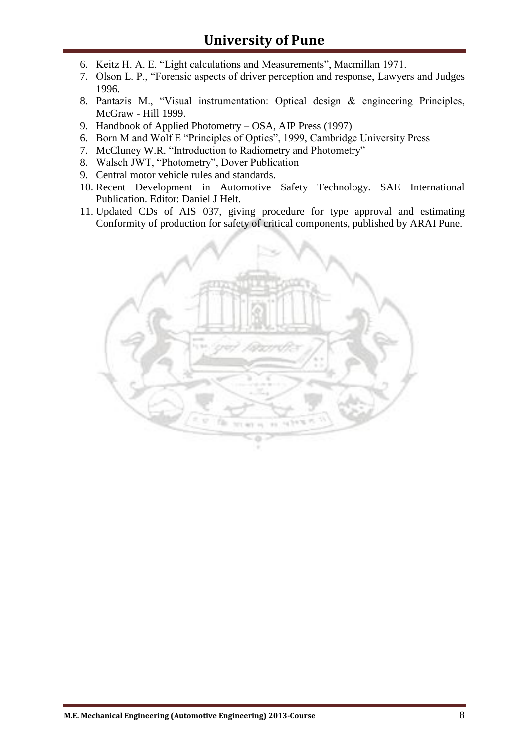6. Keitz H. A. E. "Light calculations and Measurements", Macmillan 1971.
7. Olson L. P., "Forensic aspects of driver perception and response, Lawyers and Judges 1996.
8. Pantazis M., "Visual instrumentation: Optical design & engineering Principles, McGraw - Hill 1999.
9. Handbook of Applied Photometry – OSA, AIP Press (1997)
6. Born M and Wolf E "Principles of Optics", 1999, Cambridge University Press
7. McCluney W.R. "Introduction to Radiometry and Photometry"
8. Walsch JWT, "Photometry", Dover Publication
9. Central motor vehicle rules and standards.
10. Recent Development in Automotive Safety Technology. SAE International Publication. Editor: Daniel J Helt.
11. Updated CDs of AIS 037, giving procedure for type approval and estimating Conformity of production for safety of critical components, published by ARAI Pune.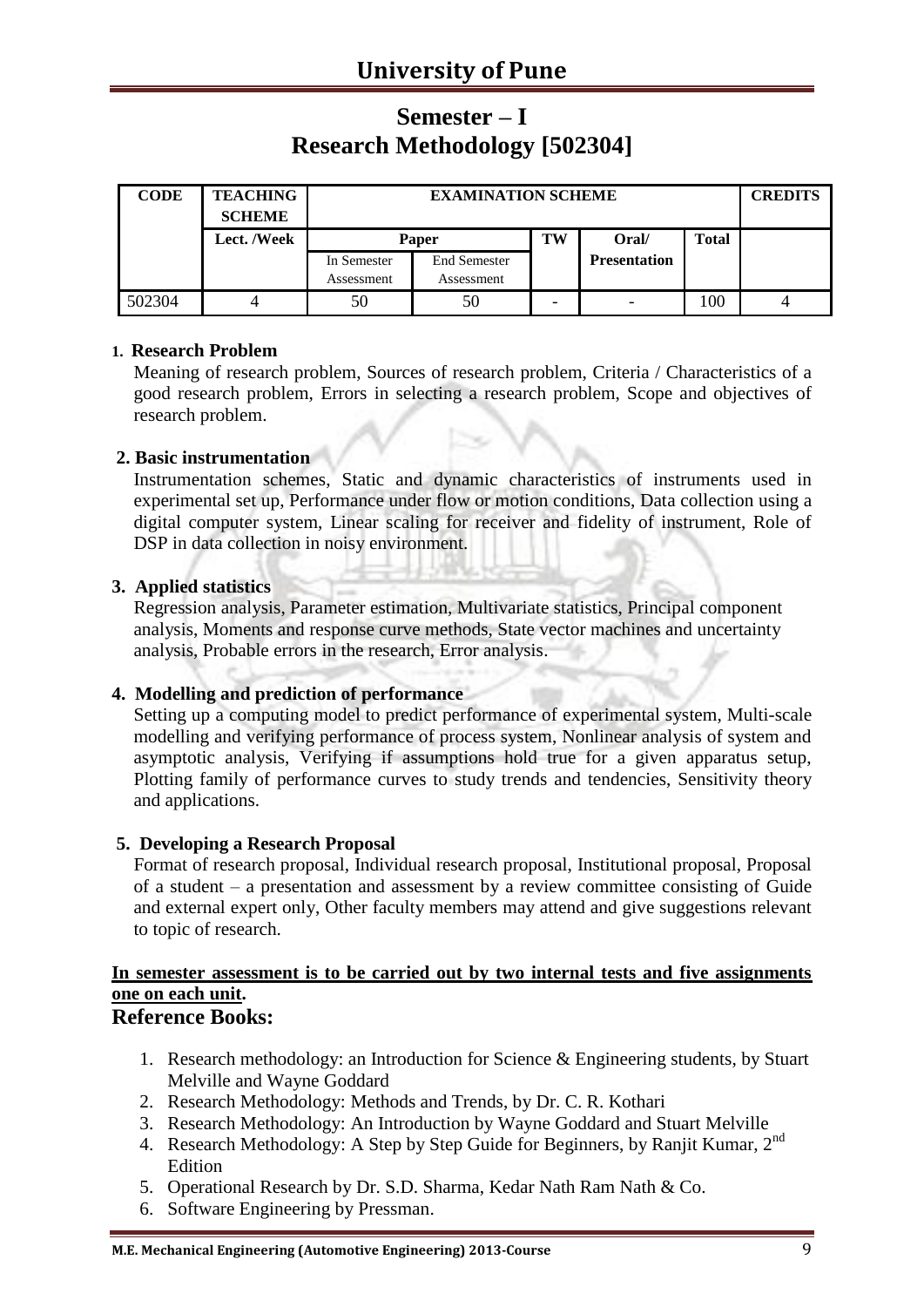# University of Pune

## Semester – I
## Research Methodology [502304]

| CODE | TEACHING SCHEME | EXAMINATION SCHEME | | | | | CREDITS |
|---|---|---|---|---|---|---|---|
| | Lect. /Week | Paper | | TW | Oral/ Presentation | Total | |
| | | In Semester Assessment | End Semester Assessment | | | | |
| 502304 | 4 | 50 | 50 | - | - | 100 | 4 |

**1. Research Problem**

Meaning of research problem, Sources of research problem, Criteria / Characteristics of a good research problem, Errors in selecting a research problem, Scope and objectives of research problem.

**2. Basic instrumentation**

Instrumentation schemes, Static and dynamic characteristics of instruments used in experimental set up, Performance under flow or motion conditions, Data collection using a digital computer system, Linear scaling for receiver and fidelity of instrument, Role of DSP in data collection in noisy environment.

**3. Applied statistics**

Regression analysis, Parameter estimation, Multivariate statistics, Principal component analysis, Moments and response curve methods, State vector machines and uncertainty analysis, Probable errors in the research, Error analysis.

**4. Modelling and prediction of performance**

Setting up a computing model to predict performance of experimental system, Multi-scale modelling and verifying performance of process system, Nonlinear analysis of system and asymptotic analysis, Verifying if assumptions hold true for a given apparatus setup, Plotting family of performance curves to study trends and tendencies, Sensitivity theory and applications.

**5. Developing a Research Proposal**

Format of research proposal, Individual research proposal, Institutional proposal, Proposal of a student – a presentation and assessment by a review committee consisting of Guide and external expert only, Other faculty members may attend and give suggestions relevant to topic of research.

**In semester assessment is to be carried out by two internal tests and five assignments one on each unit.**

### Reference Books:

1. Research methodology: an Introduction for Science & Engineering students, by Stuart Melville and Wayne Goddard
2. Research Methodology: Methods and Trends, by Dr. C. R. Kothari
3. Research Methodology: An Introduction by Wayne Goddard and Stuart Melville
4. Research Methodology: A Step by Step Guide for Beginners, by Ranjit Kumar, 2nd Edition
5. Operational Research by Dr. S.D. Sharma, Kedar Nath Ram Nath & Co.
6. Software Engineering by Pressman.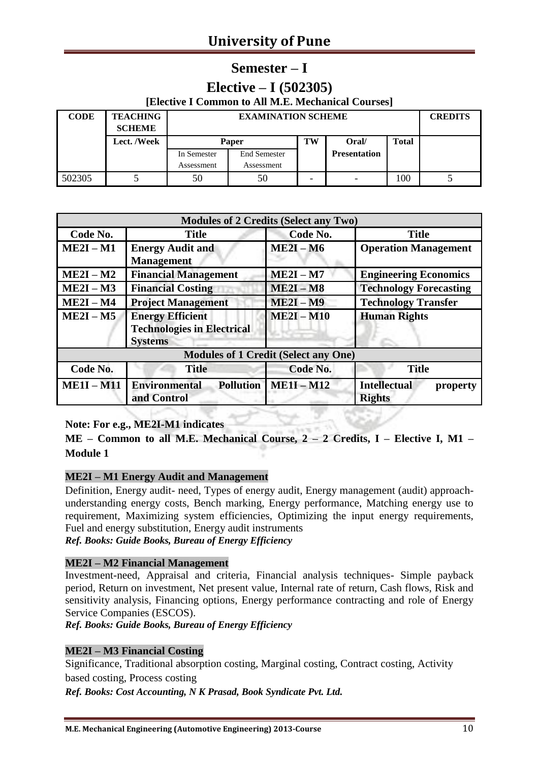## Semester – I

## Elective – I (502305)

**[Elective I Common to All M.E. Mechanical Courses]**

| CODE | TEACHING SCHEME | EXAMINATION SCHEME | | | | | CREDITS |
|---|---|---|---|---|---|---|---|
| | Lect. /Week | Paper | | TW | Oral/ Presentation | Total | |
| | | In Semester Assessment | End Semester Assessment | | | | |
| 502305 | 5 | 50 | 50 | - | - | 100 | 5 |

| Code No. | Title | Code No. | Title |
|---|---|---|---|
| **Modules of 2 Credits (Select any Two)** | | | |
| **ME2I – M1** | **Energy Audit and Management** | **ME2I – M6** | **Operation Management** |
| **ME2I – M2** | **Financial Management** | **ME2I – M7** | **Engineering Economics** |
| **ME2I – M3** | **Financial Costing** | **ME2I – M8** | **Technology Forecasting** |
| **ME2I – M4** | **Project Management** | **ME2I – M9** | **Technology Transfer** |
| **ME2I – M5** | **Energy Efficient Technologies in Electrical Systems** | **ME2I – M10** | **Human Rights** |
| **Modules of 1 Credit (Select any One)** | | | |
| **Code No.** | **Title** | **Code No.** | **Title** |
| **ME1I – M11** | **Environmental Pollution and Control** | **ME1I – M12** | **Intellectual property Rights** |

**Note: For e.g., ME2I-M1 indicates**

**ME – Common to all M.E. Mechanical Course, 2 – 2 Credits, I – Elective I, M1 – Module 1**

### ME2I – M1 Energy Audit and Management

Definition, Energy audit- need, Types of energy audit, Energy management (audit) approach-understanding energy costs, Bench marking, Energy performance, Matching energy use to requirement, Maximizing system efficiencies, Optimizing the input energy requirements, Fuel and energy substitution, Energy audit instruments

***Ref. Books: Guide Books, Bureau of Energy Efficiency***

### ME2I – M2 Financial Management

Investment-need, Appraisal and criteria, Financial analysis techniques- Simple payback period, Return on investment, Net present value, Internal rate of return, Cash flows, Risk and sensitivity analysis, Financing options, Energy performance contracting and role of Energy Service Companies (ESCOS).

***Ref. Books: Guide Books, Bureau of Energy Efficiency***

### ME2I – M3 Financial Costing

Significance, Traditional absorption costing, Marginal costing, Contract costing, Activity based costing, Process costing

***Ref. Books: Cost Accounting, N K Prasad, Book Syndicate Pvt. Ltd.***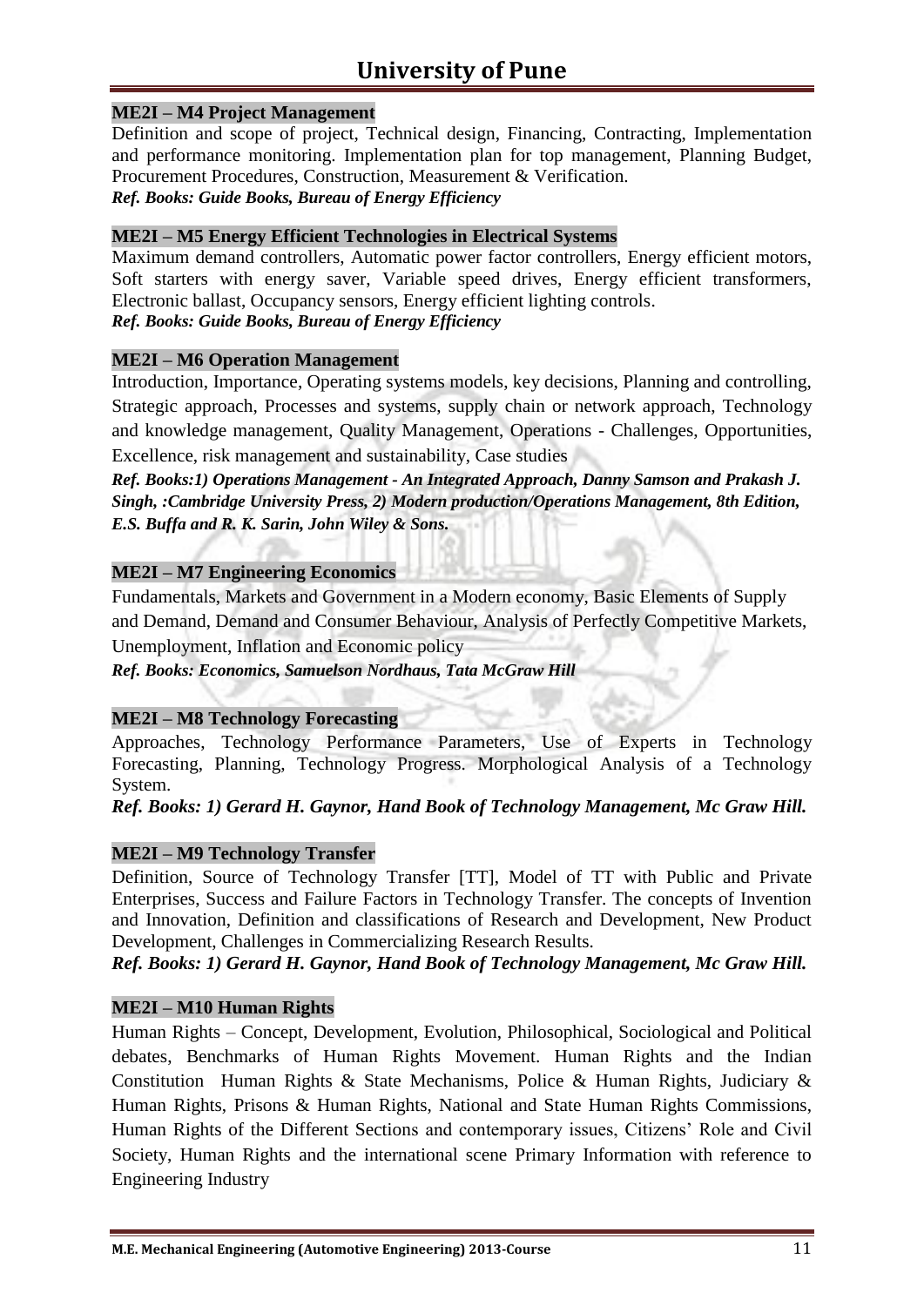### ME2I – M4 Project Management

Definition and scope of project, Technical design, Financing, Contracting, Implementation and performance monitoring. Implementation plan for top management, Planning Budget, Procurement Procedures, Construction, Measurement & Verification.

***Ref. Books: Guide Books, Bureau of Energy Efficiency***

### ME2I – M5 Energy Efficient Technologies in Electrical Systems

Maximum demand controllers, Automatic power factor controllers, Energy efficient motors, Soft starters with energy saver, Variable speed drives, Energy efficient transformers, Electronic ballast, Occupancy sensors, Energy efficient lighting controls.

***Ref. Books: Guide Books, Bureau of Energy Efficiency***

### ME2I – M6 Operation Management

Introduction, Importance, Operating systems models, key decisions, Planning and controlling, Strategic approach, Processes and systems, supply chain or network approach, Technology and knowledge management, Quality Management, Operations - Challenges, Opportunities, Excellence, risk management and sustainability, Case studies

***Ref. Books:1) Operations Management - An Integrated Approach, Danny Samson and Prakash J. Singh, :Cambridge University Press, 2) Modern production/Operations Management, 8th Edition, E.S. Buffa and R. K. Sarin, John Wiley & Sons.***

### ME2I – M7 Engineering Economics

Fundamentals, Markets and Government in a Modern economy, Basic Elements of Supply and Demand, Demand and Consumer Behaviour, Analysis of Perfectly Competitive Markets, Unemployment, Inflation and Economic policy

***Ref. Books: Economics, Samuelson Nordhaus, Tata McGraw Hill***

### ME2I – M8 Technology Forecasting

Approaches, Technology Performance Parameters, Use of Experts in Technology Forecasting, Planning, Technology Progress. Morphological Analysis of a Technology System.

***Ref. Books: 1) Gerard H. Gaynor, Hand Book of Technology Management, Mc Graw Hill.***

### ME2I – M9 Technology Transfer

Definition, Source of Technology Transfer [TT], Model of TT with Public and Private Enterprises, Success and Failure Factors in Technology Transfer. The concepts of Invention and Innovation, Definition and classifications of Research and Development, New Product Development, Challenges in Commercializing Research Results.

***Ref. Books: 1) Gerard H. Gaynor, Hand Book of Technology Management, Mc Graw Hill.***

### ME2I – M10 Human Rights

Human Rights – Concept, Development, Evolution, Philosophical, Sociological and Political debates, Benchmarks of Human Rights Movement. Human Rights and the Indian Constitution Human Rights & State Mechanisms, Police & Human Rights, Judiciary & Human Rights, Prisons & Human Rights, National and State Human Rights Commissions, Human Rights of the Different Sections and contemporary issues, Citizens' Role and Civil Society, Human Rights and the international scene Primary Information with reference to Engineering Industry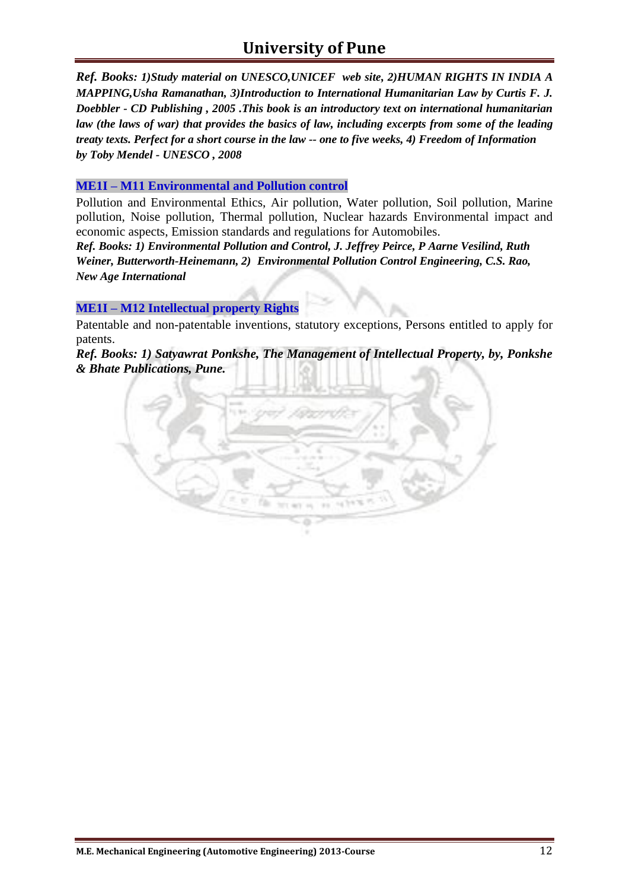***Ref. Books:** **1)Study material on UNESCO,UNICEF web site, 2)HUMAN RIGHTS IN INDIA A MAPPING,Usha Ramanathan, 3)Introduction to International Humanitarian Law by Curtis F. J. Doebbler - CD Publishing , 2005 .This book is an introductory text on international humanitarian law (the laws of war) that provides the basics of law, including excerpts from some of the leading treaty texts. Perfect for a short course in the law -- one to five weeks, 4) Freedom of Information by Toby Mendel - UNESCO , 2008***

### ME1I – M11 Environmental and Pollution control

Pollution and Environmental Ethics, Air pollution, Water pollution, Soil pollution, Marine pollution, Noise pollution, Thermal pollution, Nuclear hazards Environmental impact and economic aspects, Emission standards and regulations for Automobiles.

***Ref. Books: 1) Environmental Pollution and Control, J. Jeffrey Peirce, P Aarne Vesilind, Ruth Weiner, Butterworth-Heinemann, 2) Environmental Pollution Control Engineering, C.S. Rao, New Age International***

### ME1I – M12 Intellectual property Rights

Patentable and non-patentable inventions, statutory exceptions, Persons entitled to apply for patents.

***Ref. Books: 1) Satyawrat Ponkshe, The Management of Intellectual Property, by, Ponkshe & Bhate Publications, Pune.***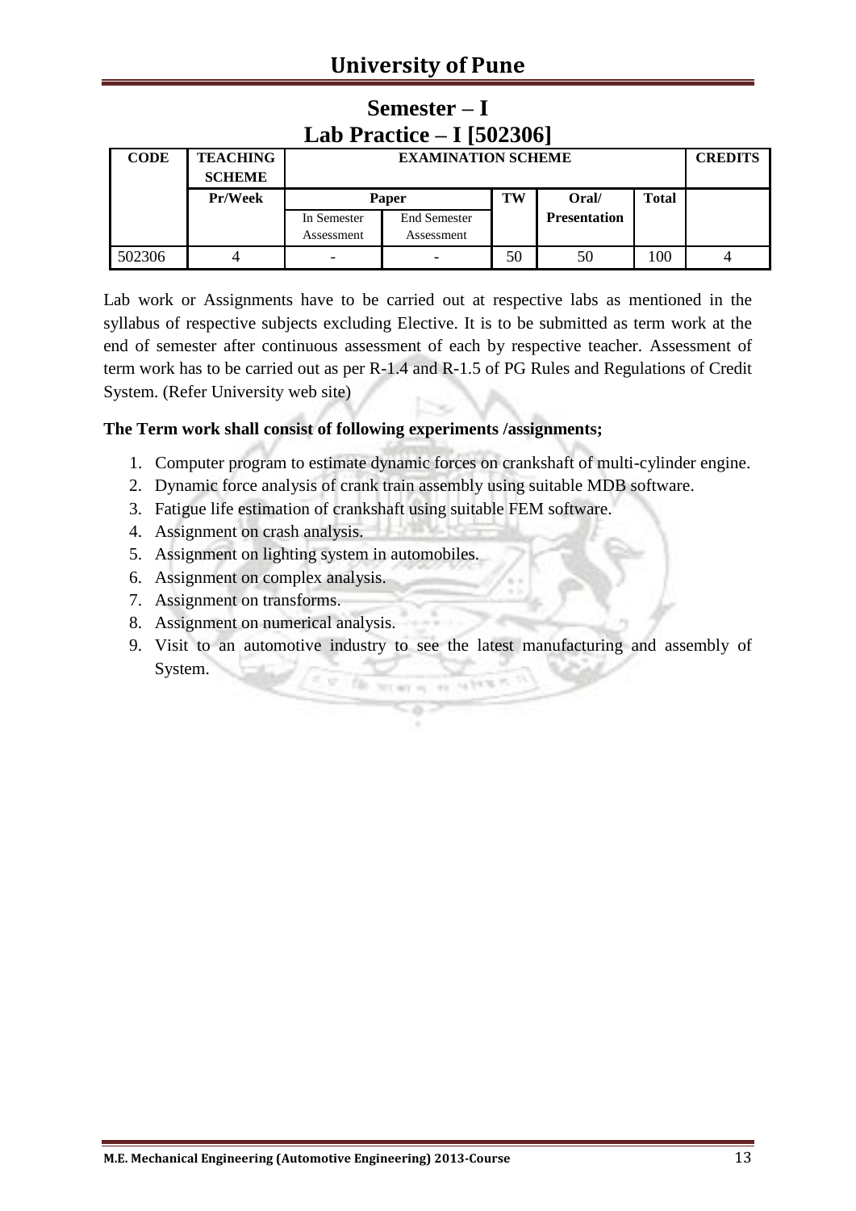# University of Pune

## Semester – I
## Lab Practice – I [502306]

| CODE | TEACHING SCHEME | EXAMINATION SCHEME | | | | | CREDITS |
|---|---|---|---|---|---|---|---|
| | Pr/Week | Paper | | TW | Oral/ Presentation | Total | |
| | | In Semester Assessment | End Semester Assessment | | | | |
| 502306 | 4 | - | - | 50 | 50 | 100 | 4 |

Lab work or Assignments have to be carried out at respective labs as mentioned in the syllabus of respective subjects excluding Elective. It is to be submitted as term work at the end of semester after continuous assessment of each by respective teacher. Assessment of term work has to be carried out as per R-1.4 and R-1.5 of PG Rules and Regulations of Credit System. (Refer University web site)

**The Term work shall consist of following experiments /assignments;**

1. Computer program to estimate dynamic forces on crankshaft of multi-cylinder engine.
2. Dynamic force analysis of crank train assembly using suitable MDB software.
3. Fatigue life estimation of crankshaft using suitable FEM software.
4. Assignment on crash analysis.
5. Assignment on lighting system in automobiles.
6. Assignment on complex analysis.
7. Assignment on transforms.
8. Assignment on numerical analysis.
9. Visit to an automotive industry to see the latest manufacturing and assembly of System.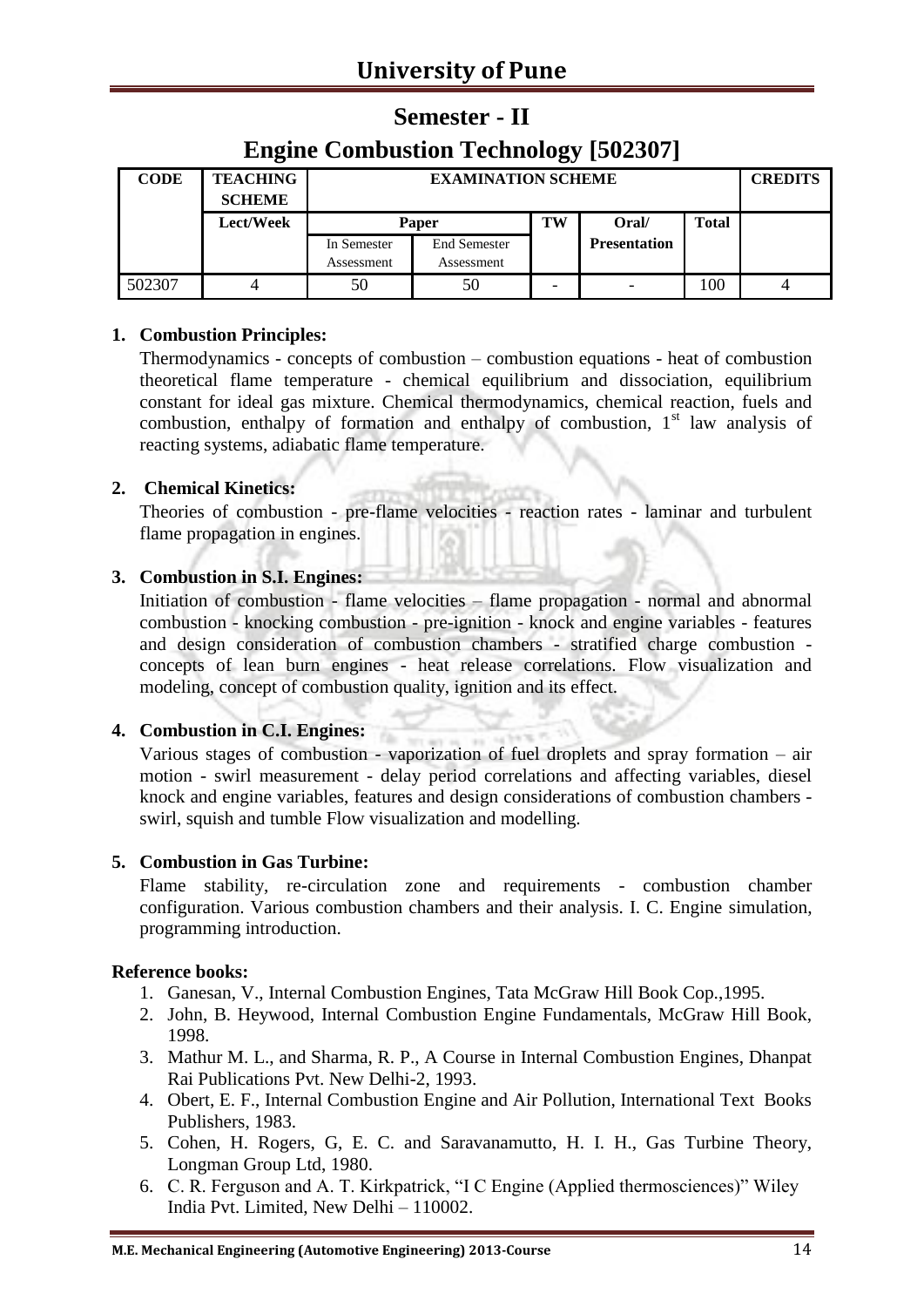# University of Pune

## Semester - II

## Engine Combustion Technology [502307]

| CODE | TEACHING SCHEME | EXAMINATION SCHEME | | | | | CREDITS |
|---|---|---|---|---|---|---|---|
| | Lect/Week | Paper | | TW | Oral/ Presentation | Total | |
| | | In Semester Assessment | End Semester Assessment | | | | |
| 502307 | 4 | 50 | 50 | - | - | 100 | 4 |

**1. Combustion Principles:**

Thermodynamics - concepts of combustion – combustion equations - heat of combustion theoretical flame temperature - chemical equilibrium and dissociation, equilibrium constant for ideal gas mixture. Chemical thermodynamics, chemical reaction, fuels and combustion, enthalpy of formation and enthalpy of combustion, 1st law analysis of reacting systems, adiabatic flame temperature.

**2. Chemical Kinetics:**

Theories of combustion - pre-flame velocities - reaction rates - laminar and turbulent flame propagation in engines.

**3. Combustion in S.I. Engines:**

Initiation of combustion - flame velocities – flame propagation - normal and abnormal combustion - knocking combustion - pre-ignition - knock and engine variables - features and design consideration of combustion chambers - stratified charge combustion - concepts of lean burn engines - heat release correlations. Flow visualization and modeling, concept of combustion quality, ignition and its effect.

**4. Combustion in C.I. Engines:**

Various stages of combustion - vaporization of fuel droplets and spray formation – air motion - swirl measurement - delay period correlations and affecting variables, diesel knock and engine variables, features and design considerations of combustion chambers - swirl, squish and tumble Flow visualization and modelling.

**5. Combustion in Gas Turbine:**

Flame stability, re-circulation zone and requirements - combustion chamber configuration. Various combustion chambers and their analysis. I. C. Engine simulation, programming introduction.

**Reference books:**

1. Ganesan, V., Internal Combustion Engines, Tata McGraw Hill Book Cop.,1995.
2. John, B. Heywood, Internal Combustion Engine Fundamentals, McGraw Hill Book, 1998.
3. Mathur M. L., and Sharma, R. P., A Course in Internal Combustion Engines, Dhanpat Rai Publications Pvt. New Delhi-2, 1993.
4. Obert, E. F., Internal Combustion Engine and Air Pollution, International Text Books Publishers, 1983.
5. Cohen, H. Rogers, G, E. C. and Saravanamutto, H. I. H., Gas Turbine Theory, Longman Group Ltd, 1980.
6. C. R. Ferguson and A. T. Kirkpatrick, "I C Engine (Applied thermosciences)" Wiley India Pvt. Limited, New Delhi – 110002.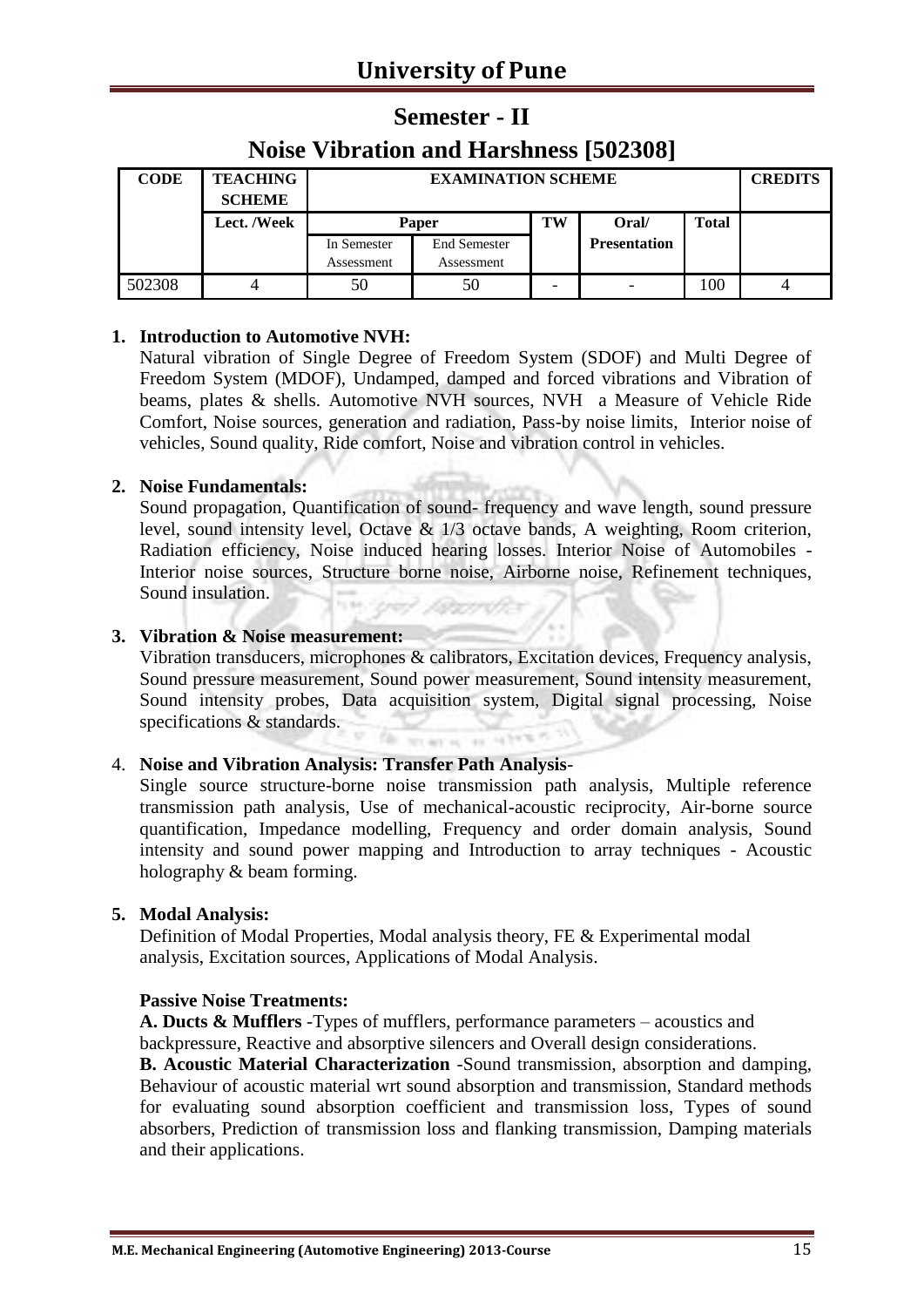## Semester - II

## Noise Vibration and Harshness [502308]

| CODE | TEACHING SCHEME | EXAMINATION SCHEME | | | | | CREDITS |
|---|---|---|---|---|---|---|---|
| | Lect. /Week | Paper | | TW | Oral/ Presentation | Total | |
| | | In Semester Assessment | End Semester Assessment | | | | |
| 502308 | 4 | 50 | 50 | - | - | 100 | 4 |

1. **Introduction to Automotive NVH:**
Natural vibration of Single Degree of Freedom System (SDOF) and Multi Degree of Freedom System (MDOF), Undamped, damped and forced vibrations and Vibration of beams, plates & shells. Automotive NVH sources, NVH a Measure of Vehicle Ride Comfort, Noise sources, generation and radiation, Pass-by noise limits, Interior noise of vehicles, Sound quality, Ride comfort, Noise and vibration control in vehicles.

2. **Noise Fundamentals:**
Sound propagation, Quantification of sound- frequency and wave length, sound pressure level, sound intensity level, Octave & 1/3 octave bands, A weighting, Room criterion, Radiation efficiency, Noise induced hearing losses. Interior Noise of Automobiles - Interior noise sources, Structure borne noise, Airborne noise, Refinement techniques, Sound insulation.

3. **Vibration & Noise measurement:**
Vibration transducers, microphones & calibrators, Excitation devices, Frequency analysis, Sound pressure measurement, Sound power measurement, Sound intensity measurement, Sound intensity probes, Data acquisition system, Digital signal processing, Noise specifications & standards.

4. **Noise and Vibration Analysis: Transfer Path Analysis**-
Single source structure-borne noise transmission path analysis, Multiple reference transmission path analysis, Use of mechanical-acoustic reciprocity, Air-borne source quantification, Impedance modelling, Frequency and order domain analysis, Sound intensity and sound power mapping and Introduction to array techniques - Acoustic holography & beam forming.

5. **Modal Analysis:**
Definition of Modal Properties, Modal analysis theory, FE & Experimental modal analysis, Excitation sources, Applications of Modal Analysis.

**Passive Noise Treatments:**

**A. Ducts & Mufflers** -Types of mufflers, performance parameters – acoustics and backpressure, Reactive and absorptive silencers and Overall design considerations.

**B. Acoustic Material Characterization** -Sound transmission, absorption and damping, Behaviour of acoustic material wrt sound absorption and transmission, Standard methods for evaluating sound absorption coefficient and transmission loss, Types of sound absorbers, Prediction of transmission loss and flanking transmission, Damping materials and their applications.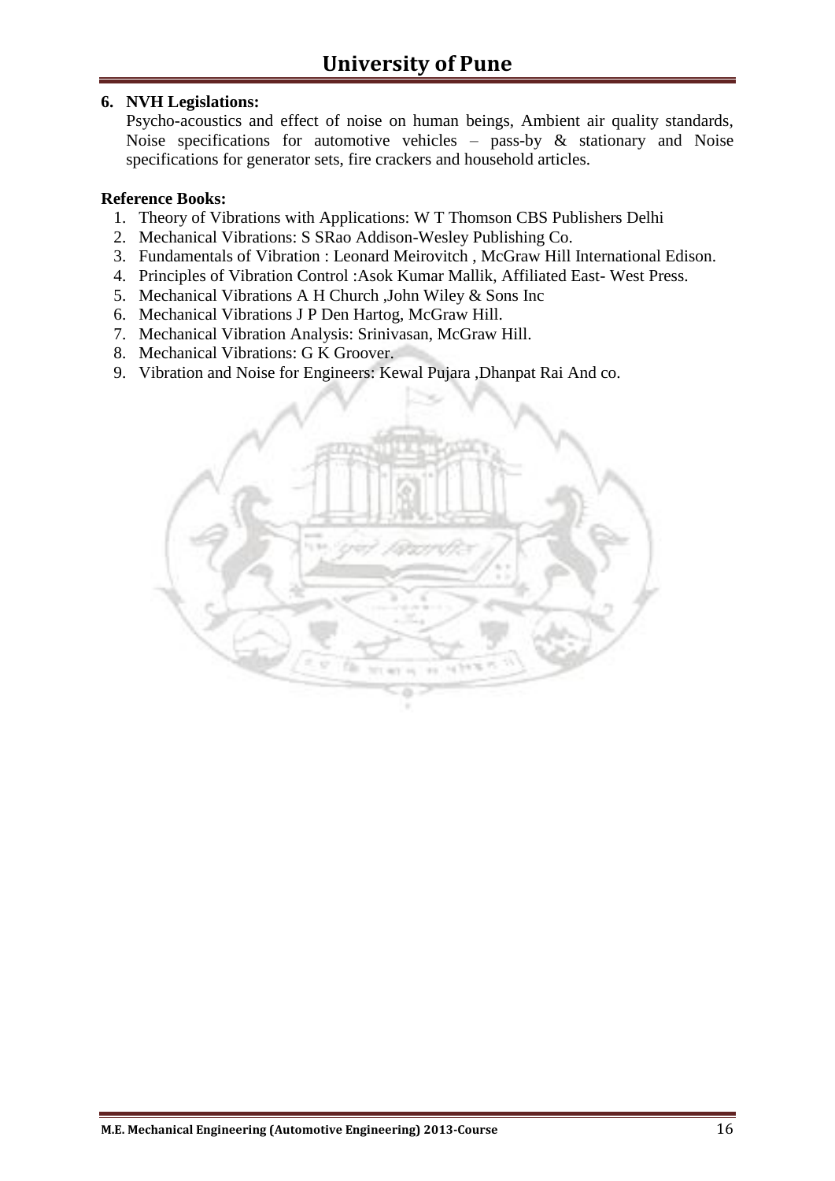**6. NVH Legislations:**

Psycho-acoustics and effect of noise on human beings, Ambient air quality standards, Noise specifications for automotive vehicles – pass-by & stationary and Noise specifications for generator sets, fire crackers and household articles.

**Reference Books:**

1. Theory of Vibrations with Applications: W T Thomson CBS Publishers Delhi
2. Mechanical Vibrations: S SRao Addison-Wesley Publishing Co.
3. Fundamentals of Vibration : Leonard Meirovitch , McGraw Hill International Edison.
4. Principles of Vibration Control :Asok Kumar Mallik, Affiliated East- West Press.
5. Mechanical Vibrations A H Church ,John Wiley & Sons Inc
6. Mechanical Vibrations J P Den Hartog, McGraw Hill.
7. Mechanical Vibration Analysis: Srinivasan, McGraw Hill.
8. Mechanical Vibrations: G K Groover.
9. Vibration and Noise for Engineers: Kewal Pujara ,Dhanpat Rai And co.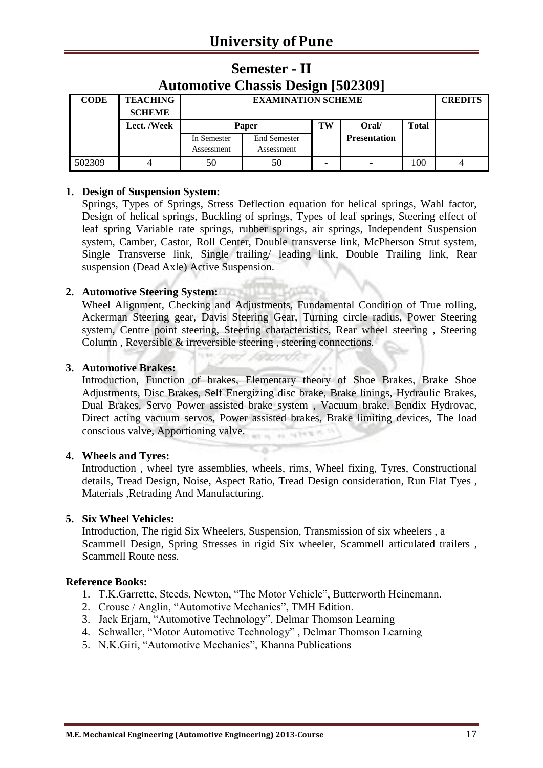## University of Pune

# Semester - II

# Automotive Chassis Design [502309]

| CODE | TEACHING SCHEME | EXAMINATION SCHEME | | | | | CREDITS |
|---|---|---|---|---|---|---|---|
| | Lect. /Week | Paper | | TW | Oral/ Presentation | Total | |
| | | In Semester Assessment | End Semester Assessment | | | | |
| 502309 | 4 | 50 | 50 | - | - | 100 | 4 |

1. **Design of Suspension System:**
   Springs, Types of Springs, Stress Deflection equation for helical springs, Wahl factor, Design of helical springs, Buckling of springs, Types of leaf springs, Steering effect of leaf spring Variable rate springs, rubber springs, air springs, Independent Suspension system, Camber, Castor, Roll Center, Double transverse link, McPherson Strut system, Single Transverse link, Single trailing/ leading link, Double Trailing link, Rear suspension (Dead Axle) Active Suspension.

2. **Automotive Steering System:**
   Wheel Alignment, Checking and Adjustments, Fundamental Condition of True rolling, Ackerman Steering gear, Davis Steering Gear, Turning circle radius, Power Steering system, Centre point steering, Steering characteristics, Rear wheel steering , Steering Column , Reversible & irreversible steering , steering connections.

3. **Automotive Brakes:**
   Introduction, Function of brakes, Elementary theory of Shoe Brakes, Brake Shoe Adjustments, Disc Brakes, Self Energizing disc brake, Brake linings, Hydraulic Brakes, Dual Brakes, Servo Power assisted brake system , Vacuum brake, Bendix Hydrovac, Direct acting vacuum servos, Power assisted brakes, Brake limiting devices, The load conscious valve, Apportioning valve.

4. **Wheels and Tyres:**
   Introduction , wheel tyre assemblies, wheels, rims, Wheel fixing, Tyres, Constructional details, Tread Design, Noise, Aspect Ratio, Tread Design consideration, Run Flat Tyes , Materials ,Retrading And Manufacturing.

5. **Six Wheel Vehicles:**
   Introduction, The rigid Six Wheelers, Suspension, Transmission of six wheelers , a Scammell Design, Spring Stresses in rigid Six wheeler, Scammell articulated trailers , Scammell Route ness.

**Reference Books:**

1. T.K.Garrette, Steeds, Newton, "The Motor Vehicle", Butterworth Heinemann.
2. Crouse / Anglin, "Automotive Mechanics", TMH Edition.
3. Jack Erjarn, "Automotive Technology", Delmar Thomson Learning
4. Schwaller, "Motor Automotive Technology" , Delmar Thomson Learning
5. N.K.Giri, "Automotive Mechanics", Khanna Publications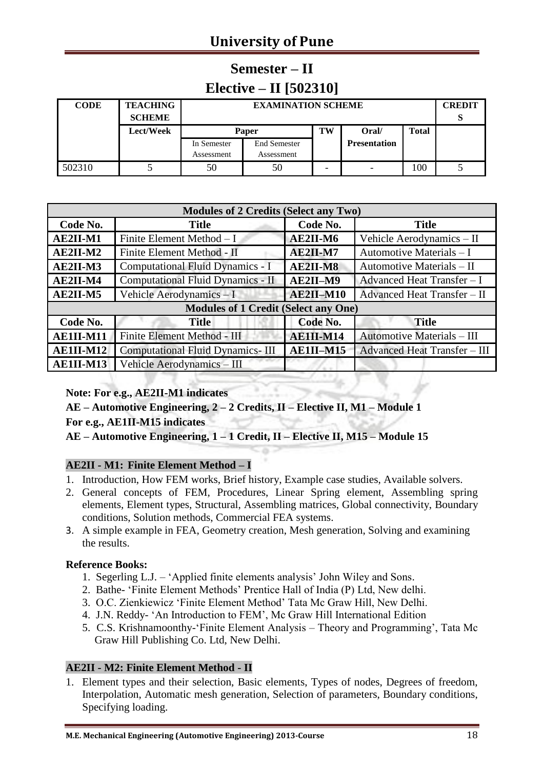## Semester – II

## Elective – II [502310]

| CODE | TEACHING SCHEME | EXAMINATION SCHEME | | | | | CREDITS |
|---|---|---|---|---|---|---|---|
| | Lect/Week | Paper | | TW | Oral/ Presentation | Total | |
| | | In Semester Assessment | End Semester Assessment | | | | |
| 502310 | 5 | 50 | 50 | - | - | 100 | 5 |

| Modules of 2 Credits (Select any Two) | | | |
|---|---|---|---|
| **Code No.** | **Title** | **Code No.** | **Title** |
| **AE2II-M1** | Finite Element Method – I | **AE2II-M6** | Vehicle Aerodynamics – II |
| **AE2II-M2** | Finite Element Method - II | **AE2II-M7** | Automotive Materials – I |
| **AE2II-M3** | Computational Fluid Dynamics - I | **AE2II-M8** | Automotive Materials – II |
| **AE2II-M4** | Computational Fluid Dynamics - II | **AE2II–M9** | Advanced Heat Transfer – I |
| **AE2II-M5** | Vehicle Aerodynamics – I | **AE2II–M10** | Advanced Heat Transfer – II |
| **Modules of 1 Credit (Select any One)** | | | |
| **Code No.** | **Title** | **Code No.** | **Title** |
| **AE1II-M11** | Finite Element Method - III | **AE1II-M14** | Automotive Materials – III |
| **AE1II-M12** | Computational Fluid Dynamics- III | **AE1II–M15** | Advanced Heat Transfer – III |
| **AE1II-M13** | Vehicle Aerodynamics – III | | |

**Note: For e.g., AE2II-M1 indicates**

**AE – Automotive Engineering, 2 – 2 Credits, II – Elective II, M1 – Module 1**

**For e.g., AE1II-M15 indicates**

**AE – Automotive Engineering, 1 – 1 Credit, II – Elective II, M15 – Module 15**

### AE2II - M1: Finite Element Method – I

1. Introduction, How FEM works, Brief history, Example case studies, Available solvers.
2. General concepts of FEM, Procedures, Linear Spring element, Assembling spring elements, Element types, Structural, Assembling matrices, Global connectivity, Boundary conditions, Solution methods, Commercial FEA systems.
3. A simple example in FEA, Geometry creation, Mesh generation, Solving and examining the results.

**Reference Books:**

1. Segerling L.J. – 'Applied finite elements analysis' John Wiley and Sons.
2. Bathe- 'Finite Element Methods' Prentice Hall of India (P) Ltd, New delhi.
3. O.C. Zienkiewicz 'Finite Element Method' Tata Mc Graw Hill, New Delhi.
4. J.N. Reddy- 'An Introduction to FEM', Mc Graw Hill International Edition
5. C.S. Krishnamoonthy-'Finite Element Analysis – Theory and Programming', Tata Mc Graw Hill Publishing Co. Ltd, New Delhi.

### AE2II - M2: Finite Element Method - II

1. Element types and their selection, Basic elements, Types of nodes, Degrees of freedom, Interpolation, Automatic mesh generation, Selection of parameters, Boundary conditions, Specifying loading.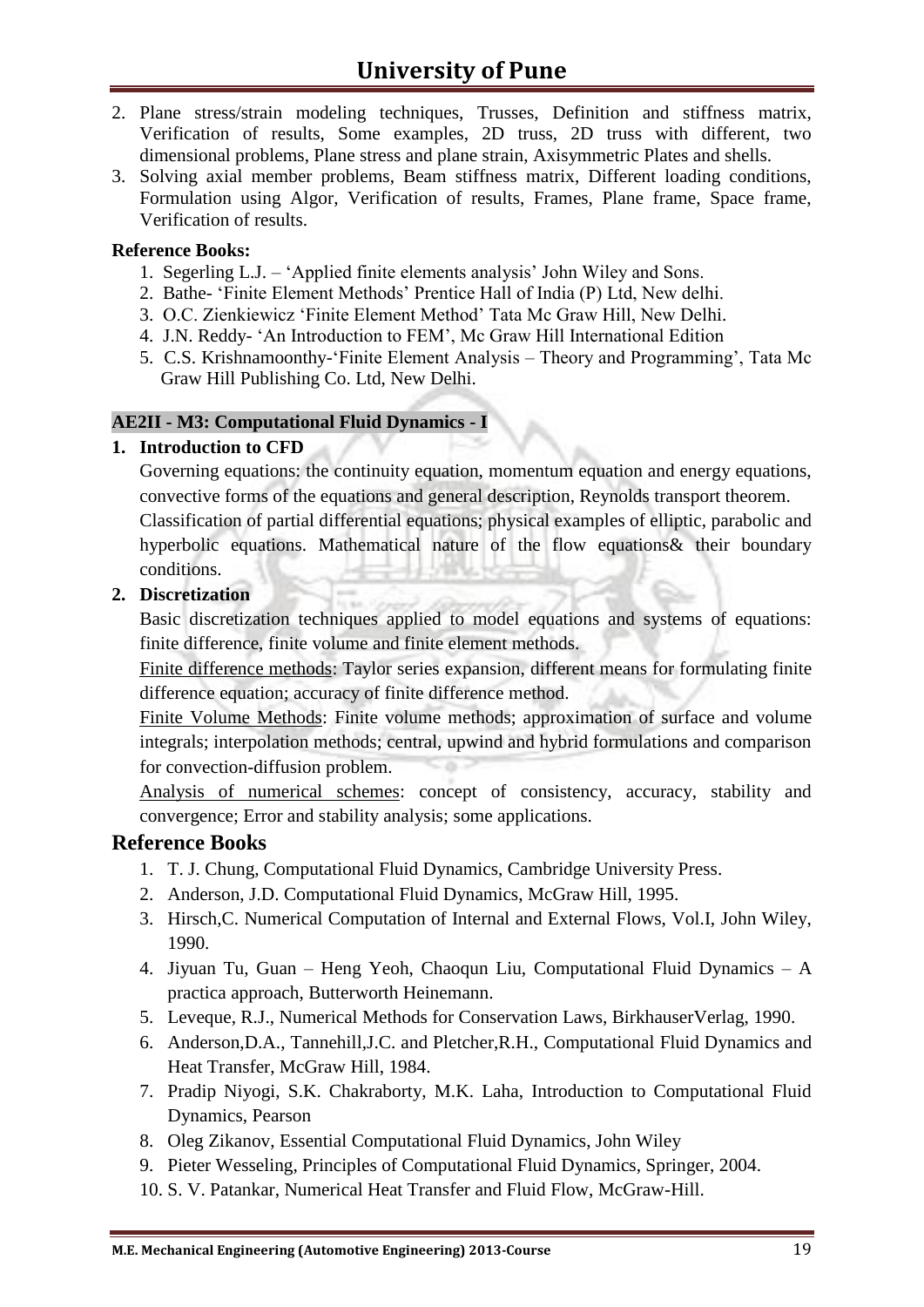2. Plane stress/strain modeling techniques, Trusses, Definition and stiffness matrix, Verification of results, Some examples, 2D truss, 2D truss with different, two dimensional problems, Plane stress and plane strain, Axisymmetric Plates and shells.
3. Solving axial member problems, Beam stiffness matrix, Different loading conditions, Formulation using Algor, Verification of results, Frames, Plane frame, Space frame, Verification of results.

**Reference Books:**

1. Segerling L.J. – 'Applied finite elements analysis' John Wiley and Sons.
2. Bathe- 'Finite Element Methods' Prentice Hall of India (P) Ltd, New delhi.
3. O.C. Zienkiewicz 'Finite Element Method' Tata Mc Graw Hill, New Delhi.
4. J.N. Reddy- 'An Introduction to FEM', Mc Graw Hill International Edition
5. C.S. Krishnamoonthy-'Finite Element Analysis – Theory and Programming', Tata Mc Graw Hill Publishing Co. Ltd, New Delhi.

**AE2II - M3: Computational Fluid Dynamics - I**

**1. Introduction to CFD**

Governing equations: the continuity equation, momentum equation and energy equations, convective forms of the equations and general description, Reynolds transport theorem.

Classification of partial differential equations; physical examples of elliptic, parabolic and hyperbolic equations. Mathematical nature of the flow equations& their boundary conditions.

**2. Discretization**

Basic discretization techniques applied to model equations and systems of equations: finite difference, finite volume and finite element methods.

Finite difference methods: Taylor series expansion, different means for formulating finite difference equation; accuracy of finite difference method.

Finite Volume Methods: Finite volume methods; approximation of surface and volume integrals; interpolation methods; central, upwind and hybrid formulations and comparison for convection-diffusion problem.

Analysis of numerical schemes: concept of consistency, accuracy, stability and convergence; Error and stability analysis; some applications.

## Reference Books

1. T. J. Chung, Computational Fluid Dynamics, Cambridge University Press.
2. Anderson, J.D. Computational Fluid Dynamics, McGraw Hill, 1995.
3. Hirsch,C. Numerical Computation of Internal and External Flows, Vol.I, John Wiley, 1990.
4. Jiyuan Tu, Guan – Heng Yeoh, Chaoqun Liu, Computational Fluid Dynamics – A practica approach, Butterworth Heinemann.
5. Leveque, R.J., Numerical Methods for Conservation Laws, BirkhauserVerlag, 1990.
6. Anderson,D.A., Tannehill,J.C. and Pletcher,R.H., Computational Fluid Dynamics and Heat Transfer, McGraw Hill, 1984.
7. Pradip Niyogi, S.K. Chakraborty, M.K. Laha, Introduction to Computational Fluid Dynamics, Pearson
8. Oleg Zikanov, Essential Computational Fluid Dynamics, John Wiley
9. Pieter Wesseling, Principles of Computational Fluid Dynamics, Springer, 2004.
10. S. V. Patankar, Numerical Heat Transfer and Fluid Flow, McGraw-Hill.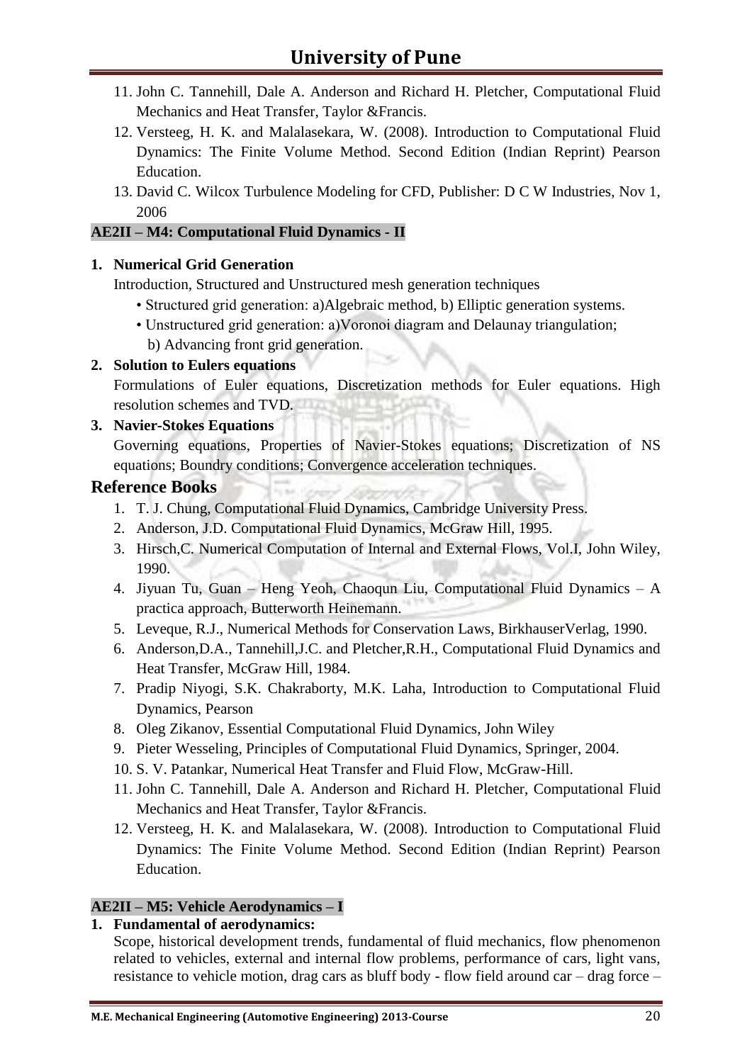11. John C. Tannehill, Dale A. Anderson and Richard H. Pletcher, Computational Fluid Mechanics and Heat Transfer, Taylor &Francis.
12. Versteeg, H. K. and Malalasekara, W. (2008). Introduction to Computational Fluid Dynamics: The Finite Volume Method. Second Edition (Indian Reprint) Pearson Education.
13. David C. Wilcox Turbulence Modeling for CFD, Publisher: D C W Industries, Nov 1, 2006

**AE2II – M4: Computational Fluid Dynamics - II**

1. **Numerical Grid Generation**

   Introduction, Structured and Unstructured mesh generation techniques

   - Structured grid generation: a)Algebraic method, b) Elliptic generation systems.
   - Unstructured grid generation: a)Voronoi diagram and Delaunay triangulation; b) Advancing front grid generation.

2. **Solution to Eulers equations**

   Formulations of Euler equations, Discretization methods for Euler equations. High resolution schemes and TVD.

3. **Navier-Stokes Equations**

   Governing equations, Properties of Navier-Stokes equations; Discretization of NS equations; Boundry conditions; Convergence acceleration techniques.

## Reference Books

1. T. J. Chung, Computational Fluid Dynamics, Cambridge University Press.
2. Anderson, J.D. Computational Fluid Dynamics, McGraw Hill, 1995.
3. Hirsch,C. Numerical Computation of Internal and External Flows, Vol.I, John Wiley, 1990.
4. Jiyuan Tu, Guan – Heng Yeoh, Chaoqun Liu, Computational Fluid Dynamics – A practica approach, Butterworth Heinemann.
5. Leveque, R.J., Numerical Methods for Conservation Laws, BirkhauserVerlag, 1990.
6. Anderson,D.A., Tannehill,J.C. and Pletcher,R.H., Computational Fluid Dynamics and Heat Transfer, McGraw Hill, 1984.
7. Pradip Niyogi, S.K. Chakraborty, M.K. Laha, Introduction to Computational Fluid Dynamics, Pearson
8. Oleg Zikanov, Essential Computational Fluid Dynamics, John Wiley
9. Pieter Wesseling, Principles of Computational Fluid Dynamics, Springer, 2004.
10. S. V. Patankar, Numerical Heat Transfer and Fluid Flow, McGraw-Hill.
11. John C. Tannehill, Dale A. Anderson and Richard H. Pletcher, Computational Fluid Mechanics and Heat Transfer, Taylor &Francis.
12. Versteeg, H. K. and Malalasekara, W. (2008). Introduction to Computational Fluid Dynamics: The Finite Volume Method. Second Edition (Indian Reprint) Pearson Education.

**AE2II – M5: Vehicle Aerodynamics – I**

1. **Fundamental of aerodynamics:**

   Scope, historical development trends, fundamental of fluid mechanics, flow phenomenon related to vehicles, external and internal flow problems, performance of cars, light vans, resistance to vehicle motion, drag cars as bluff body - flow field around car – drag force –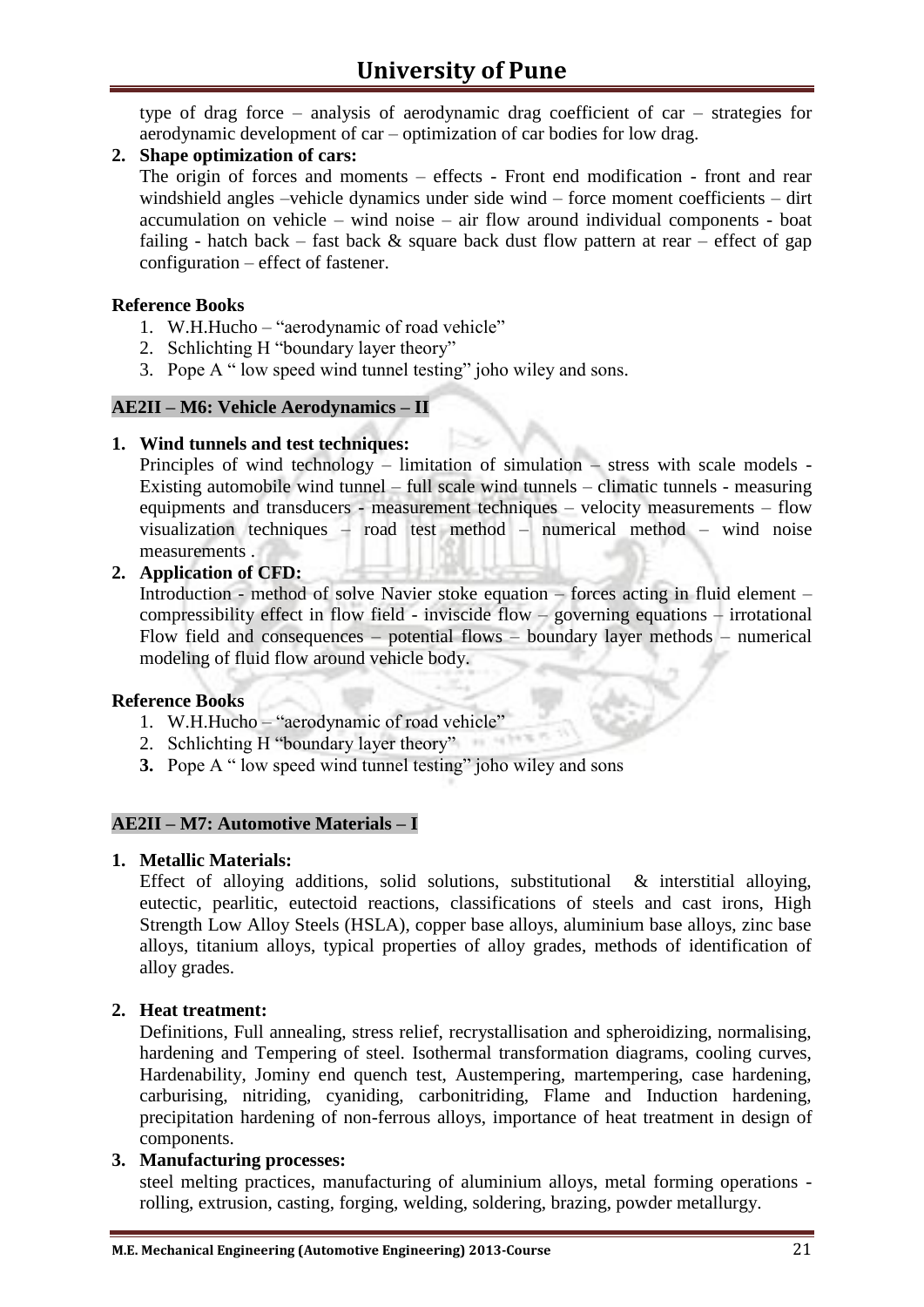type of drag force – analysis of aerodynamic drag coefficient of car – strategies for aerodynamic development of car – optimization of car bodies for low drag.

2. **Shape optimization of cars:**
   The origin of forces and moments – effects - Front end modification - front and rear windshield angles –vehicle dynamics under side wind – force moment coefficients – dirt accumulation on vehicle – wind noise – air flow around individual components - boat failing - hatch back – fast back & square back dust flow pattern at rear – effect of gap configuration – effect of fastener.

**Reference Books**

1. W.H.Hucho – "aerodynamic of road vehicle"
2. Schlichting H "boundary layer theory"
3. Pope A " low speed wind tunnel testing" joho wiley and sons.

### AE2II – M6: Vehicle Aerodynamics – II

1. **Wind tunnels and test techniques:**
   Principles of wind technology – limitation of simulation – stress with scale models - Existing automobile wind tunnel – full scale wind tunnels – climatic tunnels - measuring equipments and transducers - measurement techniques – velocity measurements – flow visualization techniques – road test method – numerical method – wind noise measurements .
2. **Application of CFD:**
   Introduction - method of solve Navier stoke equation – forces acting in fluid element – compressibility effect in flow field - inviscide flow – governing equations – irrotational Flow field and consequences – potential flows – boundary layer methods – numerical modeling of fluid flow around vehicle body.

**Reference Books**

1. W.H.Hucho – "aerodynamic of road vehicle"
2. Schlichting H "boundary layer theory"
3. Pope A " low speed wind tunnel testing" joho wiley and sons

### AE2II – M7: Automotive Materials – I

1. **Metallic Materials:**
   Effect of alloying additions, solid solutions, substitutional & interstitial alloying, eutectic, pearlitic, eutectoid reactions, classifications of steels and cast irons, High Strength Low Alloy Steels (HSLA), copper base alloys, aluminium base alloys, zinc base alloys, titanium alloys, typical properties of alloy grades, methods of identification of alloy grades.

2. **Heat treatment:**
   Definitions, Full annealing, stress relief, recrystallisation and spheroidizing, normalising, hardening and Tempering of steel. Isothermal transformation diagrams, cooling curves, Hardenability, Jominy end quench test, Austempering, martempering, case hardening, carburising, nitriding, cyaniding, carbonitriding, Flame and Induction hardening, precipitation hardening of non-ferrous alloys, importance of heat treatment in design of components.
3. **Manufacturing processes:**
   steel melting practices, manufacturing of aluminium alloys, metal forming operations - rolling, extrusion, casting, forging, welding, soldering, brazing, powder metallurgy.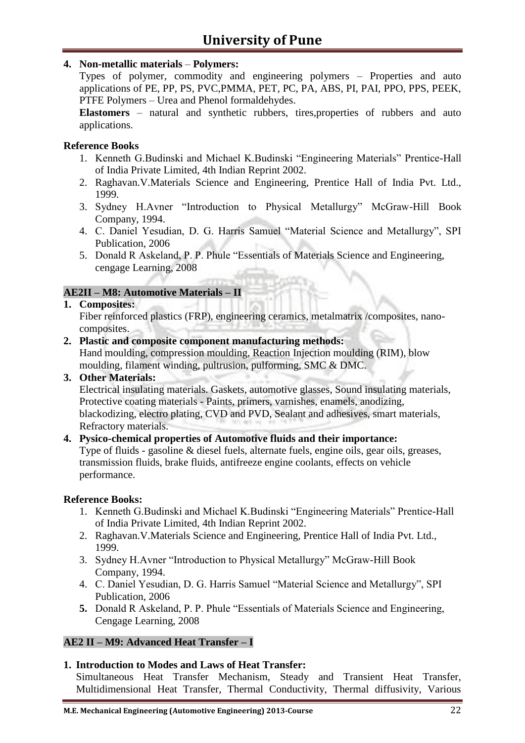4. **Non-metallic materials** – **Polymers:**
   Types of polymer, commodity and engineering polymers – Properties and auto applications of PE, PP, PS, PVC,PMMA, PET, PC, PA, ABS, PI, PAI, PPO, PPS, PEEK, PTFE Polymers – Urea and Phenol formaldehydes.
   **Elastomers** – natural and synthetic rubbers, tires,properties of rubbers and auto applications.

**Reference Books**

1. Kenneth G.Budinski and Michael K.Budinski "Engineering Materials" Prentice-Hall of India Private Limited, 4th Indian Reprint 2002.
2. Raghavan.V.Materials Science and Engineering, Prentice Hall of India Pvt. Ltd., 1999.
3. Sydney H.Avner "Introduction to Physical Metallurgy" McGraw-Hill Book Company, 1994.
4. C. Daniel Yesudian, D. G. Harris Samuel "Material Science and Metallurgy", SPI Publication, 2006
5. Donald R Askeland, P. P. Phule "Essentials of Materials Science and Engineering, cengage Learning, 2008

## AE2II – M8: Automotive Materials – II

1. **Composites:**
   Fiber reinforced plastics (FRP), engineering ceramics, metalmatrix /composites, nano-composites.
2. **Plastic and composite component manufacturing methods:**
   Hand moulding, compression moulding, Reaction Injection moulding (RIM), blow moulding, filament winding, pultrusion, pulforming, SMC & DMC.
3. **Other Materials:**
   Electrical insulating materials. Gaskets, automotive glasses, Sound insulating materials, Protective coating materials - Paints, primers, varnishes, enamels, anodizing, blackodizing, electro plating, CVD and PVD, Sealant and adhesives, smart materials, Refractory materials.
4. **Pysico-chemical properties of Automotive fluids and their importance:**
   Type of fluids - gasoline & diesel fuels, alternate fuels, engine oils, gear oils, greases, transmission fluids, brake fluids, antifreeze engine coolants, effects on vehicle performance.

**Reference Books:**

1. Kenneth G.Budinski and Michael K.Budinski "Engineering Materials" Prentice-Hall of India Private Limited, 4th Indian Reprint 2002.
2. Raghavan.V.Materials Science and Engineering, Prentice Hall of India Pvt. Ltd., 1999.
3. Sydney H.Avner "Introduction to Physical Metallurgy" McGraw-Hill Book Company, 1994.
4. C. Daniel Yesudian, D. G. Harris Samuel "Material Science and Metallurgy", SPI Publication, 2006
5. Donald R Askeland, P. P. Phule "Essentials of Materials Science and Engineering, Cengage Learning, 2008

## AE2 II – M9: Advanced Heat Transfer – I

1. **Introduction to Modes and Laws of Heat Transfer:**
   Simultaneous Heat Transfer Mechanism, Steady and Transient Heat Transfer, Multidimensional Heat Transfer, Thermal Conductivity, Thermal diffusivity, Various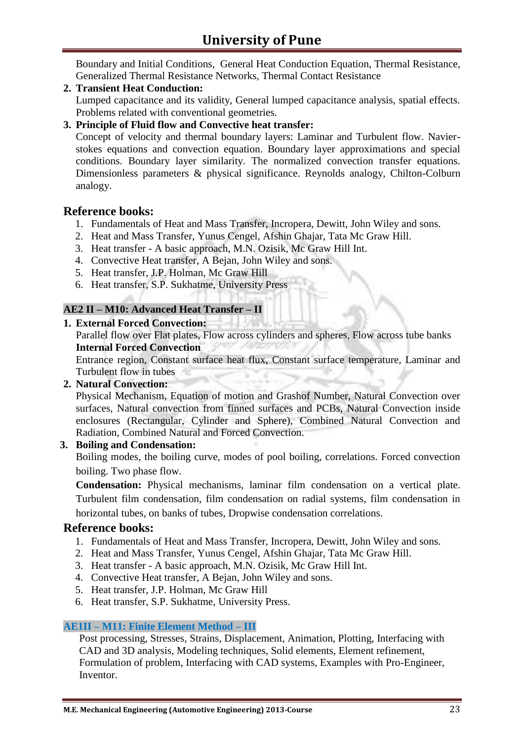Boundary and Initial Conditions, General Heat Conduction Equation, Thermal Resistance, Generalized Thermal Resistance Networks, Thermal Contact Resistance

2. **Transient Heat Conduction:**
   Lumped capacitance and its validity, General lumped capacitance analysis, spatial effects. Problems related with conventional geometries.

3. **Principle of Fluid flow and Convective heat transfer:**
   Concept of velocity and thermal boundary layers: Laminar and Turbulent flow. Navier-stokes equations and convection equation. Boundary layer approximations and special conditions. Boundary layer similarity. The normalized convection transfer equations. Dimensionless parameters & physical significance. Reynolds analogy, Chilton-Colburn analogy.

## Reference books:

1. Fundamentals of Heat and Mass Transfer, Incropera, Dewitt, John Wiley and sons.
2. Heat and Mass Transfer, Yunus Cengel, Afshin Ghajar, Tata Mc Graw Hill.
3. Heat transfer - A basic approach, M.N. Ozisik, Mc Graw Hill Int.
4. Convective Heat transfer, A Bejan, John Wiley and sons.
5. Heat transfer, J.P. Holman, Mc Graw Hill
6. Heat transfer, S.P. Sukhatme, University Press

### AE2 II – M10: Advanced Heat Transfer – II

1. **External Forced Convection:**
   Parallel flow over Flat plates, Flow across cylinders and spheres, Flow across tube banks
   **Internal Forced Convection**
   Entrance region, Constant surface heat flux, Constant surface temperature, Laminar and Turbulent flow in tubes

2. **Natural Convection:**
   Physical Mechanism, Equation of motion and Grashof Number, Natural Convection over surfaces, Natural convection from finned surfaces and PCBs, Natural Convection inside enclosures (Rectangular, Cylinder and Sphere), Combined Natural Convection and Radiation, Combined Natural and Forced Convection.

3. **Boiling and Condensation:**
   Boiling modes, the boiling curve, modes of pool boiling, correlations. Forced convection boiling. Two phase flow.

   **Condensation:** Physical mechanisms, laminar film condensation on a vertical plate. Turbulent film condensation, film condensation on radial systems, film condensation in horizontal tubes, on banks of tubes, Dropwise condensation correlations.

## Reference books:

1. Fundamentals of Heat and Mass Transfer, Incropera, Dewitt, John Wiley and sons.
2. Heat and Mass Transfer, Yunus Cengel, Afshin Ghajar, Tata Mc Graw Hill.
3. Heat transfer - A basic approach, M.N. Ozisik, Mc Graw Hill Int.
4. Convective Heat transfer, A Bejan, John Wiley and sons.
5. Heat transfer, J.P. Holman, Mc Graw Hill
6. Heat transfer, S.P. Sukhatme, University Press.

### AE1II – M11: Finite Element Method – III

Post processing, Stresses, Strains, Displacement, Animation, Plotting, Interfacing with CAD and 3D analysis, Modeling techniques, Solid elements, Element refinement, Formulation of problem, Interfacing with CAD systems, Examples with Pro-Engineer, Inventor.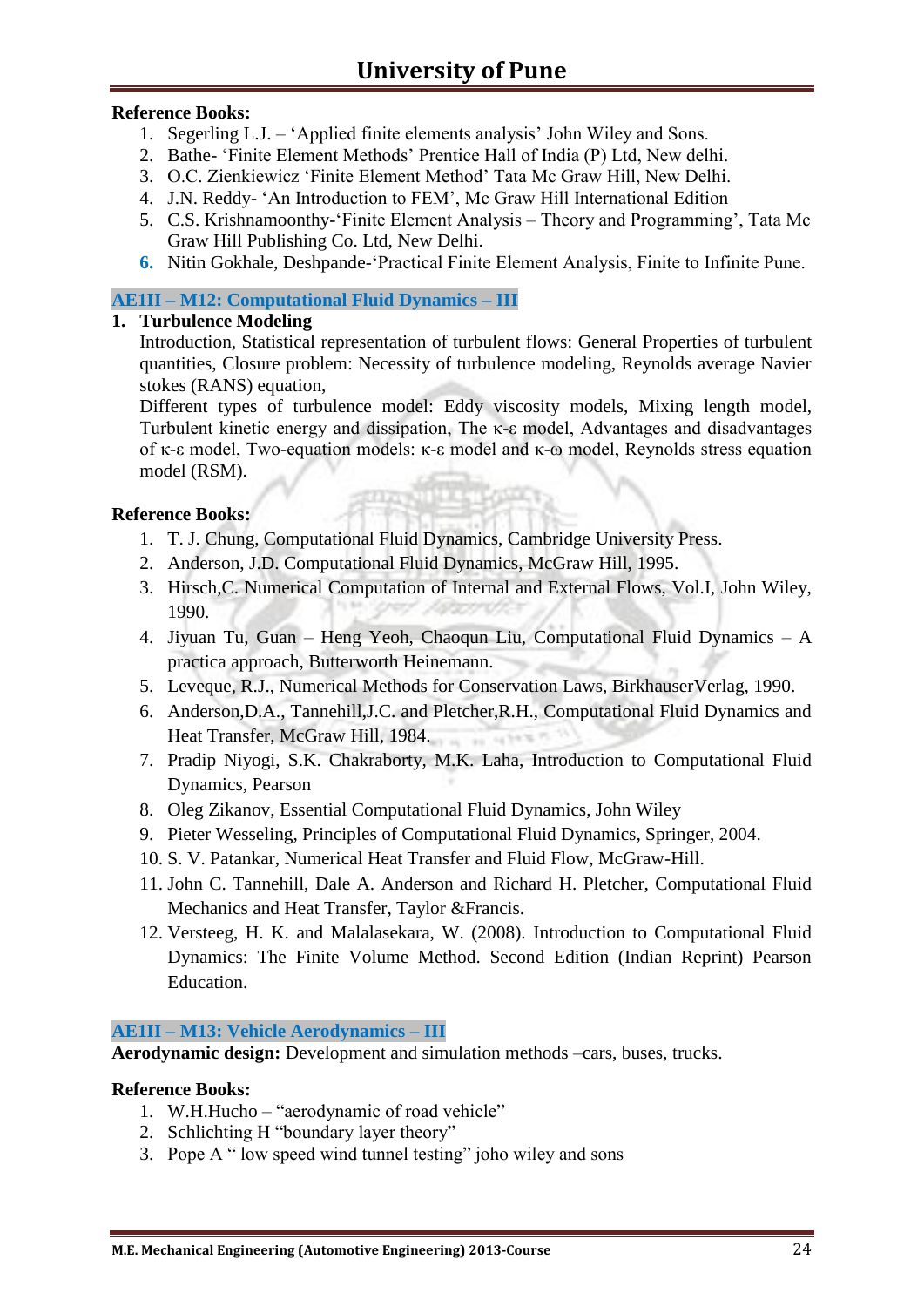**Reference Books:**

1. Segerling L.J. – 'Applied finite elements analysis' John Wiley and Sons.
2. Bathe- 'Finite Element Methods' Prentice Hall of India (P) Ltd, New delhi.
3. O.C. Zienkiewicz 'Finite Element Method' Tata Mc Graw Hill, New Delhi.
4. J.N. Reddy- 'An Introduction to FEM', Mc Graw Hill International Edition
5. C.S. Krishnamoonthy-'Finite Element Analysis – Theory and Programming', Tata Mc Graw Hill Publishing Co. Ltd, New Delhi.
6. Nitin Gokhale, Deshpande-'Practical Finite Element Analysis, Finite to Infinite Pune.

## AE1II – M12: Computational Fluid Dynamics – III

**1. Turbulence Modeling**

Introduction, Statistical representation of turbulent flows: General Properties of turbulent quantities, Closure problem: Necessity of turbulence modeling, Reynolds average Navier stokes (RANS) equation,

Different types of turbulence model: Eddy viscosity models, Mixing length model, Turbulent kinetic energy and dissipation, The $\kappa$-$\varepsilon$ model, Advantages and disadvantages of $\kappa$-$\varepsilon$ model, Two-equation models: $\kappa$-$\varepsilon$ model and $\kappa$-$\omega$ model, Reynolds stress equation model (RSM).

**Reference Books:**

1. T. J. Chung, Computational Fluid Dynamics, Cambridge University Press.
2. Anderson, J.D. Computational Fluid Dynamics, McGraw Hill, 1995.
3. Hirsch,C. Numerical Computation of Internal and External Flows, Vol.I, John Wiley, 1990.
4. Jiyuan Tu, Guan – Heng Yeoh, Chaoqun Liu, Computational Fluid Dynamics – A practica approach, Butterworth Heinemann.
5. Leveque, R.J., Numerical Methods for Conservation Laws, BirkhauserVerlag, 1990.
6. Anderson,D.A., Tannehill,J.C. and Pletcher,R.H., Computational Fluid Dynamics and Heat Transfer, McGraw Hill, 1984.
7. Pradip Niyogi, S.K. Chakraborty, M.K. Laha, Introduction to Computational Fluid Dynamics, Pearson
8. Oleg Zikanov, Essential Computational Fluid Dynamics, John Wiley
9. Pieter Wesseling, Principles of Computational Fluid Dynamics, Springer, 2004.
10. S. V. Patankar, Numerical Heat Transfer and Fluid Flow, McGraw-Hill.
11. John C. Tannehill, Dale A. Anderson and Richard H. Pletcher, Computational Fluid Mechanics and Heat Transfer, Taylor &Francis.
12. Versteeg, H. K. and Malalasekara, W. (2008). Introduction to Computational Fluid Dynamics: The Finite Volume Method. Second Edition (Indian Reprint) Pearson Education.

## AE1II – M13: Vehicle Aerodynamics – III

**Aerodynamic design:** Development and simulation methods –cars, buses, trucks.

**Reference Books:**

1. W.H.Hucho – "aerodynamic of road vehicle"
2. Schlichting H "boundary layer theory"
3. Pope A " low speed wind tunnel testing" joho wiley and sons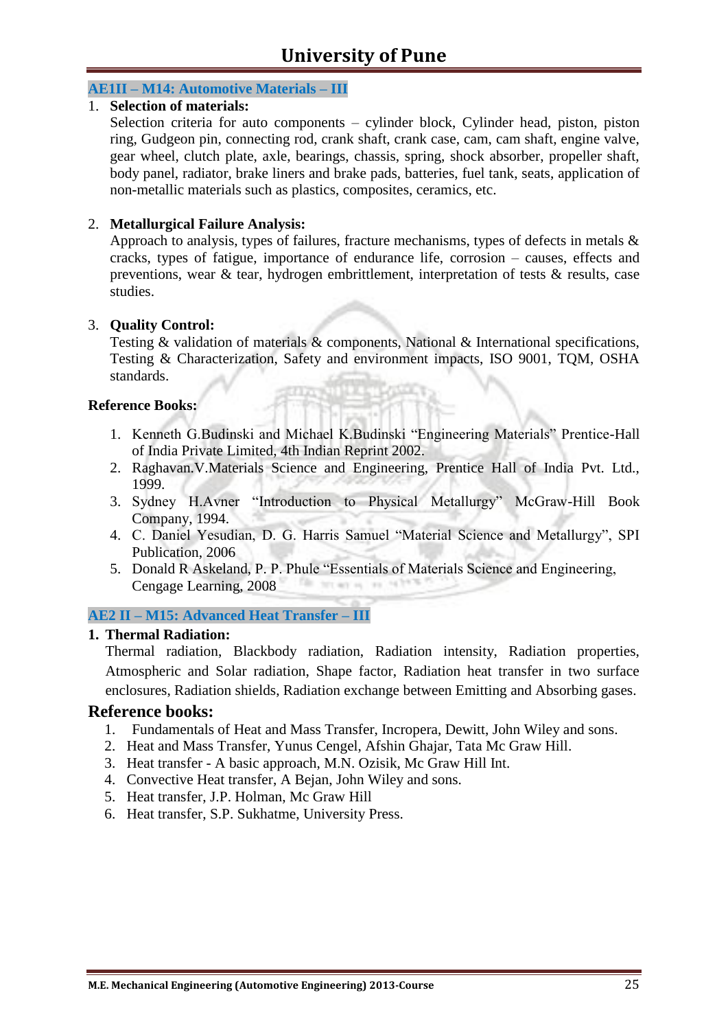### AE1II – M14: Automotive Materials – III

1. **Selection of materials:**
   Selection criteria for auto components – cylinder block, Cylinder head, piston, piston ring, Gudgeon pin, connecting rod, crank shaft, crank case, cam, cam shaft, engine valve, gear wheel, clutch plate, axle, bearings, chassis, spring, shock absorber, propeller shaft, body panel, radiator, brake liners and brake pads, batteries, fuel tank, seats, application of non-metallic materials such as plastics, composites, ceramics, etc.

2. **Metallurgical Failure Analysis:**
   Approach to analysis, types of failures, fracture mechanisms, types of defects in metals & cracks, types of fatigue, importance of endurance life, corrosion – causes, effects and preventions, wear & tear, hydrogen embrittlement, interpretation of tests & results, case studies.

3. **Quality Control:**
   Testing & validation of materials & components, National & International specifications, Testing & Characterization, Safety and environment impacts, ISO 9001, TQM, OSHA standards.

**Reference Books:**

1. Kenneth G.Budinski and Michael K.Budinski "Engineering Materials" Prentice-Hall of India Private Limited, 4th Indian Reprint 2002.
2. Raghavan.V.Materials Science and Engineering, Prentice Hall of India Pvt. Ltd., 1999.
3. Sydney H.Avner "Introduction to Physical Metallurgy" McGraw-Hill Book Company, 1994.
4. C. Daniel Yesudian, D. G. Harris Samuel "Material Science and Metallurgy", SPI Publication, 2006
5. Donald R Askeland, P. P. Phule "Essentials of Materials Science and Engineering, Cengage Learning, 2008

### AE2 II – M15: Advanced Heat Transfer – III

**1. Thermal Radiation:**

Thermal radiation, Blackbody radiation, Radiation intensity, Radiation properties, Atmospheric and Solar radiation, Shape factor, Radiation heat transfer in two surface enclosures, Radiation shields, Radiation exchange between Emitting and Absorbing gases.

## Reference books:

1. Fundamentals of Heat and Mass Transfer, Incropera, Dewitt, John Wiley and sons.
2. Heat and Mass Transfer, Yunus Cengel, Afshin Ghajar, Tata Mc Graw Hill.
3. Heat transfer - A basic approach, M.N. Ozisik, Mc Graw Hill Int.
4. Convective Heat transfer, A Bejan, John Wiley and sons.
5. Heat transfer, J.P. Holman, Mc Graw Hill
6. Heat transfer, S.P. Sukhatme, University Press.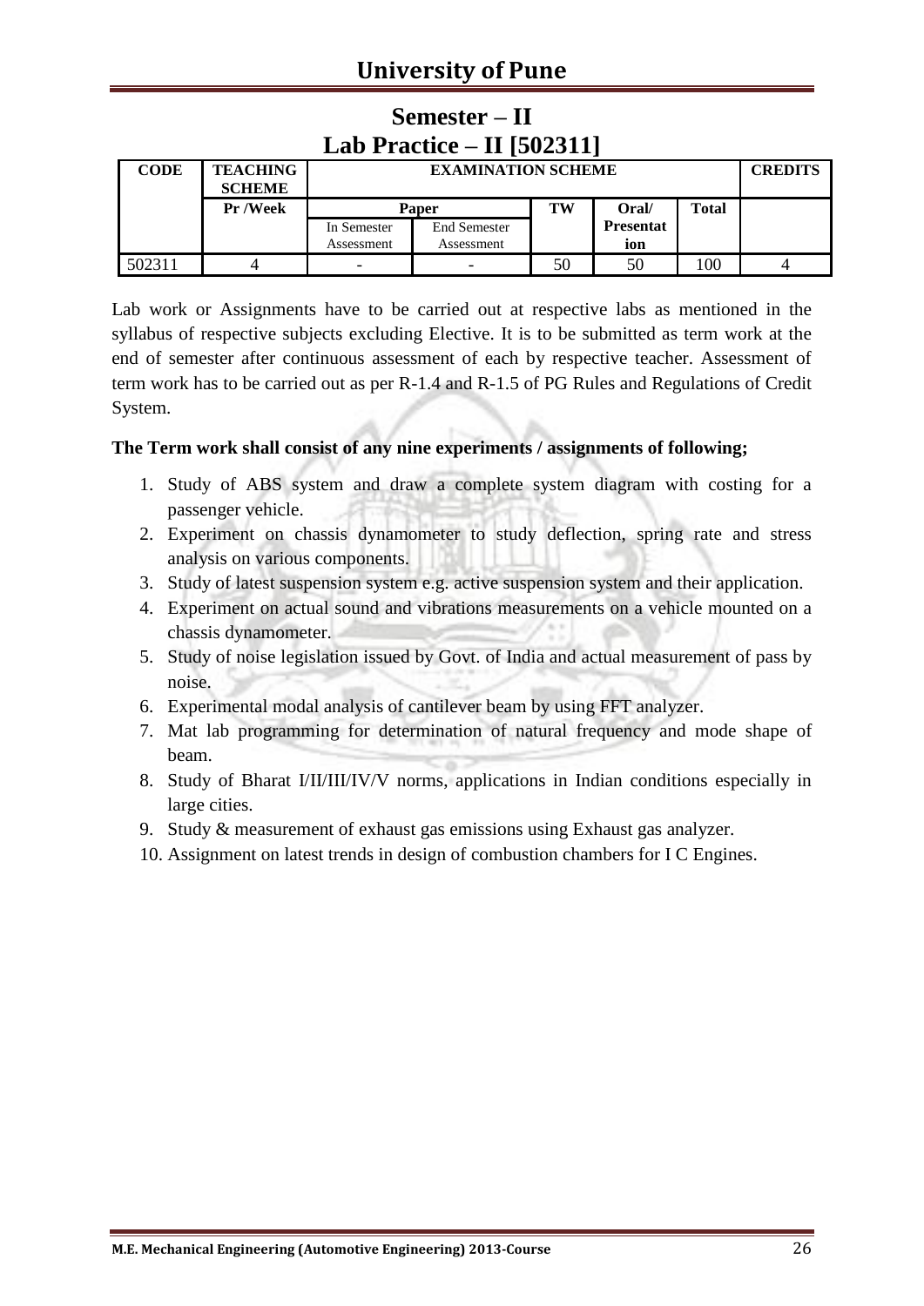## Semester – II

## Lab Practice – II [502311]

| CODE | TEACHING SCHEME | EXAMINATION SCHEME | | | | | CREDITS |
|---|---|---|---|---|---|---|---|
| | Pr /Week | Paper | | TW | Oral/ Presentation | Total | |
| | | In Semester Assessment | End Semester Assessment | | | | |
| 502311 | 4 | - | - | 50 | 50 | 100 | 4 |

Lab work or Assignments have to be carried out at respective labs as mentioned in the syllabus of respective subjects excluding Elective. It is to be submitted as term work at the end of semester after continuous assessment of each by respective teacher. Assessment of term work has to be carried out as per R-1.4 and R-1.5 of PG Rules and Regulations of Credit System.

**The Term work shall consist of any nine experiments / assignments of following;**

1. Study of ABS system and draw a complete system diagram with costing for a passenger vehicle.
2. Experiment on chassis dynamometer to study deflection, spring rate and stress analysis on various components.
3. Study of latest suspension system e.g. active suspension system and their application.
4. Experiment on actual sound and vibrations measurements on a vehicle mounted on a chassis dynamometer.
5. Study of noise legislation issued by Govt. of India and actual measurement of pass by noise.
6. Experimental modal analysis of cantilever beam by using FFT analyzer.
7. Mat lab programming for determination of natural frequency and mode shape of beam.
8. Study of Bharat I/II/III/IV/V norms, applications in Indian conditions especially in large cities.
9. Study & measurement of exhaust gas emissions using Exhaust gas analyzer.
10. Assignment on latest trends in design of combustion chambers for I C Engines.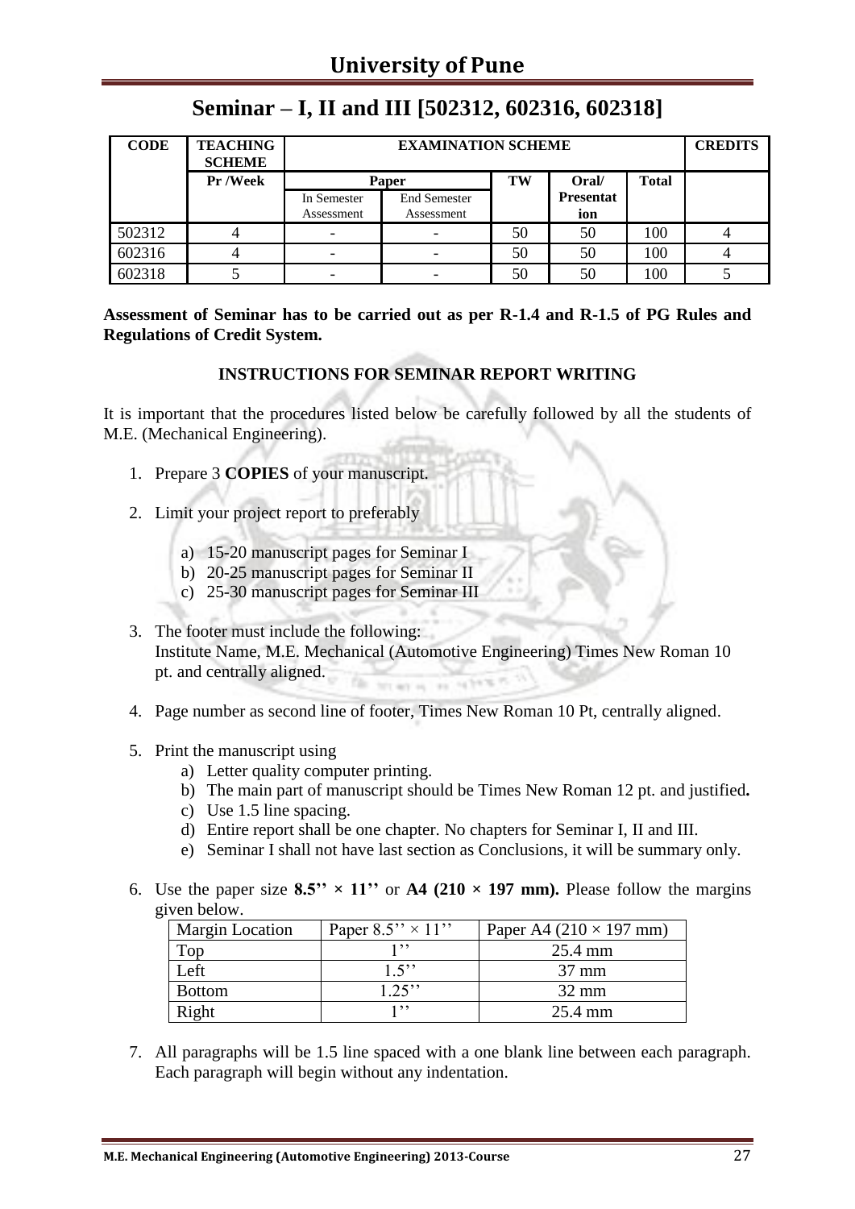## Seminar – I, II and III [502312, 602316, 602318]

| CODE | TEACHING SCHEME | EXAMINATION SCHEME | | | | | CREDITS |
|---|---|---|---|---|---|---|---|
| | Pr /Week | Paper | | TW | Oral/ Presentation | Total | |
| | | In Semester Assessment | End Semester Assessment | | | | |
| 502312 | 4 | - | - | 50 | 50 | 100 | 4 |
| 602316 | 4 | - | - | 50 | 50 | 100 | 4 |
| 602318 | 5 | - | - | 50 | 50 | 100 | 5 |

**Assessment of Seminar has to be carried out as per R-1.4 and R-1.5 of PG Rules and Regulations of Credit System.**

**INSTRUCTIONS FOR SEMINAR REPORT WRITING**

It is important that the procedures listed below be carefully followed by all the students of M.E. (Mechanical Engineering).

1. Prepare 3 **COPIES** of your manuscript.
2. Limit your project report to preferably
   a) 15-20 manuscript pages for Seminar I
   b) 20-25 manuscript pages for Seminar II
   c) 25-30 manuscript pages for Seminar III
3. The footer must include the following:
   Institute Name, M.E. Mechanical (Automotive Engineering) Times New Roman 10 pt. and centrally aligned.
4. Page number as second line of footer, Times New Roman 10 Pt, centrally aligned.
5. Print the manuscript using
   a) Letter quality computer printing.
   b) The main part of manuscript should be Times New Roman 12 pt. and justified**.**
   c) Use 1.5 line spacing.
   d) Entire report shall be one chapter. No chapters for Seminar I, II and III.
   e) Seminar I shall not have last section as Conclusions, it will be summary only.
6. Use the paper size **8.5'' × 11''** or **A4 (210 × 197 mm).** Please follow the margins given below.

| Margin Location | Paper 8.5'' × 11'' | Paper A4 (210 × 197 mm) |
|---|---|---|
| Top | 1'' | 25.4 mm |
| Left | 1.5'' | 37 mm |
| Bottom | 1.25'' | 32 mm |
| Right | 1'' | 25.4 mm |

7. All paragraphs will be 1.5 line spaced with a one blank line between each paragraph. Each paragraph will begin without any indentation.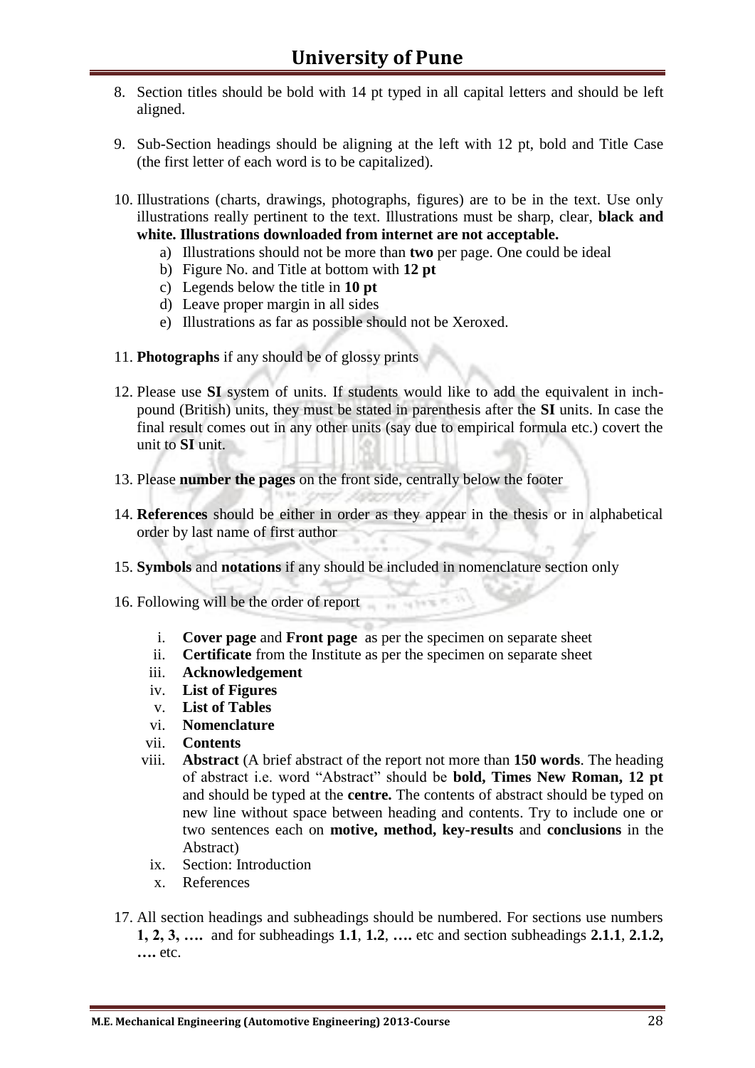8. Section titles should be bold with 14 pt typed in all capital letters and should be left aligned.

9. Sub-Section headings should be aligning at the left with 12 pt, bold and Title Case (the first letter of each word is to be capitalized).

10. Illustrations (charts, drawings, photographs, figures) are to be in the text. Use only illustrations really pertinent to the text. Illustrations must be sharp, clear, **black and white. Illustrations downloaded from internet are not acceptable.**
    a) Illustrations should not be more than **two** per page. One could be ideal
    b) Figure No. and Title at bottom with **12 pt**
    c) Legends below the title in **10 pt**
    d) Leave proper margin in all sides
    e) Illustrations as far as possible should not be Xeroxed.

11. **Photographs** if any should be of glossy prints

12. Please use **SI** system of units. If students would like to add the equivalent in inch-pound (British) units, they must be stated in parenthesis after the **SI** units. In case the final result comes out in any other units (say due to empirical formula etc.) covert the unit to **SI** unit.

13. Please **number the pages** on the front side, centrally below the footer

14. **References** should be either in order as they appear in the thesis or in alphabetical order by last name of first author

15. **Symbols** and **notations** if any should be included in nomenclature section only

16. Following will be the order of report
    i. **Cover page** and **Front page** as per the specimen on separate sheet
    ii. **Certificate** from the Institute as per the specimen on separate sheet
    iii. **Acknowledgement**
    iv. **List of Figures**
    v. **List of Tables**
    vi. **Nomenclature**
    vii. **Contents**
    viii. **Abstract** (A brief abstract of the report not more than **150 words**. The heading of abstract i.e. word "Abstract" should be **bold, Times New Roman, 12 pt** and should be typed at the **centre.** The contents of abstract should be typed on new line without space between heading and contents. Try to include one or two sentences each on **motive, method, key-results** and **conclusions** in the Abstract)
    ix. Section: Introduction
    x. References

17. All section headings and subheadings should be numbered. For sections use numbers **1, 2, 3, ….** and for subheadings **1.1**, **1.2**, **….** etc and section subheadings **2.1.1**, **2.1.2, ….** etc.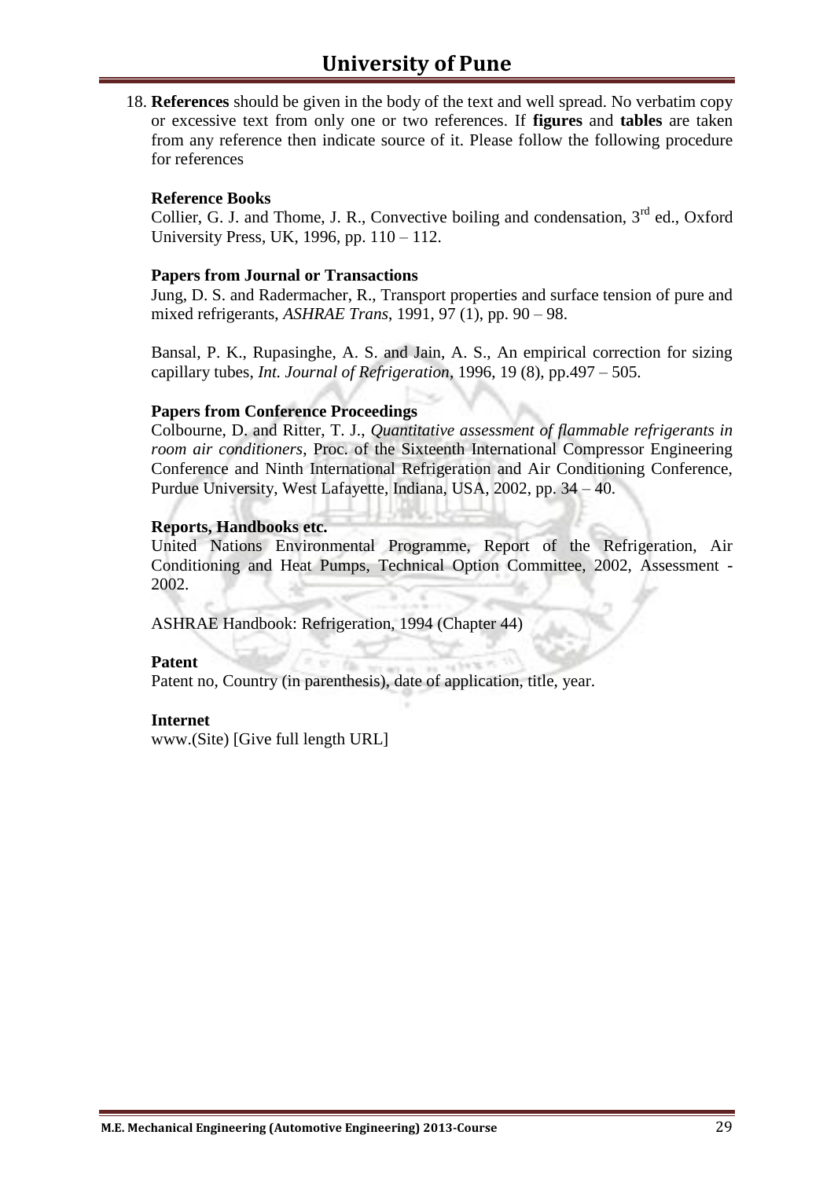18. **References** should be given in the body of the text and well spread. No verbatim copy or excessive text from only one or two references. If **figures** and **tables** are taken from any reference then indicate source of it. Please follow the following procedure for references

    **Reference Books**

    Collier, G. J. and Thome, J. R., Convective boiling and condensation, 3rd ed., Oxford University Press, UK, 1996, pp. 110 – 112.

    **Papers from Journal or Transactions**

    Jung, D. S. and Radermacher, R., Transport properties and surface tension of pure and mixed refrigerants, *ASHRAE Trans*, 1991, 97 (1), pp. 90 – 98.

    Bansal, P. K., Rupasinghe, A. S. and Jain, A. S., An empirical correction for sizing capillary tubes, *Int. Journal of Refrigeration*, 1996, 19 (8), pp.497 – 505.

    **Papers from Conference Proceedings**

    Colbourne, D. and Ritter, T. J., *Quantitative assessment of flammable refrigerants in room air conditioners*, Proc. of the Sixteenth International Compressor Engineering Conference and Ninth International Refrigeration and Air Conditioning Conference, Purdue University, West Lafayette, Indiana, USA, 2002, pp. 34 – 40.

    **Reports, Handbooks etc.**

    United Nations Environmental Programme, Report of the Refrigeration, Air Conditioning and Heat Pumps, Technical Option Committee, 2002, Assessment - 2002.

    ASHRAE Handbook: Refrigeration, 1994 (Chapter 44)

    **Patent**

    Patent no, Country (in parenthesis), date of application, title, year.

    **Internet**

    www.(Site) [Give full length URL]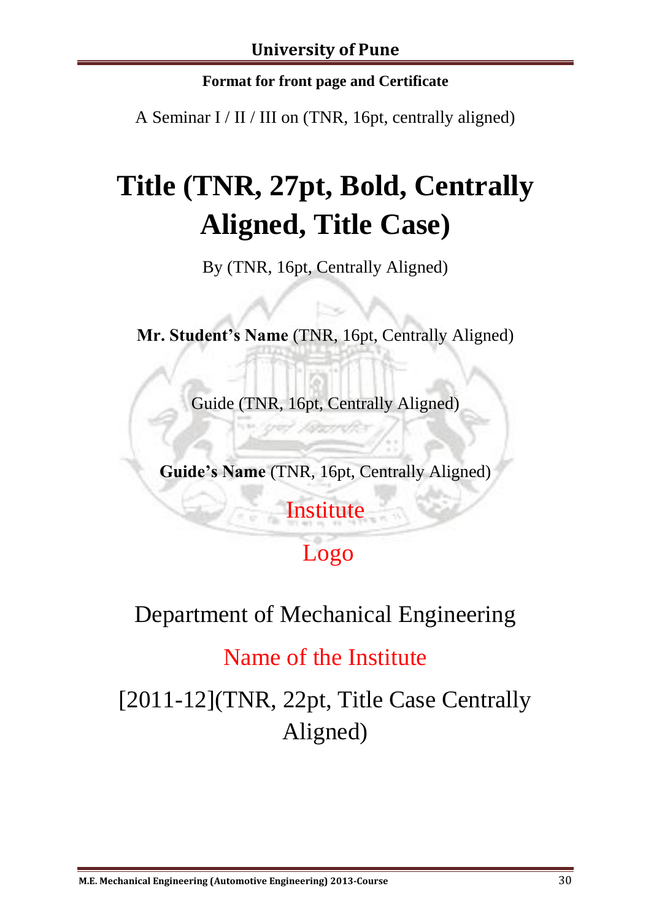**Format for front page and Certificate**

A Seminar I / II / III on (TNR, 16pt, centrally aligned)

# Title (TNR, 27pt, Bold, Centrally Aligned, Title Case)

By (TNR, 16pt, Centrally Aligned)

**Mr. Student's Name** (TNR, 16pt, Centrally Aligned)

Guide (TNR, 16pt, Centrally Aligned)

**Guide's Name** (TNR, 16pt, Centrally Aligned)

Institute

Logo

Department of Mechanical Engineering

Name of the Institute

[2011-12](TNR, 22pt, Title Case Centrally Aligned)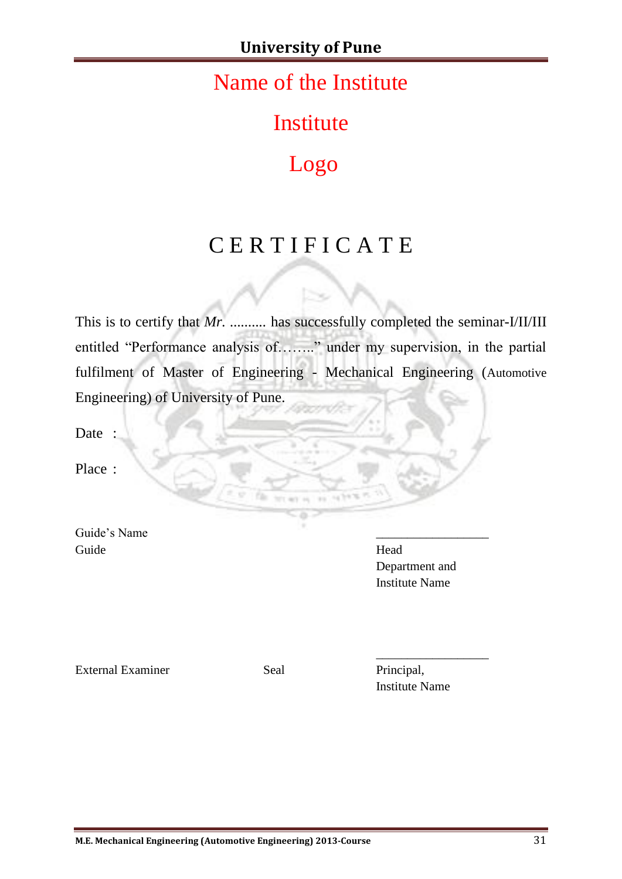Name of the Institute

Institute

Logo

# C E R T I F I C A T E

This is to certify that *Mr.* .......... has successfully completed the seminar-I/II/III entitled "Performance analysis of…….." under my supervision, in the partial fulfilment of Master of Engineering - Mechanical Engineering (Automotive Engineering) of University of Pune.

Date :

Place :

Guide's Name  
Guide

\_\_\_\_\_\_\_\_\_\_\_\_\_\_\_\_\_\_  
Head  
Department and  
Institute Name

External Examiner

Seal

\_\_\_\_\_\_\_\_\_\_\_\_\_\_\_\_\_\_  
Principal,  
Institute Name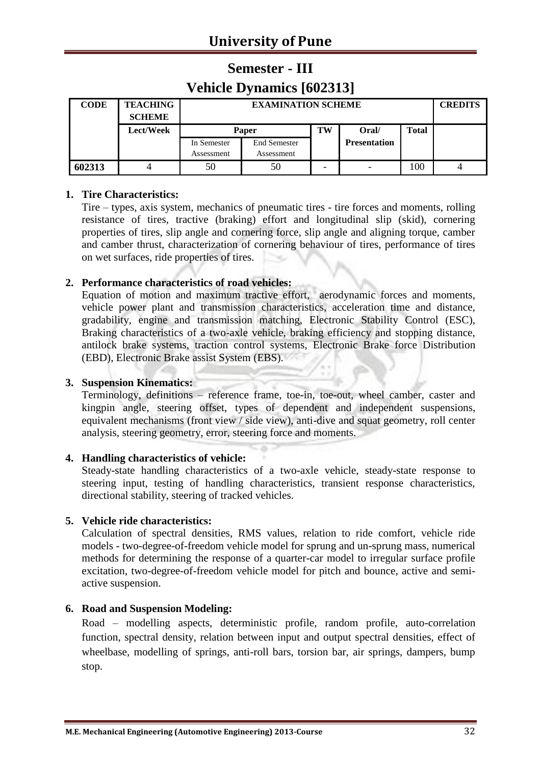## University of Pune

# Semester - III

# Vehicle Dynamics [602313]

| CODE | TEACHING SCHEME | EXAMINATION SCHEME | | | | | CREDITS |
|---|---|---|---|---|---|---|---|
| | Lect/Week | Paper | | TW | Oral/ Presentation | Total | |
| | | In Semester Assessment | End Semester Assessment | | | | |
| 602313 | 4 | 50 | 50 | - | - | 100 | 4 |

1. **Tire Characteristics:**
   Tire – types, axis system, mechanics of pneumatic tires - tire forces and moments, rolling resistance of tires, tractive (braking) effort and longitudinal slip (skid), cornering properties of tires, slip angle and cornering force, slip angle and aligning torque, camber and camber thrust, characterization of cornering behaviour of tires, performance of tires on wet surfaces, ride properties of tires.

2. **Performance characteristics of road vehicles:**
   Equation of motion and maximum tractive effort, aerodynamic forces and moments, vehicle power plant and transmission characteristics, acceleration time and distance, gradability, engine and transmission matching, Electronic Stability Control (ESC), Braking characteristics of a two-axle vehicle, braking efficiency and stopping distance, antilock brake systems, traction control systems, Electronic Brake force Distribution (EBD), Electronic Brake assist System (EBS).

3. **Suspension Kinematics:**
   Terminology, definitions – reference frame, toe-in, toe-out, wheel camber, caster and kingpin angle, steering offset, types of dependent and independent suspensions, equivalent mechanisms (front view / side view), anti-dive and squat geometry, roll center analysis, steering geometry, error, steering force and moments.

4. **Handling characteristics of vehicle:**
   Steady-state handling characteristics of a two-axle vehicle, steady-state response to steering input, testing of handling characteristics, transient response characteristics, directional stability, steering of tracked vehicles.

5. **Vehicle ride characteristics:**
   Calculation of spectral densities, RMS values, relation to ride comfort, vehicle ride models - two-degree-of-freedom vehicle model for sprung and un-sprung mass, numerical methods for determining the response of a quarter-car model to irregular surface profile excitation, two-degree-of-freedom vehicle model for pitch and bounce, active and semi-active suspension.

6. **Road and Suspension Modeling:**
   Road – modelling aspects, deterministic profile, random profile, auto-correlation function, spectral density, relation between input and output spectral densities, effect of wheelbase, modelling of springs, anti-roll bars, torsion bar, air springs, dampers, bump stop.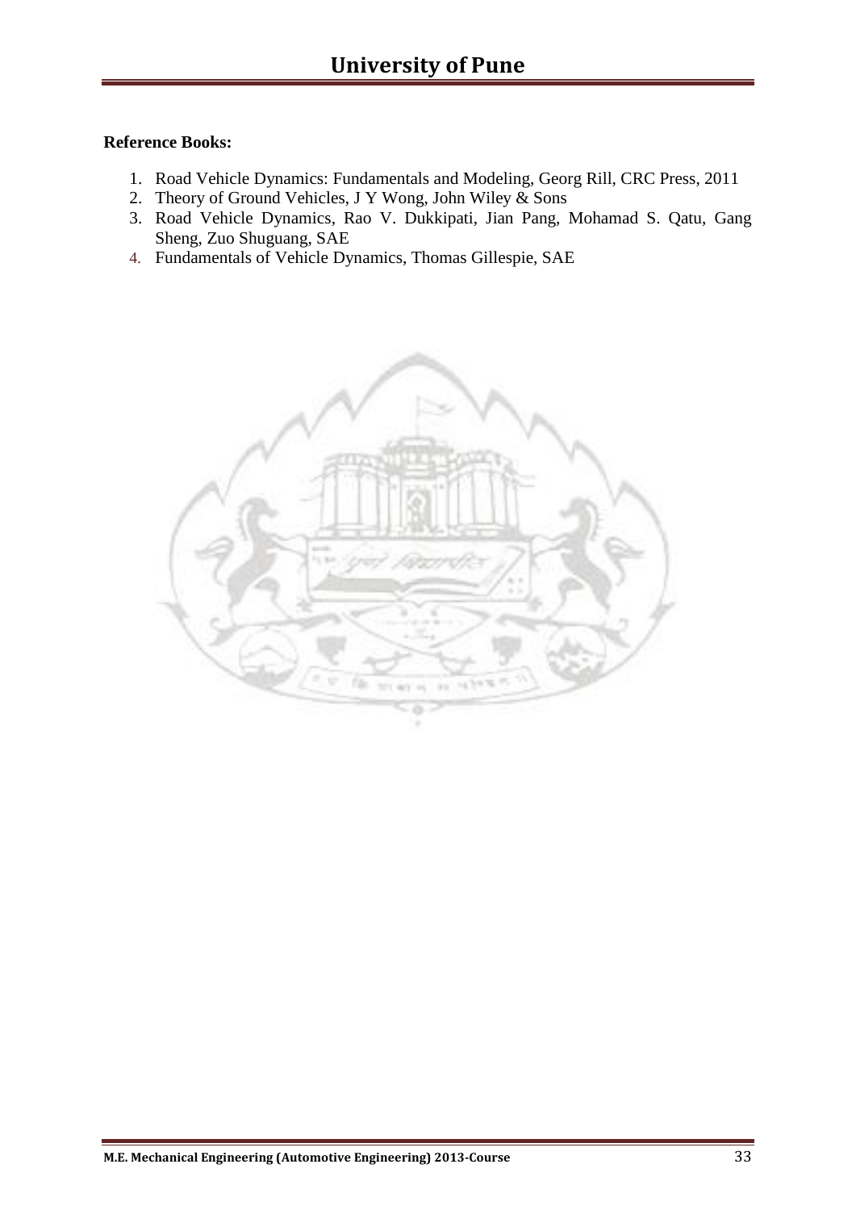**Reference Books:**

1. Road Vehicle Dynamics: Fundamentals and Modeling, Georg Rill, CRC Press, 2011
2. Theory of Ground Vehicles, J Y Wong, John Wiley & Sons
3. Road Vehicle Dynamics, Rao V. Dukkipati, Jian Pang, Mohamad S. Qatu, Gang Sheng, Zuo Shuguang, SAE
4. Fundamentals of Vehicle Dynamics, Thomas Gillespie, SAE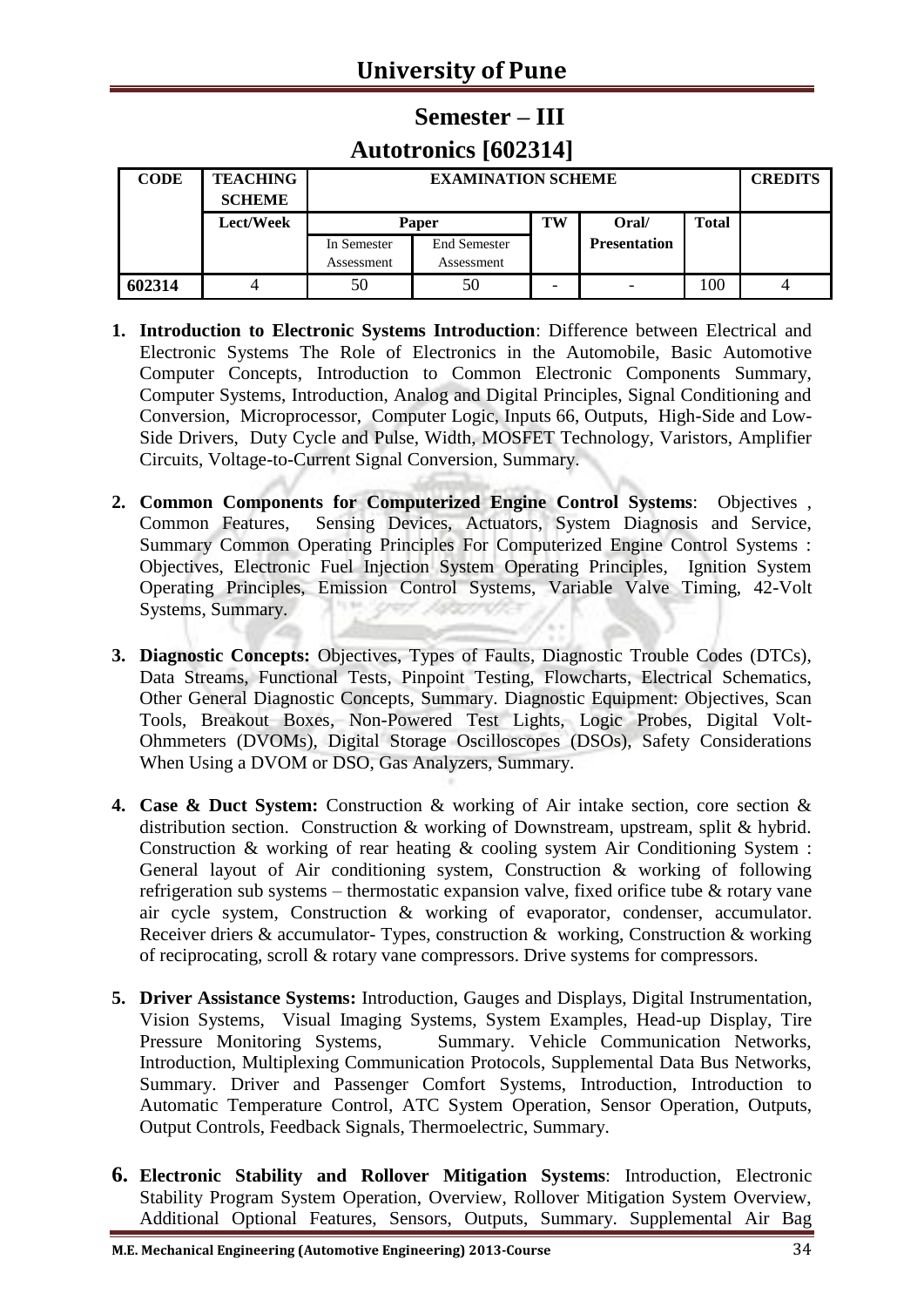## Semester – III

## Autotronics [602314]

| CODE | TEACHING SCHEME | EXAMINATION SCHEME | | | | | CREDITS |
|---|---|---|---|---|---|---|---|
| | Lect/Week | Paper | | TW | Oral/ Presentation | Total | |
| | | In Semester Assessment | End Semester Assessment | | | | |
| 602314 | 4 | 50 | 50 | - | - | 100 | 4 |

1. **Introduction to Electronic Systems Introduction**: Difference between Electrical and Electronic Systems The Role of Electronics in the Automobile, Basic Automotive Computer Concepts, Introduction to Common Electronic Components Summary, Computer Systems, Introduction, Analog and Digital Principles, Signal Conditioning and Conversion, Microprocessor, Computer Logic, Inputs 66, Outputs, High-Side and Low-Side Drivers, Duty Cycle and Pulse, Width, MOSFET Technology, Varistors, Amplifier Circuits, Voltage-to-Current Signal Conversion, Summary.

2. **Common Components for Computerized Engine Control Systems**: Objectives , Common Features, Sensing Devices, Actuators, System Diagnosis and Service, Summary Common Operating Principles For Computerized Engine Control Systems : Objectives, Electronic Fuel Injection System Operating Principles, Ignition System Operating Principles, Emission Control Systems, Variable Valve Timing, 42-Volt Systems, Summary.

3. **Diagnostic Concepts:** Objectives, Types of Faults, Diagnostic Trouble Codes (DTCs), Data Streams, Functional Tests, Pinpoint Testing, Flowcharts, Electrical Schematics, Other General Diagnostic Concepts, Summary. Diagnostic Equipment: Objectives, Scan Tools, Breakout Boxes, Non-Powered Test Lights, Logic Probes, Digital Volt-Ohmmeters (DVOMs), Digital Storage Oscilloscopes (DSOs), Safety Considerations When Using a DVOM or DSO, Gas Analyzers, Summary.

4. **Case & Duct System:** Construction & working of Air intake section, core section & distribution section. Construction & working of Downstream, upstream, split & hybrid. Construction & working of rear heating & cooling system Air Conditioning System : General layout of Air conditioning system, Construction & working of following refrigeration sub systems – thermostatic expansion valve, fixed orifice tube & rotary vane air cycle system, Construction & working of evaporator, condenser, accumulator. Receiver driers & accumulator- Types, construction & working, Construction & working of reciprocating, scroll & rotary vane compressors. Drive systems for compressors.

5. **Driver Assistance Systems:** Introduction, Gauges and Displays, Digital Instrumentation, Vision Systems, Visual Imaging Systems, System Examples, Head-up Display, Tire Pressure Monitoring Systems, Summary. Vehicle Communication Networks, Introduction, Multiplexing Communication Protocols, Supplemental Data Bus Networks, Summary. Driver and Passenger Comfort Systems, Introduction, Introduction to Automatic Temperature Control, ATC System Operation, Sensor Operation, Outputs, Output Controls, Feedback Signals, Thermoelectric, Summary.

6. **Electronic Stability and Rollover Mitigation Systems**: Introduction, Electronic Stability Program System Operation, Overview, Rollover Mitigation System Overview, Additional Optional Features, Sensors, Outputs, Summary. Supplemental Air Bag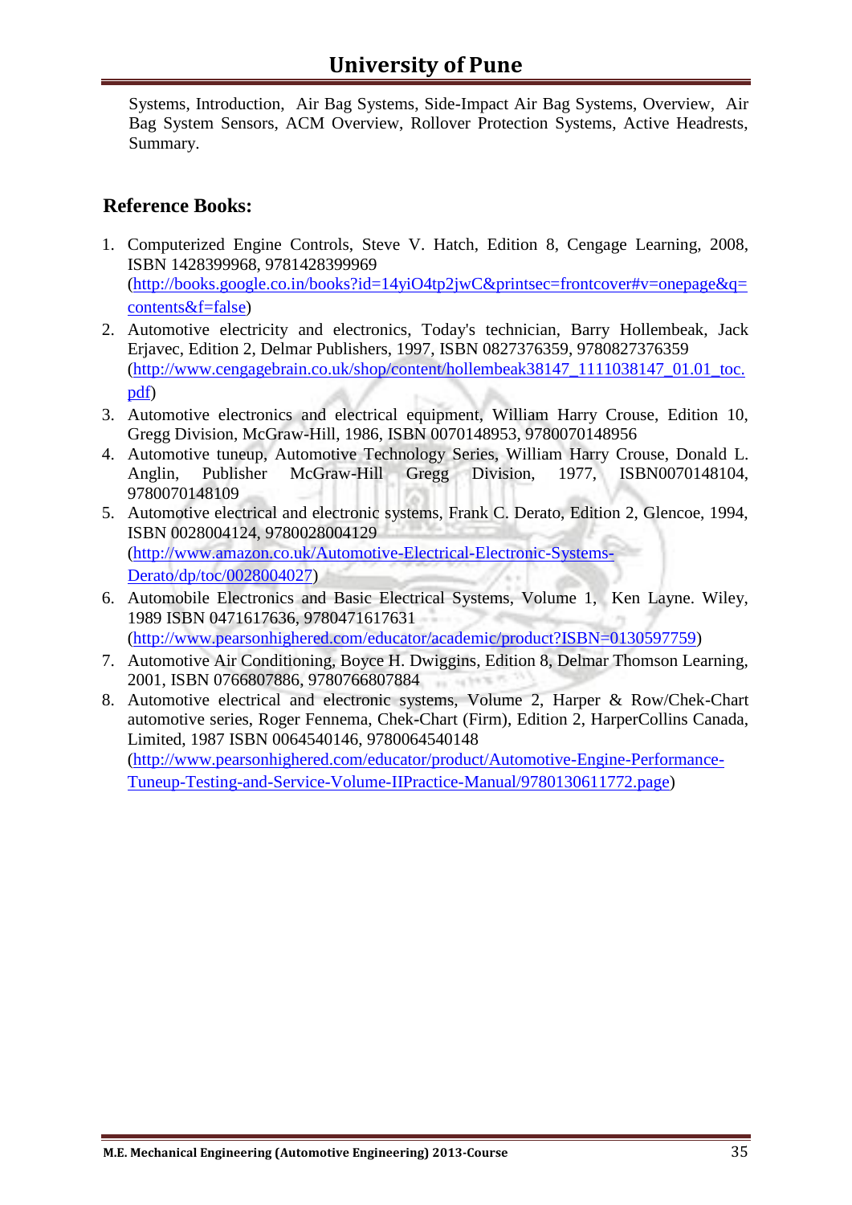Systems, Introduction, Air Bag Systems, Side-Impact Air Bag Systems, Overview, Air Bag System Sensors, ACM Overview, Rollover Protection Systems, Active Headrests, Summary.

## Reference Books:

1. Computerized Engine Controls, Steve V. Hatch, Edition 8, Cengage Learning, 2008, ISBN 1428399968, 9781428399969 (http://books.google.co.in/books?id=14yiO4tp2jwC&printsec=frontcover#v=onepage&q=contents&f=false)
2. Automotive electricity and electronics, Today's technician, Barry Hollembeak, Jack Erjavec, Edition 2, Delmar Publishers, 1997, ISBN 0827376359, 9780827376359 (http://www.cengagebrain.co.uk/shop/content/hollembeak38147_1111038147_01.01_toc.pdf)
3. Automotive electronics and electrical equipment, William Harry Crouse, Edition 10, Gregg Division, McGraw-Hill, 1986, ISBN 0070148953, 9780070148956
4. Automotive tuneup, Automotive Technology Series, William Harry Crouse, Donald L. Anglin, Publisher McGraw-Hill Gregg Division, 1977, ISBN0070148104, 9780070148109
5. Automotive electrical and electronic systems, Frank C. Derato, Edition 2, Glencoe, 1994, ISBN 0028004124, 9780028004129 (http://www.amazon.co.uk/Automotive-Electrical-Electronic-Systems-Derato/dp/toc/0028004027)
6. Automobile Electronics and Basic Electrical Systems, Volume 1, Ken Layne. Wiley, 1989 ISBN 0471617636, 9780471617631 (http://www.pearsonhighered.com/educator/academic/product?ISBN=0130597759)
7. Automotive Air Conditioning, Boyce H. Dwiggins, Edition 8, Delmar Thomson Learning, 2001, ISBN 0766807886, 9780766807884
8. Automotive electrical and electronic systems, Volume 2, Harper & Row/Chek-Chart automotive series, Roger Fennema, Chek-Chart (Firm), Edition 2, HarperCollins Canada, Limited, 1987 ISBN 0064540146, 9780064540148 (http://www.pearsonhighered.com/educator/product/Automotive-Engine-Performance-Tuneup-Testing-and-Service-Volume-IIPractice-Manual/9780130611772.page)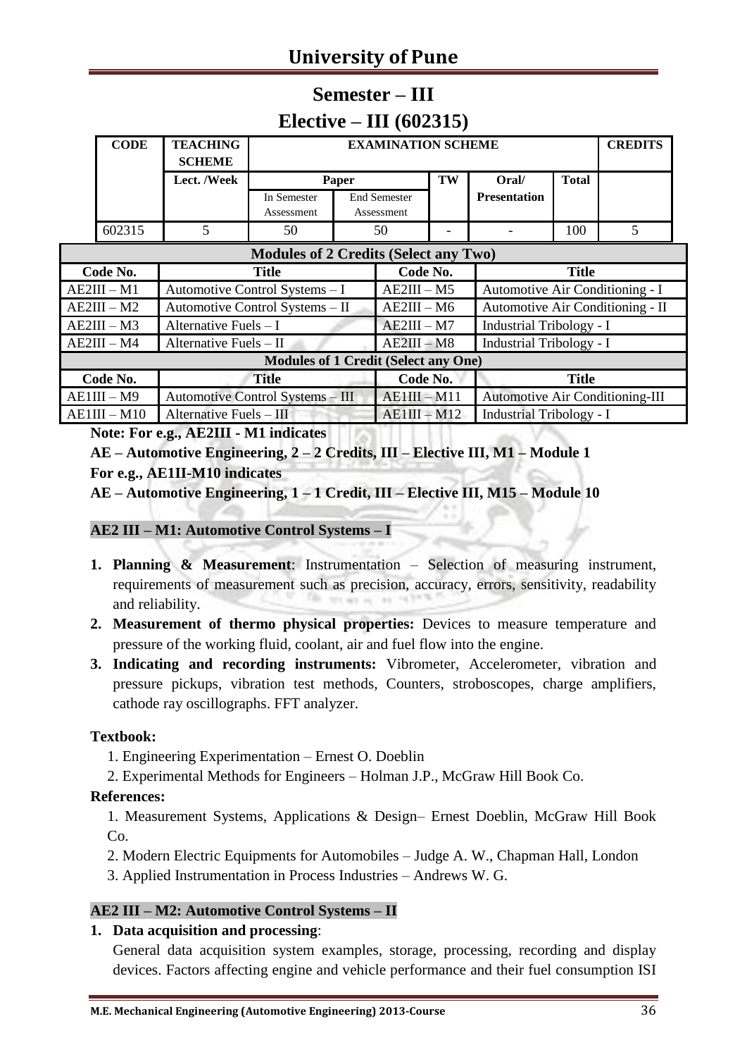# University of Pune

## Semester – III

## Elective – III (602315)

| CODE | TEACHING SCHEME | EXAMINATION SCHEME | | | | | CREDITS |
|---|---|---|---|---|---|---|---|
| | Lect. /Week | Paper | | TW | Oral/ Presentation | Total | |
| | | In Semester Assessment | End Semester Assessment | | | | |
| 602315 | 5 | 50 | 50 | - | - | 100 | 5 |

| Modules of 2 Credits (Select any Two) | | | |
|---|---|---|---|
| **Code No.** | **Title** | **Code No.** | **Title** |
| AE2III – M1 | Automotive Control Systems – I | AE2III – M5 | Automotive Air Conditioning - I |
| AE2III – M2 | Automotive Control Systems – II | AE2III – M6 | Automotive Air Conditioning - II |
| AE2III – M3 | Alternative Fuels – I | AE2III – M7 | Industrial Tribology - I |
| AE2III – M4 | Alternative Fuels – II | AE2III – M8 | Industrial Tribology - I |
| **Modules of 1 Credit (Select any One)** | | | |
| **Code No.** | **Title** | **Code No.** | **Title** |
| AE1III – M9 | Automotive Control Systems – III | AE1III – M11 | Automotive Air Conditioning-III |
| AE1III – M10 | Alternative Fuels – III | AE1III – M12 | Industrial Tribology - I |

**Note: For e.g., AE2III - M1 indicates**

**AE – Automotive Engineering, 2 – 2 Credits, III – Elective III, M1 – Module 1**

**For e.g., AE1II-M10 indicates**

**AE – Automotive Engineering, 1 – 1 Credit, III – Elective III, M15 – Module 10**

### AE2 III – M1: Automotive Control Systems – I

1. **Planning & Measurement**: Instrumentation – Selection of measuring instrument, requirements of measurement such as precision, accuracy, errors, sensitivity, readability and reliability.
2. **Measurement of thermo physical properties:** Devices to measure temperature and pressure of the working fluid, coolant, air and fuel flow into the engine.
3. **Indicating and recording instruments:** Vibrometer, Accelerometer, vibration and pressure pickups, vibration test methods, Counters, stroboscopes, charge amplifiers, cathode ray oscillographs. FFT analyzer.

**Textbook:**

1. Engineering Experimentation – Ernest O. Doeblin
2. Experimental Methods for Engineers – Holman J.P., McGraw Hill Book Co.

**References:**

1. Measurement Systems, Applications & Design– Ernest Doeblin, McGraw Hill Book Co.
2. Modern Electric Equipments for Automobiles – Judge A. W., Chapman Hall, London
3. Applied Instrumentation in Process Industries – Andrews W. G.

### AE2 III – M2: Automotive Control Systems – II

1. **Data acquisition and processing**:
   General data acquisition system examples, storage, processing, recording and display devices. Factors affecting engine and vehicle performance and their fuel consumption ISI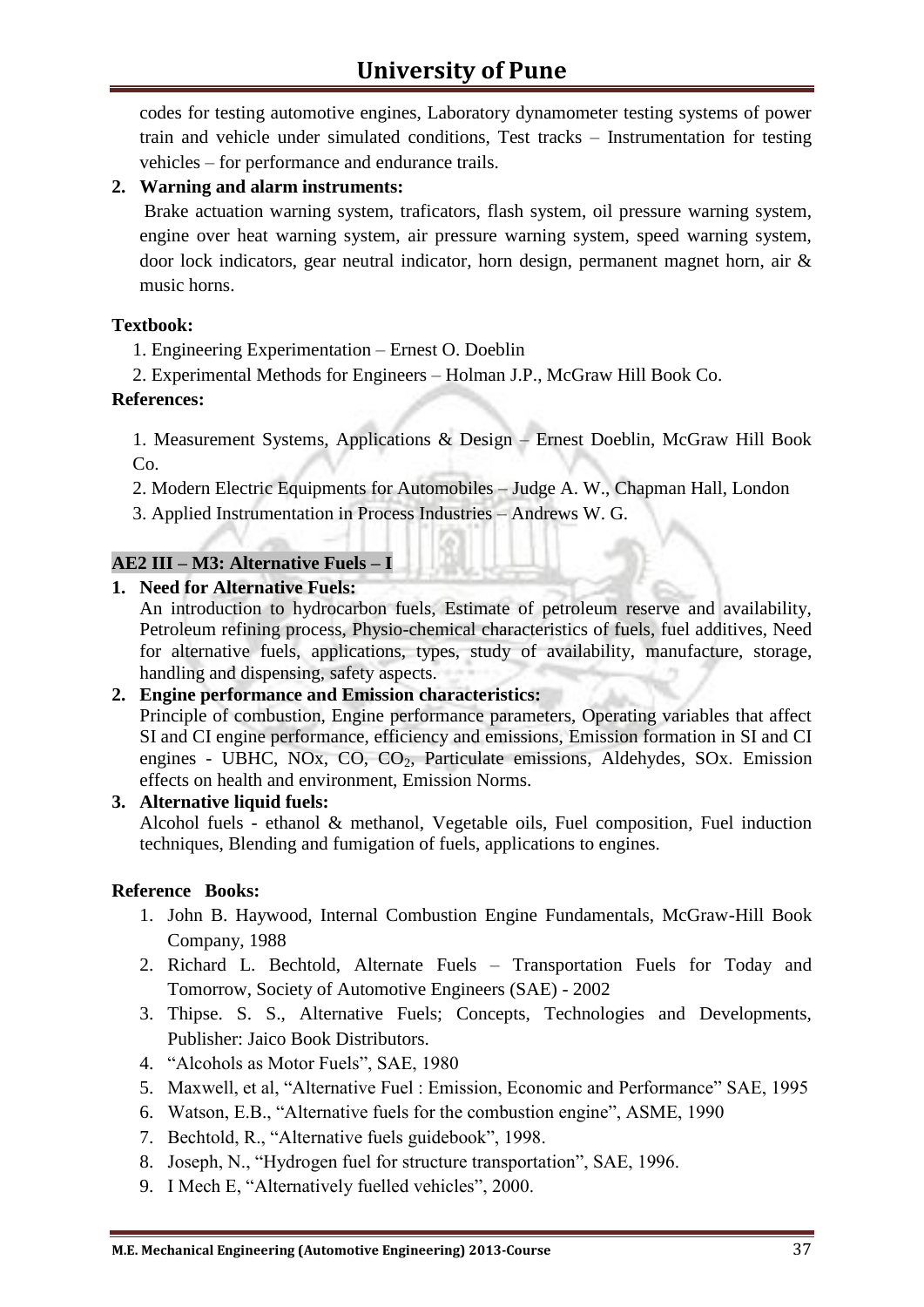codes for testing automotive engines, Laboratory dynamometer testing systems of power train and vehicle under simulated conditions, Test tracks – Instrumentation for testing vehicles – for performance and endurance trails.

**2. Warning and alarm instruments:**

Brake actuation warning system, traficators, flash system, oil pressure warning system, engine over heat warning system, air pressure warning system, speed warning system, door lock indicators, gear neutral indicator, horn design, permanent magnet horn, air & music horns.

**Textbook:**

1. Engineering Experimentation – Ernest O. Doeblin
2. Experimental Methods for Engineers – Holman J.P., McGraw Hill Book Co.

**References:**

1. Measurement Systems, Applications & Design – Ernest Doeblin, McGraw Hill Book Co.
2. Modern Electric Equipments for Automobiles – Judge A. W., Chapman Hall, London
3. Applied Instrumentation in Process Industries – Andrews W. G.

## AE2 III – M3: Alternative Fuels – I

**1. Need for Alternative Fuels:**

An introduction to hydrocarbon fuels, Estimate of petroleum reserve and availability, Petroleum refining process, Physio-chemical characteristics of fuels, fuel additives, Need for alternative fuels, applications, types, study of availability, manufacture, storage, handling and dispensing, safety aspects.

**2. Engine performance and Emission characteristics:**

Principle of combustion, Engine performance parameters, Operating variables that affect SI and CI engine performance, efficiency and emissions, Emission formation in SI and CI engines - UBHC, NOx, CO, $CO_2$, Particulate emissions, Aldehydes, SOx. Emission effects on health and environment, Emission Norms.

**3. Alternative liquid fuels:**

Alcohol fuels - ethanol & methanol, Vegetable oils, Fuel composition, Fuel induction techniques, Blending and fumigation of fuels, applications to engines.

**Reference Books:**

1. John B. Haywood, Internal Combustion Engine Fundamentals, McGraw-Hill Book Company, 1988
2. Richard L. Bechtold, Alternate Fuels – Transportation Fuels for Today and Tomorrow, Society of Automotive Engineers (SAE) - 2002
3. Thipse. S. S., Alternative Fuels; Concepts, Technologies and Developments, Publisher: Jaico Book Distributors.
4. "Alcohols as Motor Fuels", SAE, 1980
5. Maxwell, et al, "Alternative Fuel : Emission, Economic and Performance" SAE, 1995
6. Watson, E.B., "Alternative fuels for the combustion engine", ASME, 1990
7. Bechtold, R., "Alternative fuels guidebook", 1998.
8. Joseph, N., "Hydrogen fuel for structure transportation", SAE, 1996.
9. I Mech E, "Alternatively fuelled vehicles", 2000.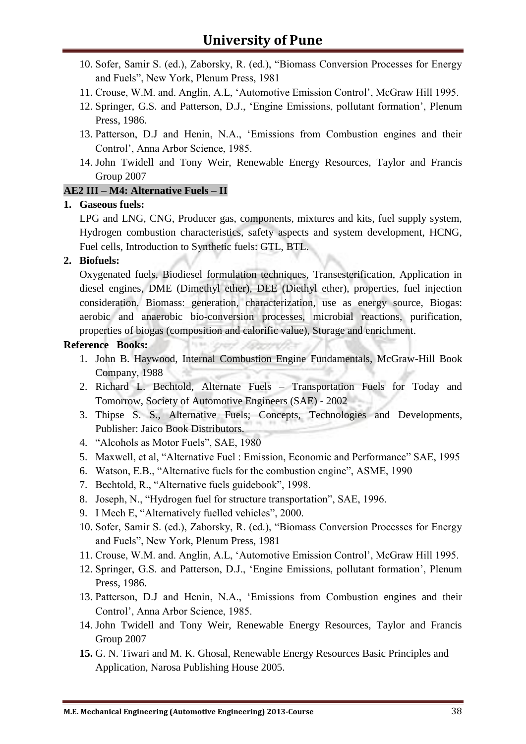10. Sofer, Samir S. (ed.), Zaborsky, R. (ed.), “Biomass Conversion Processes for Energy and Fuels”, New York, Plenum Press, 1981
11. Crouse, W.M. and. Anglin, A.L, ‘Automotive Emission Control’, McGraw Hill 1995.
12. Springer, G.S. and Patterson, D.J., ‘Engine Emissions, pollutant formation’, Plenum Press, 1986.
13. Patterson, D.J and Henin, N.A., ‘Emissions from Combustion engines and their Control’, Anna Arbor Science, 1985.
14. John Twidell and Tony Weir, Renewable Energy Resources, Taylor and Francis Group 2007

**AE2 III – M4: Alternative Fuels – II**

1. **Gaseous fuels:**

   LPG and LNG, CNG, Producer gas, components, mixtures and kits, fuel supply system, Hydrogen combustion characteristics, safety aspects and system development, HCNG, Fuel cells, Introduction to Synthetic fuels: GTL, BTL.

2. **Biofuels:**

   Oxygenated fuels, Biodiesel formulation techniques, Transesterification, Application in diesel engines, DME (Dimethyl ether), DEE (Diethyl ether), properties, fuel injection consideration. Biomass: generation, characterization, use as energy source, Biogas: aerobic and anaerobic bio-conversion processes, microbial reactions, purification, properties of biogas (composition and calorific value), Storage and enrichment.

**Reference Books:**

1. John B. Haywood, Internal Combustion Engine Fundamentals, McGraw-Hill Book Company, 1988
2. Richard L. Bechtold, Alternate Fuels – Transportation Fuels for Today and Tomorrow, Society of Automotive Engineers (SAE) - 2002
3. Thipse S. S., Alternative Fuels; Concepts, Technologies and Developments, Publisher: Jaico Book Distributors.
4. “Alcohols as Motor Fuels”, SAE, 1980
5. Maxwell, et al, “Alternative Fuel : Emission, Economic and Performance” SAE, 1995
6. Watson, E.B., “Alternative fuels for the combustion engine”, ASME, 1990
7. Bechtold, R., “Alternative fuels guidebook”, 1998.
8. Joseph, N., “Hydrogen fuel for structure transportation”, SAE, 1996.
9. I Mech E, “Alternatively fuelled vehicles”, 2000.
10. Sofer, Samir S. (ed.), Zaborsky, R. (ed.), “Biomass Conversion Processes for Energy and Fuels”, New York, Plenum Press, 1981
11. Crouse, W.M. and. Anglin, A.L, ‘Automotive Emission Control’, McGraw Hill 1995.
12. Springer, G.S. and Patterson, D.J., ‘Engine Emissions, pollutant formation’, Plenum Press, 1986.
13. Patterson, D.J and Henin, N.A., ‘Emissions from Combustion engines and their Control’, Anna Arbor Science, 1985.
14. John Twidell and Tony Weir, Renewable Energy Resources, Taylor and Francis Group 2007
15. G. N. Tiwari and M. K. Ghosal, Renewable Energy Resources Basic Principles and Application, Narosa Publishing House 2005.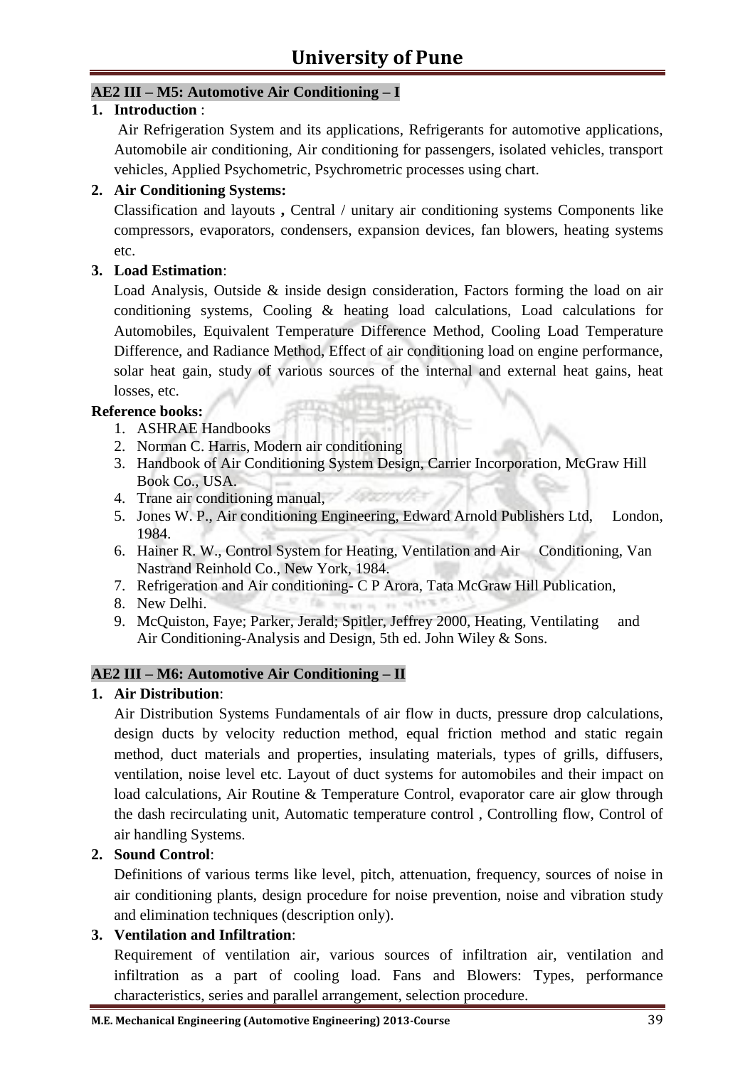## AE2 III – M5: Automotive Air Conditioning – I

1. **Introduction** :

   Air Refrigeration System and its applications, Refrigerants for automotive applications, Automobile air conditioning, Air conditioning for passengers, isolated vehicles, transport vehicles, Applied Psychometric, Psychrometric processes using chart.

2. **Air Conditioning Systems:**

   Classification and layouts **,** Central / unitary air conditioning systems Components like compressors, evaporators, condensers, expansion devices, fan blowers, heating systems etc.

3. **Load Estimation**:

   Load Analysis, Outside & inside design consideration, Factors forming the load on air conditioning systems, Cooling & heating load calculations, Load calculations for Automobiles, Equivalent Temperature Difference Method, Cooling Load Temperature Difference, and Radiance Method, Effect of air conditioning load on engine performance, solar heat gain, study of various sources of the internal and external heat gains, heat losses, etc.

**Reference books:**

1. ASHRAE Handbooks
2. Norman C. Harris, Modern air conditioning
3. Handbook of Air Conditioning System Design, Carrier Incorporation, McGraw Hill Book Co., USA.
4. Trane air conditioning manual,
5. Jones W. P., Air conditioning Engineering, Edward Arnold Publishers Ltd, London, 1984.
6. Hainer R. W., Control System for Heating, Ventilation and Air Conditioning, Van Nastrand Reinhold Co., New York, 1984.
7. Refrigeration and Air conditioning- C P Arora, Tata McGraw Hill Publication,
8. New Delhi.
9. McQuiston, Faye; Parker, Jerald; Spitler, Jeffrey 2000, Heating, Ventilating and Air Conditioning-Analysis and Design, 5th ed. John Wiley & Sons.

## AE2 III – M6: Automotive Air Conditioning – II

1. **Air Distribution**:

   Air Distribution Systems Fundamentals of air flow in ducts, pressure drop calculations, design ducts by velocity reduction method, equal friction method and static regain method, duct materials and properties, insulating materials, types of grills, diffusers, ventilation, noise level etc. Layout of duct systems for automobiles and their impact on load calculations, Air Routine & Temperature Control, evaporator care air glow through the dash recirculating unit, Automatic temperature control , Controlling flow, Control of air handling Systems.

2. **Sound Control**:

   Definitions of various terms like level, pitch, attenuation, frequency, sources of noise in air conditioning plants, design procedure for noise prevention, noise and vibration study and elimination techniques (description only).

3. **Ventilation and Infiltration**:

   Requirement of ventilation air, various sources of infiltration air, ventilation and infiltration as a part of cooling load. Fans and Blowers: Types, performance characteristics, series and parallel arrangement, selection procedure.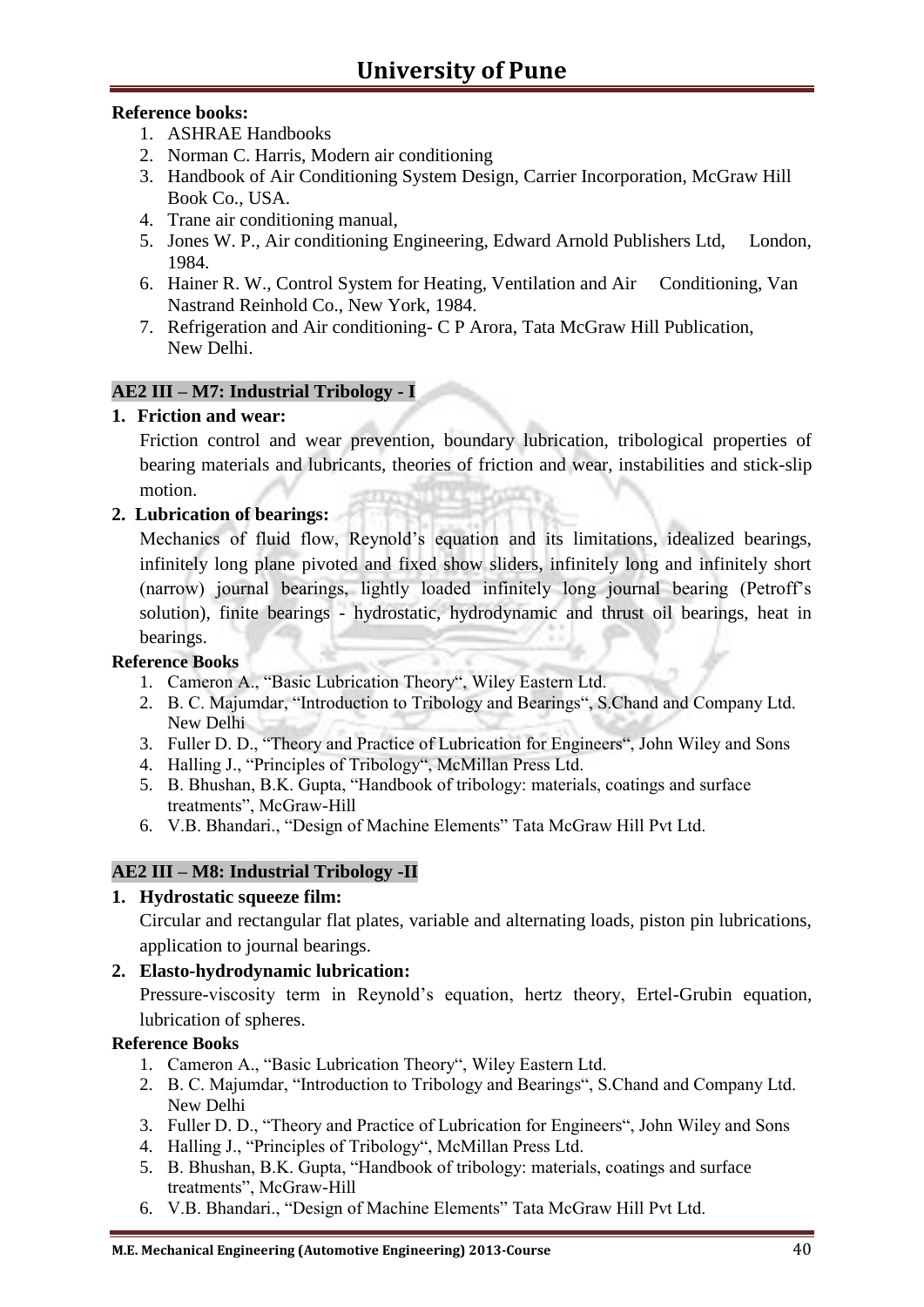**Reference books:**

1. ASHRAE Handbooks
2. Norman C. Harris, Modern air conditioning
3. Handbook of Air Conditioning System Design, Carrier Incorporation, McGraw Hill Book Co., USA.
4. Trane air conditioning manual,
5. Jones W. P., Air conditioning Engineering, Edward Arnold Publishers Ltd, London, 1984.
6. Hainer R. W., Control System for Heating, Ventilation and Air Conditioning, Van Nastrand Reinhold Co., New York, 1984.
7. Refrigeration and Air conditioning- C P Arora, Tata McGraw Hill Publication, New Delhi.

## AE2 III – M7: Industrial Tribology - I

**1. Friction and wear:**

Friction control and wear prevention, boundary lubrication, tribological properties of bearing materials and lubricants, theories of friction and wear, instabilities and stick-slip motion.

**2. Lubrication of bearings:**

Mechanics of fluid flow, Reynold's equation and its limitations, idealized bearings, infinitely long plane pivoted and fixed show sliders, infinitely long and infinitely short (narrow) journal bearings, lightly loaded infinitely long journal bearing (Petroff's solution), finite bearings - hydrostatic, hydrodynamic and thrust oil bearings, heat in bearings.

**Reference Books**

1. Cameron A., "Basic Lubrication Theory", Wiley Eastern Ltd.
2. B. C. Majumdar, "Introduction to Tribology and Bearings", S.Chand and Company Ltd. New Delhi
3. Fuller D. D., "Theory and Practice of Lubrication for Engineers", John Wiley and Sons
4. Halling J., "Principles of Tribology", McMillan Press Ltd.
5. B. Bhushan, B.K. Gupta, "Handbook of tribology: materials, coatings and surface treatments", McGraw-Hill
6. V.B. Bhandari., "Design of Machine Elements" Tata McGraw Hill Pvt Ltd.

## AE2 III – M8: Industrial Tribology -II

**1. Hydrostatic squeeze film:**

Circular and rectangular flat plates, variable and alternating loads, piston pin lubrications, application to journal bearings.

**2. Elasto-hydrodynamic lubrication:**

Pressure-viscosity term in Reynold's equation, hertz theory, Ertel-Grubin equation, lubrication of spheres.

**Reference Books**

1. Cameron A., "Basic Lubrication Theory", Wiley Eastern Ltd.
2. B. C. Majumdar, "Introduction to Tribology and Bearings", S.Chand and Company Ltd. New Delhi
3. Fuller D. D., "Theory and Practice of Lubrication for Engineers", John Wiley and Sons
4. Halling J., "Principles of Tribology", McMillan Press Ltd.
5. B. Bhushan, B.K. Gupta, "Handbook of tribology: materials, coatings and surface treatments", McGraw-Hill
6. V.B. Bhandari., "Design of Machine Elements" Tata McGraw Hill Pvt Ltd.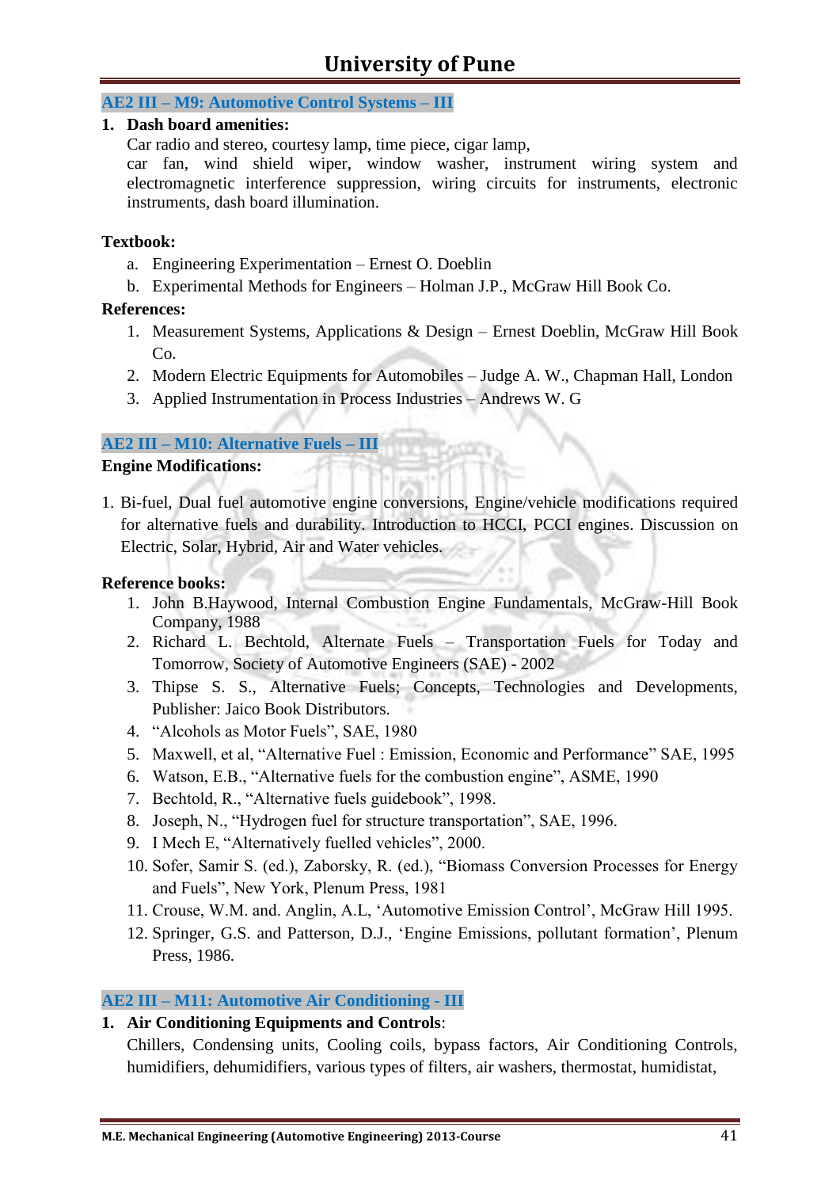## AE2 III – M9: Automotive Control Systems – III

**1. Dash board amenities:**

Car radio and stereo, courtesy lamp, time piece, cigar lamp, car fan, wind shield wiper, window washer, instrument wiring system and electromagnetic interference suppression, wiring circuits for instruments, electronic instruments, dash board illumination.

**Textbook:**

a. Engineering Experimentation – Ernest O. Doeblin
b. Experimental Methods for Engineers – Holman J.P., McGraw Hill Book Co.

**References:**

1. Measurement Systems, Applications & Design – Ernest Doeblin, McGraw Hill Book Co.
2. Modern Electric Equipments for Automobiles – Judge A. W., Chapman Hall, London
3. Applied Instrumentation in Process Industries – Andrews W. G

## AE2 III – M10: Alternative Fuels – III

**Engine Modifications:**

1. Bi-fuel, Dual fuel automotive engine conversions, Engine/vehicle modifications required for alternative fuels and durability. Introduction to HCCI, PCCI engines. Discussion on Electric, Solar, Hybrid, Air and Water vehicles.

**Reference books:**

1. John B.Haywood, Internal Combustion Engine Fundamentals, McGraw-Hill Book Company, 1988
2. Richard L. Bechtold, Alternate Fuels – Transportation Fuels for Today and Tomorrow, Society of Automotive Engineers (SAE) - 2002
3. Thipse S. S., Alternative Fuels; Concepts, Technologies and Developments, Publisher: Jaico Book Distributors.
4. "Alcohols as Motor Fuels", SAE, 1980
5. Maxwell, et al, "Alternative Fuel : Emission, Economic and Performance" SAE, 1995
6. Watson, E.B., "Alternative fuels for the combustion engine", ASME, 1990
7. Bechtold, R., "Alternative fuels guidebook", 1998.
8. Joseph, N., "Hydrogen fuel for structure transportation", SAE, 1996.
9. I Mech E, "Alternatively fuelled vehicles", 2000.
10. Sofer, Samir S. (ed.), Zaborsky, R. (ed.), "Biomass Conversion Processes for Energy and Fuels", New York, Plenum Press, 1981
11. Crouse, W.M. and. Anglin, A.L, 'Automotive Emission Control', McGraw Hill 1995.
12. Springer, G.S. and Patterson, D.J., 'Engine Emissions, pollutant formation', Plenum Press, 1986.

## AE2 III – M11: Automotive Air Conditioning - III

**1. Air Conditioning Equipments and Controls**:

Chillers, Condensing units, Cooling coils, bypass factors, Air Conditioning Controls, humidifiers, dehumidifiers, various types of filters, air washers, thermostat, humidistat,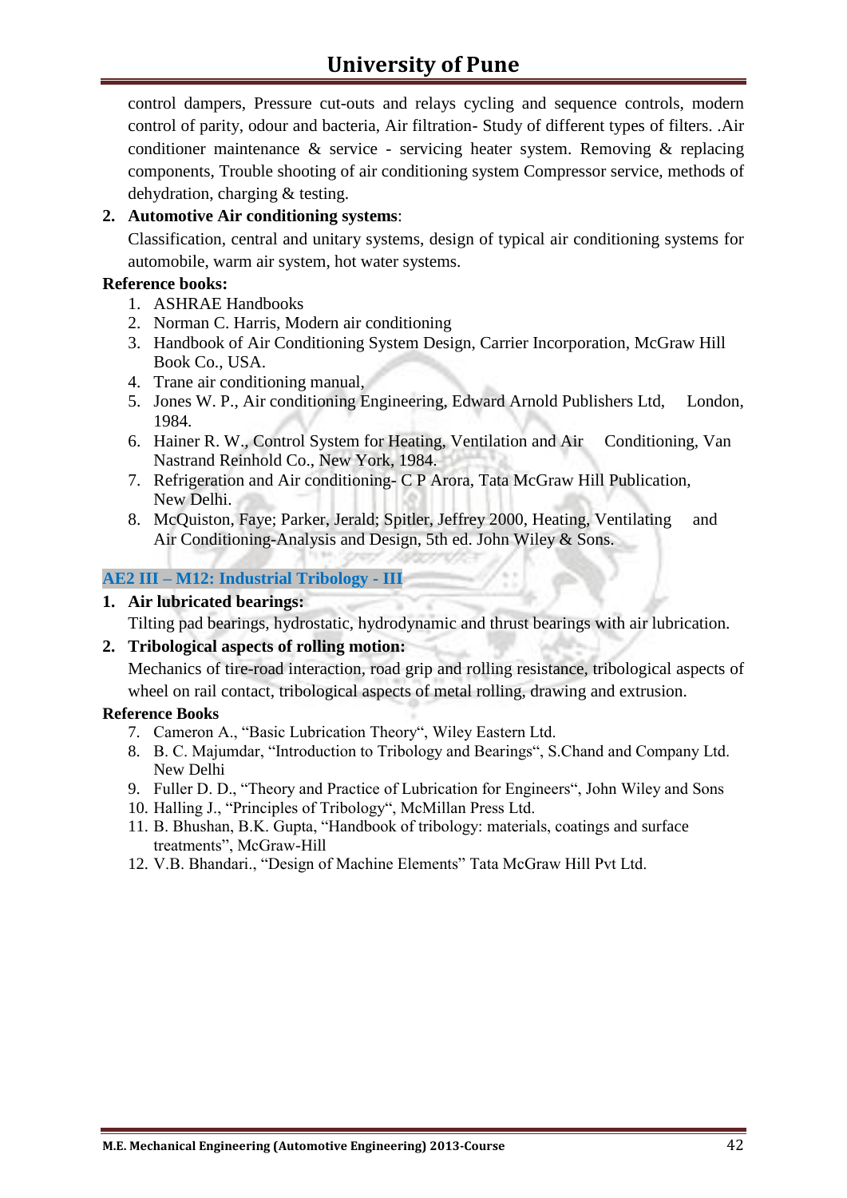control dampers, Pressure cut-outs and relays cycling and sequence controls, modern control of parity, odour and bacteria, Air filtration- Study of different types of filters. .Air conditioner maintenance & service - servicing heater system. Removing & replacing components, Trouble shooting of air conditioning system Compressor service, methods of dehydration, charging & testing.

2. **Automotive Air conditioning systems**:
   Classification, central and unitary systems, design of typical air conditioning systems for automobile, warm air system, hot water systems.

**Reference books:**

1. ASHRAE Handbooks
2. Norman C. Harris, Modern air conditioning
3. Handbook of Air Conditioning System Design, Carrier Incorporation, McGraw Hill Book Co., USA.
4. Trane air conditioning manual,
5. Jones W. P., Air conditioning Engineering, Edward Arnold Publishers Ltd, London, 1984.
6. Hainer R. W., Control System for Heating, Ventilation and Air Conditioning, Van Nastrand Reinhold Co., New York, 1984.
7. Refrigeration and Air conditioning- C P Arora, Tata McGraw Hill Publication, New Delhi.
8. McQuiston, Faye; Parker, Jerald; Spitler, Jeffrey 2000, Heating, Ventilating and Air Conditioning-Analysis and Design, 5th ed. John Wiley & Sons.

## AE2 III – M12: Industrial Tribology - III

1. **Air lubricated bearings:**
   Tilting pad bearings, hydrostatic, hydrodynamic and thrust bearings with air lubrication.
2. **Tribological aspects of rolling motion:**
   Mechanics of tire-road interaction, road grip and rolling resistance, tribological aspects of wheel on rail contact, tribological aspects of metal rolling, drawing and extrusion.

**Reference Books**

7. Cameron A., "Basic Lubrication Theory", Wiley Eastern Ltd.
8. B. C. Majumdar, "Introduction to Tribology and Bearings", S.Chand and Company Ltd. New Delhi
9. Fuller D. D., "Theory and Practice of Lubrication for Engineers", John Wiley and Sons
10. Halling J., "Principles of Tribology", McMillan Press Ltd.
11. B. Bhushan, B.K. Gupta, "Handbook of tribology: materials, coatings and surface treatments", McGraw-Hill
12. V.B. Bhandari., "Design of Machine Elements" Tata McGraw Hill Pvt Ltd.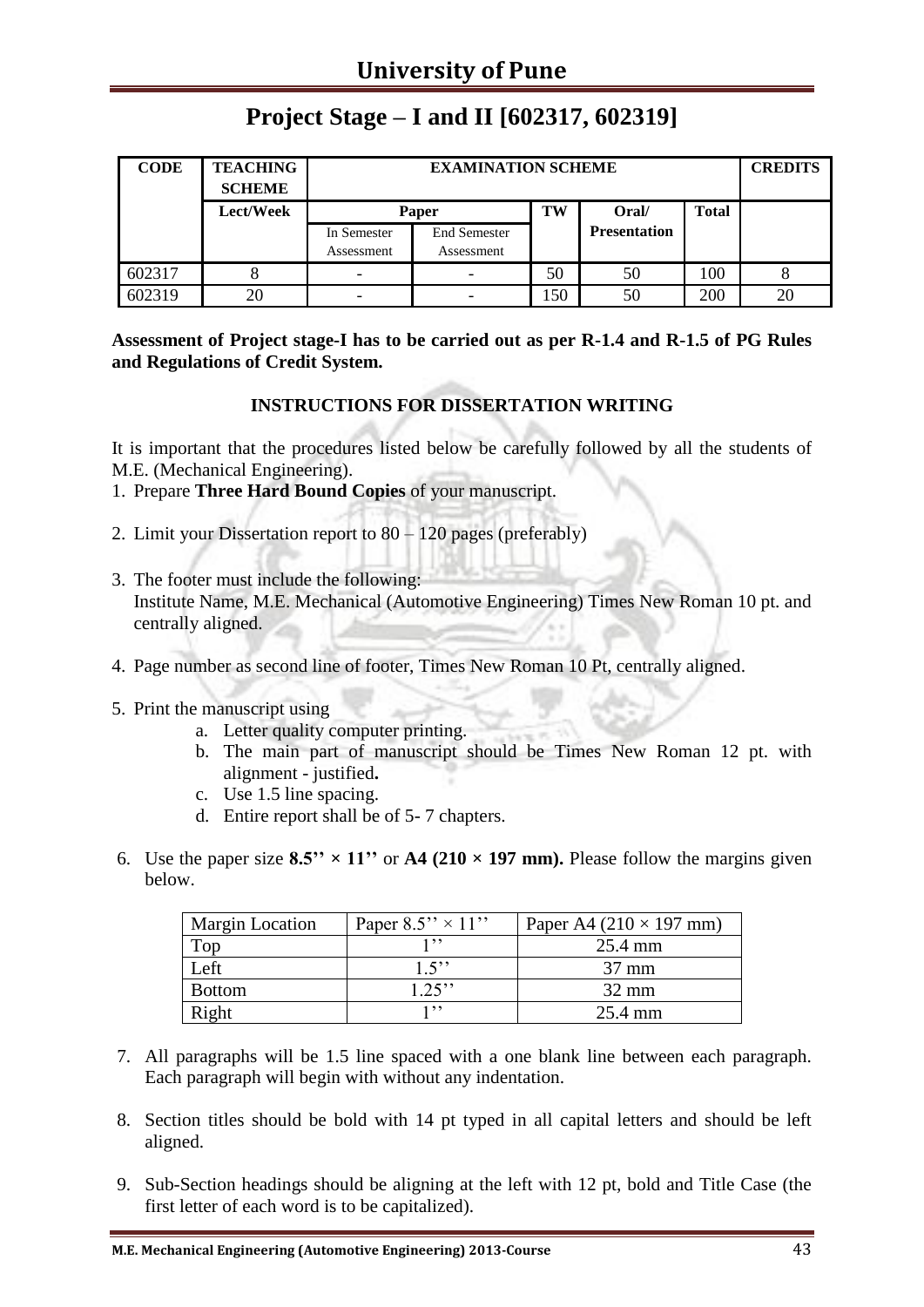## Project Stage – I and II [602317, 602319]

| CODE | TEACHING SCHEME | EXAMINATION SCHEME | | | | | CREDITS |
|---|---|---|---|---|---|---|---|
| | Lect/Week | Paper | | TW | Oral/ Presentation | Total | |
| | | In Semester Assessment | End Semester Assessment | | | | |
| 602317 | 8 | - | - | 50 | 50 | 100 | 8 |
| 602319 | 20 | - | - | 150 | 50 | 200 | 20 |

**Assessment of Project stage-I has to be carried out as per R-1.4 and R-1.5 of PG Rules and Regulations of Credit System.**

**INSTRUCTIONS FOR DISSERTATION WRITING**

It is important that the procedures listed below be carefully followed by all the students of M.E. (Mechanical Engineering).

1. Prepare **Three Hard Bound Copies** of your manuscript.
2. Limit your Dissertation report to 80 – 120 pages (preferably)
3. The footer must include the following:
   Institute Name, M.E. Mechanical (Automotive Engineering) Times New Roman 10 pt. and centrally aligned.
4. Page number as second line of footer, Times New Roman 10 Pt, centrally aligned.
5. Print the manuscript using
   a. Letter quality computer printing.
   b. The main part of manuscript should be Times New Roman 12 pt. with alignment - justified**.**
   c. Use 1.5 line spacing.
   d. Entire report shall be of 5- 7 chapters.
6. Use the paper size **8.5'' × 11''** or **A4 (210 × 197 mm).** Please follow the margins given below.

| Margin Location | Paper 8.5'' × 11'' | Paper A4 (210 × 197 mm) |
|---|---|---|
| Top | 1'' | 25.4 mm |
| Left | 1.5'' | 37 mm |
| Bottom | 1.25'' | 32 mm |
| Right | 1'' | 25.4 mm |

7. All paragraphs will be 1.5 line spaced with a one blank line between each paragraph. Each paragraph will begin with without any indentation.
8. Section titles should be bold with 14 pt typed in all capital letters and should be left aligned.
9. Sub-Section headings should be aligning at the left with 12 pt, bold and Title Case (the first letter of each word is to be capitalized).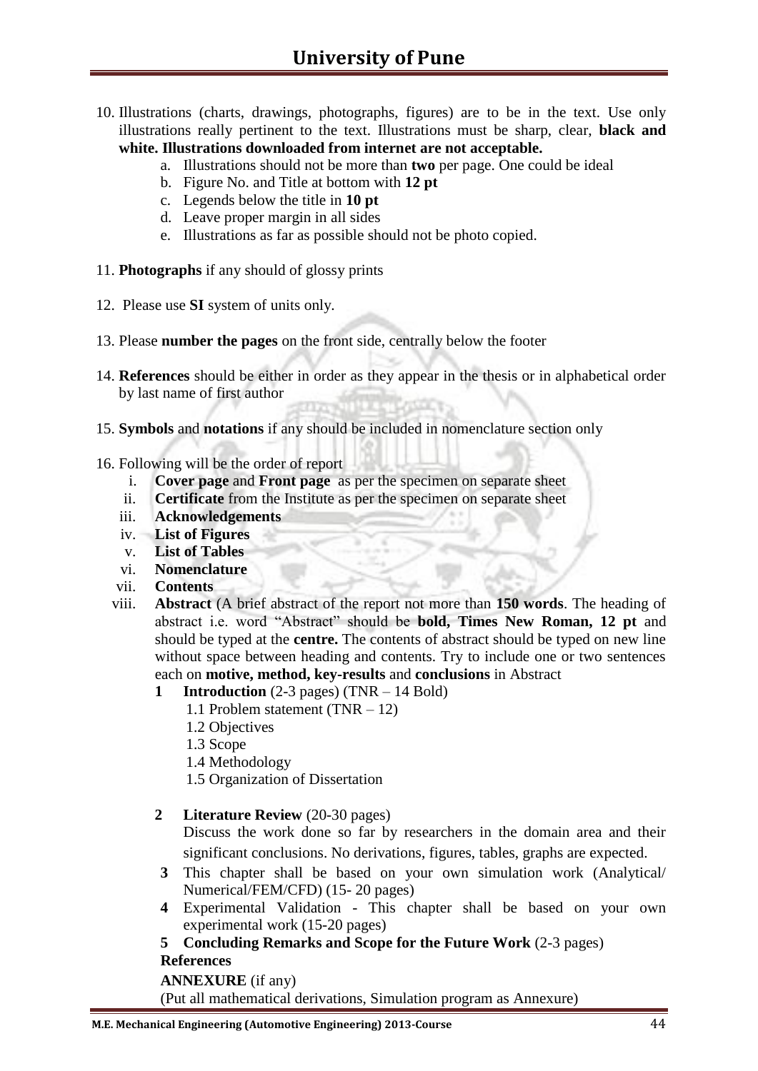10. Illustrations (charts, drawings, photographs, figures) are to be in the text. Use only illustrations really pertinent to the text. Illustrations must be sharp, clear, **black and white. Illustrations downloaded from internet are not acceptable.**
    a. Illustrations should not be more than **two** per page. One could be ideal
    b. Figure No. and Title at bottom with **12 pt**
    c. Legends below the title in **10 pt**
    d. Leave proper margin in all sides
    e. Illustrations as far as possible should not be photo copied.

11. **Photographs** if any should of glossy prints

12. Please use **SI** system of units only.

13. Please **number the pages** on the front side, centrally below the footer

14. **References** should be either in order as they appear in the thesis or in alphabetical order by last name of first author

15. **Symbols** and **notations** if any should be included in nomenclature section only

16. Following will be the order of report
    i. **Cover page** and **Front page** as per the specimen on separate sheet
    ii. **Certificate** from the Institute as per the specimen on separate sheet
    iii. **Acknowledgements**
    iv. **List of Figures**
    v. **List of Tables**
    vi. **Nomenclature**
    vii. **Contents**
    viii. **Abstract** (A brief abstract of the report not more than **150 words**. The heading of abstract i.e. word "Abstract" should be **bold, Times New Roman, 12 pt** and should be typed at the **centre.** The contents of abstract should be typed on new line without space between heading and contents. Try to include one or two sentences each on **motive, method, key-results** and **conclusions** in Abstract

    **1 Introduction** (2-3 pages) (TNR – 14 Bold)
    - 1.1 Problem statement (TNR – 12)
    - 1.2 Objectives
    - 1.3 Scope
    - 1.4 Methodology
    - 1.5 Organization of Dissertation

    **2 Literature Review** (20-30 pages)
    Discuss the work done so far by researchers in the domain area and their significant conclusions. No derivations, figures, tables, graphs are expected.

    **3** This chapter shall be based on your own simulation work (Analytical/ Numerical/FEM/CFD) (15- 20 pages)

    **4** Experimental Validation - This chapter shall be based on your own experimental work (15-20 pages)

    **5 Concluding Remarks and Scope for the Future Work** (2-3 pages)

    **References**

    **ANNEXURE** (if any)

    (Put all mathematical derivations, Simulation program as Annexure)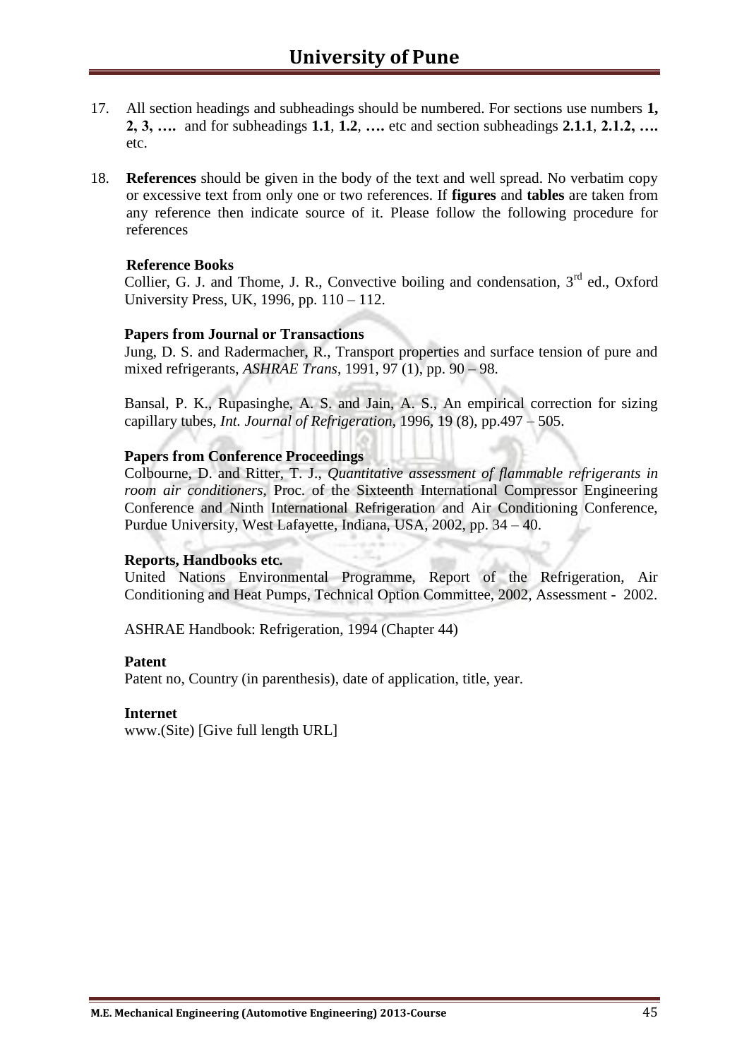17. All section headings and subheadings should be numbered. For sections use numbers **1, 2, 3, ….** and for subheadings **1.1**, **1.2**, **….** etc and section subheadings **2.1.1**, **2.1.2, ….** etc.

18. **References** should be given in the body of the text and well spread. No verbatim copy or excessive text from only one or two references. If **figures** and **tables** are taken from any reference then indicate source of it. Please follow the following procedure for references

**Reference Books**

Collier, G. J. and Thome, J. R., Convective boiling and condensation, 3rd ed., Oxford University Press, UK, 1996, pp. 110 – 112.

**Papers from Journal or Transactions**

Jung, D. S. and Radermacher, R., Transport properties and surface tension of pure and mixed refrigerants, *ASHRAE Trans*, 1991, 97 (1), pp. 90 – 98.

Bansal, P. K., Rupasinghe, A. S. and Jain, A. S., An empirical correction for sizing capillary tubes, *Int. Journal of Refrigeration*, 1996, 19 (8), pp.497 – 505.

**Papers from Conference Proceedings**

Colbourne, D. and Ritter, T. J., *Quantitative assessment of flammable refrigerants in room air conditioners*, Proc. of the Sixteenth International Compressor Engineering Conference and Ninth International Refrigeration and Air Conditioning Conference, Purdue University, West Lafayette, Indiana, USA, 2002, pp. 34 – 40.

**Reports, Handbooks etc.**

United Nations Environmental Programme, Report of the Refrigeration, Air Conditioning and Heat Pumps, Technical Option Committee, 2002, Assessment - 2002.

ASHRAE Handbook: Refrigeration, 1994 (Chapter 44)

**Patent**

Patent no, Country (in parenthesis), date of application, title, year.

**Internet**

www.(Site) [Give full length URL]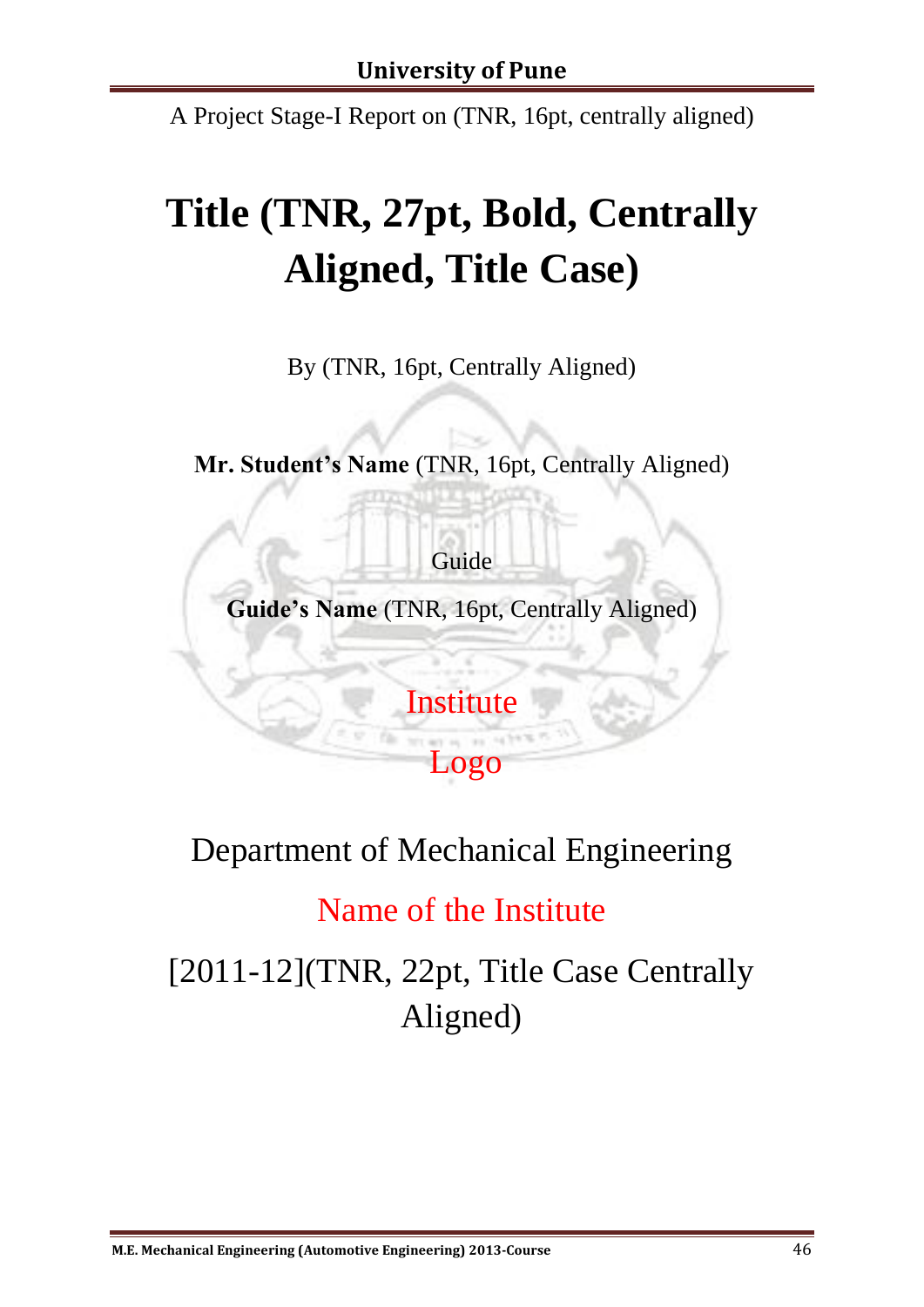A Project Stage-I Report on (TNR, 16pt, centrally aligned)

# Title (TNR, 27pt, Bold, Centrally Aligned, Title Case)

By (TNR, 16pt, Centrally Aligned)

**Mr. Student's Name** (TNR, 16pt, Centrally Aligned)

Guide

**Guide's Name** (TNR, 16pt, Centrally Aligned)

Institute

Logo

Department of Mechanical Engineering

Name of the Institute

[2011-12](TNR, 22pt, Title Case Centrally Aligned)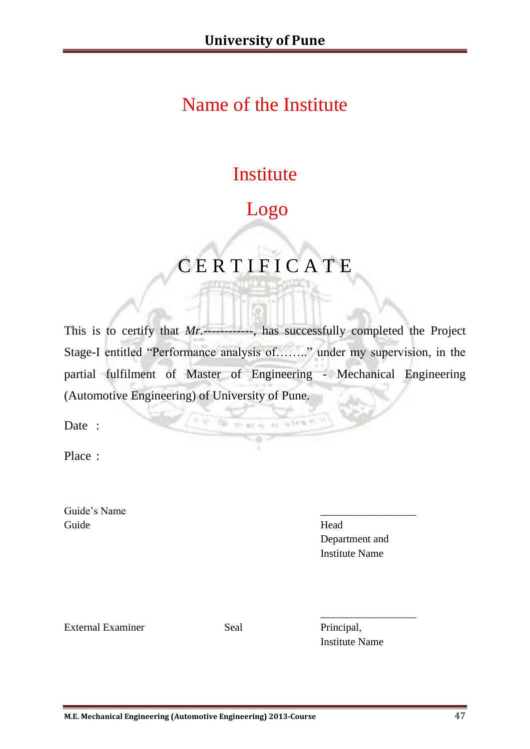# Name of the Institute

Institute

Logo

## C E R T I F I C A T E

This is to certify that *Mr.*------------, has successfully completed the Project Stage-I entitled "Performance analysis of……." under my supervision, in the partial fulfilment of Master of Engineering - Mechanical Engineering (Automotive Engineering) of University of Pune.

Date :

Place :

Guide's Name
Guide

__________________
Head
Department and
Institute Name

__________________

External Examiner | Seal | Principal,
Institute Name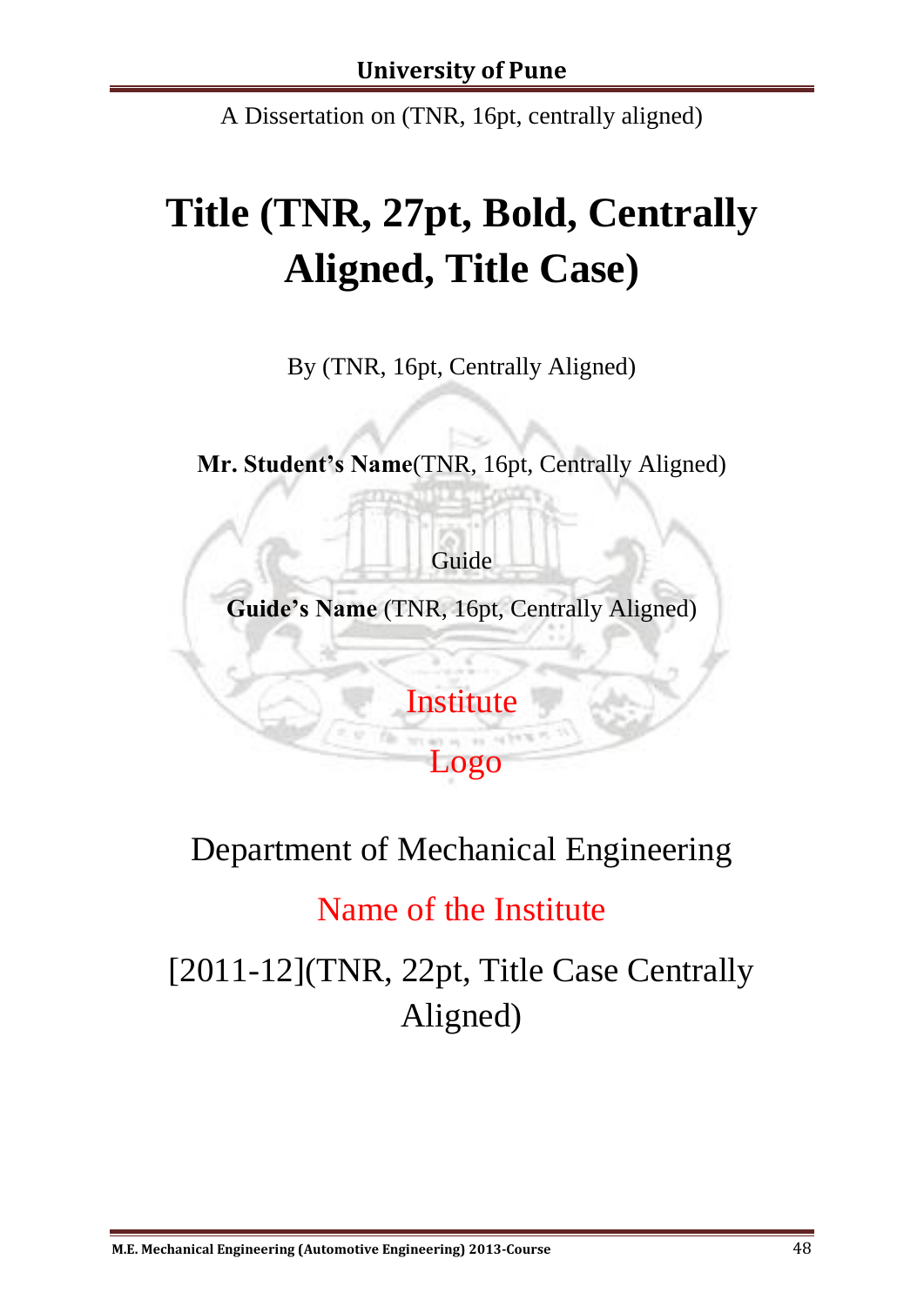A Dissertation on (TNR, 16pt, centrally aligned)

# Title (TNR, 27pt, Bold, Centrally Aligned, Title Case)

By (TNR, 16pt, Centrally Aligned)

**Mr. Student's Name**(TNR, 16pt, Centrally Aligned)

Guide

**Guide's Name** (TNR, 16pt, Centrally Aligned)

Institute

Logo

Department of Mechanical Engineering

Name of the Institute

[2011-12](TNR, 22pt, Title Case Centrally Aligned)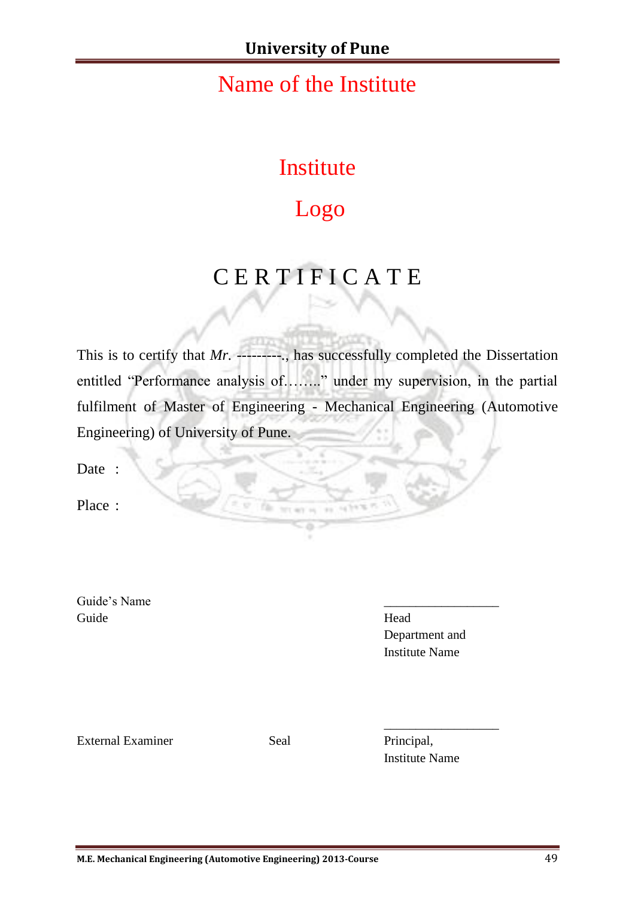# Name of the Institute

Institute

Logo

## C E R T I F I C A T E

This is to certify that *Mr.* ---------., has successfully completed the Dissertation entitled "Performance analysis of……..'' under my supervision, in the partial fulfilment of Master of Engineering - Mechanical Engineering (Automotive Engineering) of University of Pune.

Date :

Place :

Guide's Name
Guide

\_\_\_\_\_\_\_\_\_\_\_\_\_\_\_\_\_\_
Head
Department and
Institute Name

External Examiner

Seal

\_\_\_\_\_\_\_\_\_\_\_\_\_\_\_\_\_\_
Principal,
Institute Name